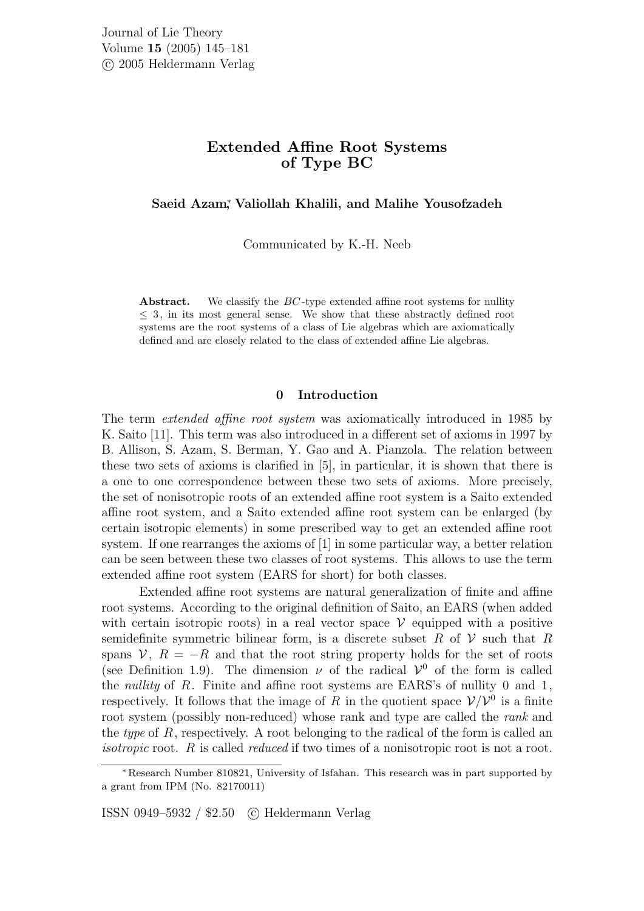# Extended Affine Root Systems of Type BC

**Saeid Azam[*], Valiollah Khalili, and Malihe Yousofzadeh**

Communicated by K.-H. Neeb

**Abstract.** We classify the $BC$-type extended affine root systems for nullity $\leq 3$, in its most general sense. We show that these abstractly defined root systems are the root systems of a class of Lie algebras which are axiomatically defined and are closely related to the class of extended affine Lie algebras.

## 0 Introduction

The term *extended affine root system* was axiomatically introduced in 1985 by K. Saito [11]. This term was also introduced in a different set of axioms in 1997 by B. Allison, S. Azam, S. Berman, Y. Gao and A. Pianzola. The relation between these two sets of axioms is clarified in [5], in particular, it is shown that there is a one to one correspondence between these two sets of axioms. More precisely, the set of nonisotropic roots of an extended affine root system is a Saito extended affine root system, and a Saito extended affine root system can be enlarged (by certain isotropic elements) in some prescribed way to get an extended affine root system. If one rearranges the axioms of [1] in some particular way, a better relation can be seen between these two classes of root systems. This allows to use the term extended affine root system (EARS for short) for both classes.

Extended affine root systems are natural generalization of finite and affine root systems. According to the original definition of Saito, an EARS (when added with certain isotropic roots) in a real vector space $\mathcal{V}$ equipped with a positive semidefinite symmetric bilinear form, is a discrete subset $R$ of $\mathcal{V}$ such that $R$ spans $\mathcal{V}$, $R = -R$ and that the root string property holds for the set of roots (see Definition 1.9). The dimension $\nu$ of the radical $\mathcal{V}^0$ of the form is called the *nullity* of $R$. Finite and affine root systems are EARS's of nullity 0 and 1, respectively. It follows that the image of $R$ in the quotient space $\mathcal{V}/\mathcal{V}^0$ is a finite root system (possibly non-reduced) whose rank and type are called the *rank* and the *type* of $R$, respectively. A root belonging to the radical of the form is called an *isotropic* root. $R$ is called *reduced* if two times of a nonisotropic root is not a root.

[*] Research Number 810821, University of Isfahan. This research was in part supported by a grant from IPM (No. 82170011)

ISSN 0949–5932 / $2.50 © Heldermann Verlag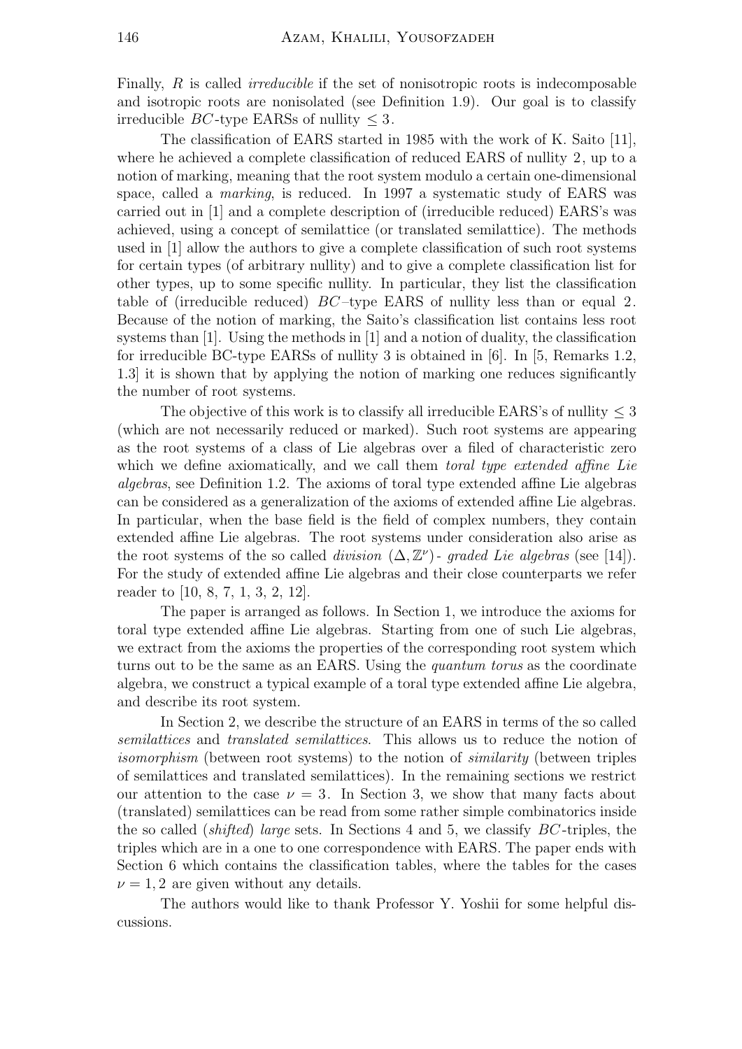Finally, $R$ is called *irreducible* if the set of nonisotropic roots is indecomposable and isotropic roots are nonisolated (see Definition 1.9). Our goal is to classify irreducible $BC$-type EARSs of nullity $\leq 3$.

The classification of EARS started in 1985 with the work of K. Saito [11], where he achieved a complete classification of reduced EARS of nullity 2, up to a notion of marking, meaning that the root system modulo a certain one-dimensional space, called a *marking*, is reduced. In 1997 a systematic study of EARS was carried out in [1] and a complete description of (irreducible reduced) EARS's was achieved, using a concept of semilattice (or translated semilattice). The methods used in [1] allow the authors to give a complete classification of such root systems for certain types (of arbitrary nullity) and to give a complete classification list for other types, up to some specific nullity. In particular, they list the classification table of (irreducible reduced) $BC$–type EARS of nullity less than or equal 2. Because of the notion of marking, the Saito's classification list contains less root systems than [1]. Using the methods in [1] and a notion of duality, the classification for irreducible BC-type EARSs of nullity 3 is obtained in [6]. In [5, Remarks 1.2, 1.3] it is shown that by applying the notion of marking one reduces significantly the number of root systems.

The objective of this work is to classify all irreducible EARS's of nullity $\leq 3$ (which are not necessarily reduced or marked). Such root systems are appearing as the root systems of a class of Lie algebras over a filed of characteristic zero which we define axiomatically, and we call them *toral type extended affine Lie algebras*, see Definition 1.2. The axioms of toral type extended affine Lie algebras can be considered as a generalization of the axioms of extended affine Lie algebras. In particular, when the base field is the field of complex numbers, they contain extended affine Lie algebras. The root systems under consideration also arise as the root systems of the so called *division* $(\Delta, \mathbb{Z}^\nu)$*- graded Lie algebras* (see [14]). For the study of extended affine Lie algebras and their close counterparts we refer reader to [10, 8, 7, 1, 3, 2, 12].

The paper is arranged as follows. In Section 1, we introduce the axioms for toral type extended affine Lie algebras. Starting from one of such Lie algebras, we extract from the axioms the properties of the corresponding root system which turns out to be the same as an EARS. Using the *quantum torus* as the coordinate algebra, we construct a typical example of a toral type extended affine Lie algebra, and describe its root system.

In Section 2, we describe the structure of an EARS in terms of the so called *semilattices* and *translated semilattices*. This allows us to reduce the notion of *isomorphism* (between root systems) to the notion of *similarity* (between triples of semilattices and translated semilattices). In the remaining sections we restrict our attention to the case $\nu = 3$. In Section 3, we show that many facts about (translated) semilattices can be read from some rather simple combinatorics inside the so called (*shifted*) *large* sets. In Sections 4 and 5, we classify $BC$-triples, the triples which are in a one to one correspondence with EARS. The paper ends with Section 6 which contains the classification tables, where the tables for the cases $\nu = 1, 2$ are given without any details.

The authors would like to thank Professor Y. Yoshii for some helpful discussions.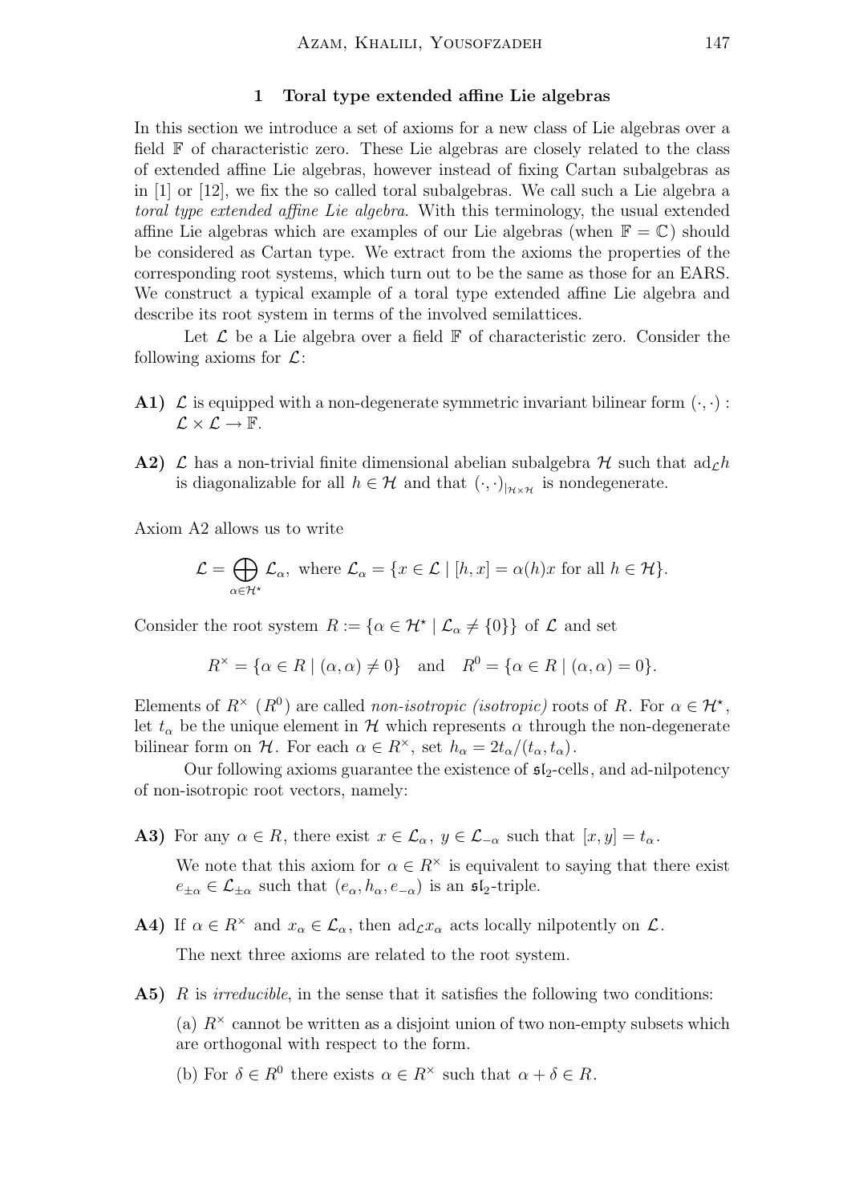## 1 Toral type extended affine Lie algebras

In this section we introduce a set of axioms for a new class of Lie algebras over a field $\mathbb{F}$ of characteristic zero. These Lie algebras are closely related to the class of extended affine Lie algebras, however instead of fixing Cartan subalgebras as in [1] or [12], we fix the so called toral subalgebras. We call such a Lie algebra a *toral type extended affine Lie algebra*. With this terminology, the usual extended affine Lie algebras which are examples of our Lie algebras (when $\mathbb{F} = \mathbb{C}$) should be considered as Cartan type. We extract from the axioms the properties of the corresponding root systems, which turn out to be the same as those for an EARS. We construct a typical example of a toral type extended affine Lie algebra and describe its root system in terms of the involved semilattices.

Let $\mathcal{L}$ be a Lie algebra over a field $\mathbb{F}$ of characteristic zero. Consider the following axioms for $\mathcal{L}$:

**A1)** $\mathcal{L}$ is equipped with a non-degenerate symmetric invariant bilinear form $(\cdot,\cdot) : \mathcal{L} \times \mathcal{L} \to \mathbb{F}$.

**A2)** $\mathcal{L}$ has a non-trivial finite dimensional abelian subalgebra $\mathcal{H}$ such that $\mathrm{ad}_{\mathcal{L}} h$ is diagonalizable for all $h \in \mathcal{H}$ and that $(\cdot,\cdot)_{|_{\mathcal{H}\times\mathcal{H}}}$ is nondegenerate.

Axiom A2 allows us to write

$$\mathcal{L} = \bigoplus_{\alpha \in \mathcal{H}^\star} \mathcal{L}_\alpha, \text{ where } \mathcal{L}_\alpha = \{x \in \mathcal{L} \mid [h,x] = \alpha(h)x \text{ for all } h \in \mathcal{H}\}.$$

Consider the root system $R := \{\alpha \in \mathcal{H}^\star \mid \mathcal{L}_\alpha \neq \{0\}\}$ of $\mathcal{L}$ and set

$$R^\times = \{\alpha \in R \mid (\alpha,\alpha) \neq 0\} \quad \text{and} \quad R^0 = \{\alpha \in R \mid (\alpha,\alpha) = 0\}.$$

Elements of $R^\times$ ($R^0$) are called *non-isotropic (isotropic)* roots of $R$. For $\alpha \in \mathcal{H}^\star$, let $t_\alpha$ be the unique element in $\mathcal{H}$ which represents $\alpha$ through the non-degenerate bilinear form on $\mathcal{H}$. For each $\alpha \in R^\times$, set $h_\alpha = 2t_\alpha/(t_\alpha,t_\alpha)$.

Our following axioms guarantee the existence of $\mathfrak{sl}_2$-cells, and ad-nilpotency of non-isotropic root vectors, namely:

**A3)** For any $\alpha \in R$, there exist $x \in \mathcal{L}_\alpha$, $y \in \mathcal{L}_{-\alpha}$ such that $[x,y] = t_\alpha$.

We note that this axiom for $\alpha \in R^\times$ is equivalent to saying that there exist $e_{\pm\alpha} \in \mathcal{L}_{\pm\alpha}$ such that $(e_\alpha, h_\alpha, e_{-\alpha})$ is an $\mathfrak{sl}_2$-triple.

**A4)** If $\alpha \in R^\times$ and $x_\alpha \in \mathcal{L}_\alpha$, then $\mathrm{ad}_{\mathcal{L}} x_\alpha$ acts locally nilpotently on $\mathcal{L}$.

The next three axioms are related to the root system.

**A5)** $R$ is *irreducible*, in the sense that it satisfies the following two conditions:

(a) $R^\times$ cannot be written as a disjoint union of two non-empty subsets which are orthogonal with respect to the form.

(b) For $\delta \in R^0$ there exists $\alpha \in R^\times$ such that $\alpha + \delta \in R$.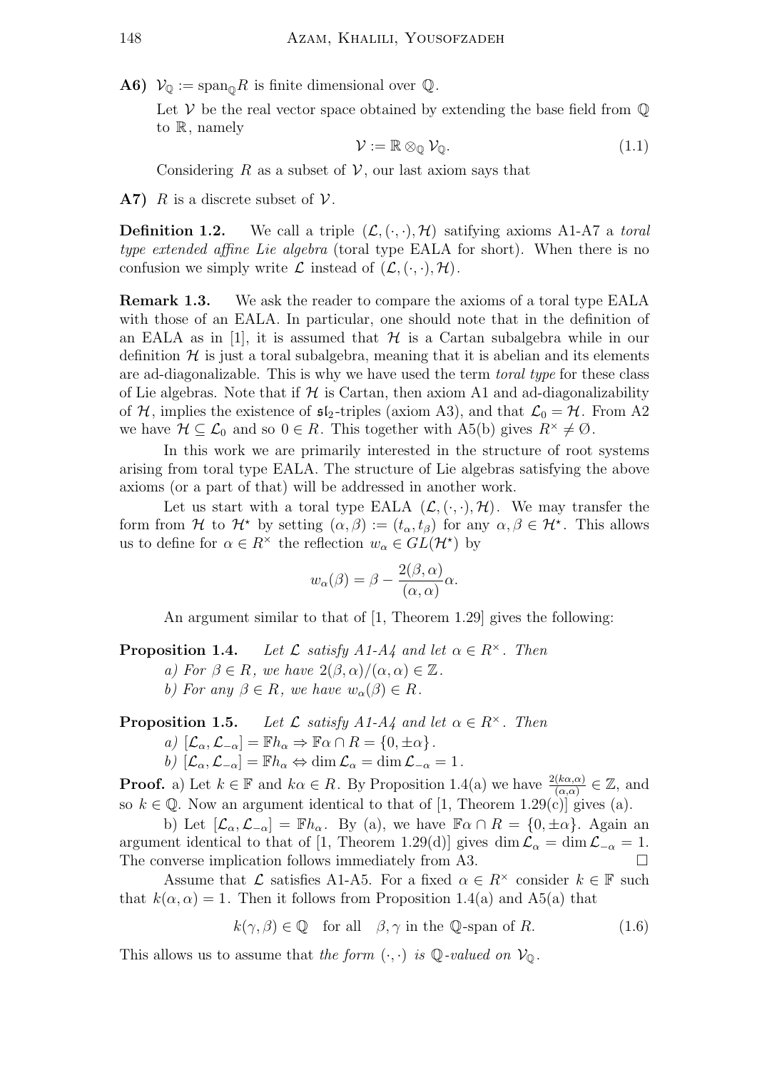**A6)** $\mathcal{V}_{\mathbb{Q}} := \text{span}_{\mathbb{Q}} R$ is finite dimensional over $\mathbb{Q}$.

Let $\mathcal{V}$ be the real vector space obtained by extending the base field from $\mathbb{Q}$ to $\mathbb{R}$, namely

$$\mathcal{V} := \mathbb{R} \otimes_{\mathbb{Q}} \mathcal{V}_{\mathbb{Q}}. \tag{1.1}$$

Considering $R$ as a subset of $\mathcal{V}$, our last axiom says that

**A7)** $R$ is a discrete subset of $\mathcal{V}$.

**Definition 1.2.** We call a triple $(\mathcal{L}, (\cdot, \cdot), \mathcal{H})$ satifying axioms A1-A7 a *toral type extended affine Lie algebra* (toral type EALA for short). When there is no confusion we simply write $\mathcal{L}$ instead of $(\mathcal{L}, (\cdot, \cdot), \mathcal{H})$.

**Remark 1.3.** We ask the reader to compare the axioms of a toral type EALA with those of an EALA. In particular, one should note that in the definition of an EALA as in [1], it is assumed that $\mathcal{H}$ is a Cartan subalgebra while in our definition $\mathcal{H}$ is just a toral subalgebra, meaning that it is abelian and its elements are ad-diagonalizable. This is why we have used the term *toral type* for these class of Lie algebras. Note that if $\mathcal{H}$ is Cartan, then axiom A1 and ad-diagonalizability of $\mathcal{H}$, implies the existence of $\mathfrak{sl}_2$-triples (axiom A3), and that $\mathcal{L}_0 = \mathcal{H}$. From A2 we have $\mathcal{H} \subseteq \mathcal{L}_0$ and so $0 \in R$. This together with A5(b) gives $R^\times \neq \emptyset$.

In this work we are primarily interested in the structure of root systems arising from toral type EALA. The structure of Lie algebras satisfying the above axioms (or a part of that) will be addressed in another work.

Let us start with a toral type EALA $(\mathcal{L}, (\cdot, \cdot), \mathcal{H})$. We may transfer the form from $\mathcal{H}$ to $\mathcal{H}^\star$ by setting $(\alpha, \beta) := (t_\alpha, t_\beta)$ for any $\alpha, \beta \in \mathcal{H}^\star$. This allows us to define for $\alpha \in R^\times$ the reflection $w_\alpha \in GL(\mathcal{H}^\star)$ by

$$w_\alpha(\beta) = \beta - \frac{2(\beta, \alpha)}{(\alpha, \alpha)}\alpha.$$

An argument similar to that of [1, Theorem 1.29] gives the following:

**Proposition 1.4.** *Let $\mathcal{L}$ satisfy A1-A4 and let $\alpha \in R^\times$. Then*

*a) For $\beta \in R$, we have $2(\beta, \alpha)/(\alpha, \alpha) \in \mathbb{Z}$.*

*b) For any $\beta \in R$, we have $w_\alpha(\beta) \in R$.*

**Proposition 1.5.** *Let $\mathcal{L}$ satisfy A1-A4 and let $\alpha \in R^\times$. Then*

*a) $[\mathcal{L}_\alpha, \mathcal{L}_{-\alpha}] = \mathbb{F}h_\alpha \Rightarrow \mathbb{F}\alpha \cap R = \{0, \pm\alpha\}$.*

*b) $[\mathcal{L}_\alpha, \mathcal{L}_{-\alpha}] = \mathbb{F}h_\alpha \Leftrightarrow \dim \mathcal{L}_\alpha = \dim \mathcal{L}_{-\alpha} = 1$.*

**Proof.** a) Let $k \in \mathbb{F}$ and $k\alpha \in R$. By Proposition 1.4(a) we have $\frac{2(k\alpha, \alpha)}{(\alpha, \alpha)} \in \mathbb{Z}$, and so $k \in \mathbb{Q}$. Now an argument identical to that of [1, Theorem 1.29(c)] gives (a).

b) Let $[\mathcal{L}_\alpha, \mathcal{L}_{-\alpha}] = \mathbb{F}h_\alpha$. By (a), we have $\mathbb{F}\alpha \cap R = \{0, \pm\alpha\}$. Again an argument identical to that of [1, Theorem 1.29(d)] gives $\dim \mathcal{L}_\alpha = \dim \mathcal{L}_{-\alpha} = 1$. The converse implication follows immediately from A3. $\square$

Assume that $\mathcal{L}$ satisfies A1-A5. For a fixed $\alpha \in R^\times$ consider $k \in \mathbb{F}$ such that $k(\alpha, \alpha) = 1$. Then it follows from Proposition 1.4(a) and A5(a) that

$$k(\gamma, \beta) \in \mathbb{Q} \quad \text{for all} \quad \beta, \gamma \text{ in the } \mathbb{Q}\text{-span of } R. \tag{1.6}$$

This allows us to assume that *the form $(\cdot, \cdot)$ is $\mathbb{Q}$-valued on $\mathcal{V}_{\mathbb{Q}}$*.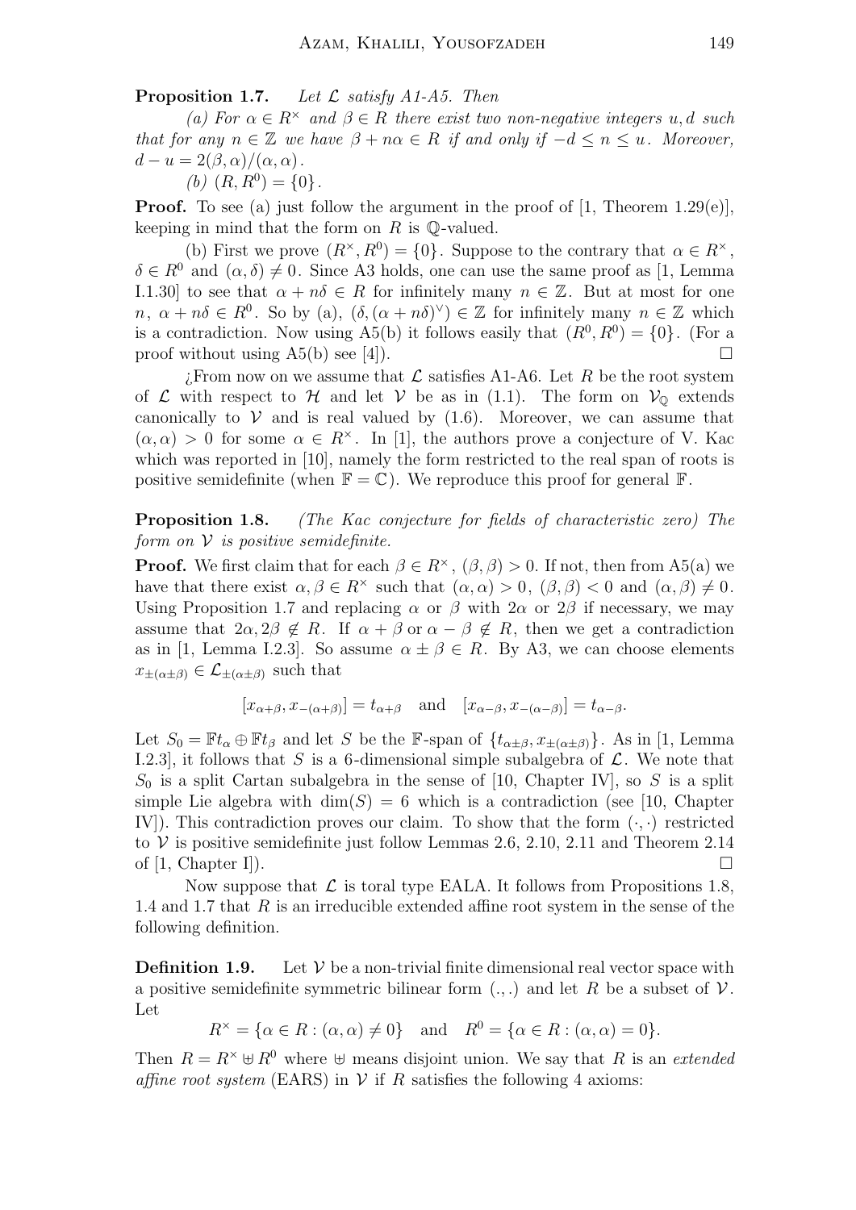**Proposition 1.7.** *Let $\mathcal{L}$ satisfy A1-A5. Then*

*(a) For $\alpha \in R^\times$ and $\beta \in R$ there exist two non-negative integers $u, d$ such that for any $n \in \mathbb{Z}$ we have $\beta + n\alpha \in R$ if and only if $-d \leq n \leq u$. Moreover, $d - u = 2(\beta, \alpha)/(\alpha, \alpha)$.*

*(b) $(R, R^0) = \{0\}$.*

**Proof.** To see (a) just follow the argument in the proof of [1, Theorem 1.29(e)], keeping in mind that the form on $R$ is $\mathbb{Q}$-valued.

(b) First we prove $(R^\times, R^0) = \{0\}$. Suppose to the contrary that $\alpha \in R^\times$, $\delta \in R^0$ and $(\alpha, \delta) \neq 0$. Since A3 holds, one can use the same proof as [1, Lemma I.1.30] to see that $\alpha + n\delta \in R$ for infinitely many $n \in \mathbb{Z}$. But at most for one $n$, $\alpha + n\delta \in R^0$. So by (a), $(\delta, (\alpha + n\delta)^\vee) \in \mathbb{Z}$ for infinitely many $n \in \mathbb{Z}$ which is a contradiction. Now using A5(b) it follows easily that $(R^0, R^0) = \{0\}$. (For a proof without using A5(b) see [4]). □

¿From now on we assume that $\mathcal{L}$ satisfies A1-A6. Let $R$ be the root system of $\mathcal{L}$ with respect to $\mathcal{H}$ and let $\mathcal{V}$ be as in (1.1). The form on $\mathcal{V}_\mathbb{Q}$ extends canonically to $\mathcal{V}$ and is real valued by (1.6). Moreover, we can assume that $(\alpha, \alpha) > 0$ for some $\alpha \in R^\times$. In [1], the authors prove a conjecture of V. Kac which was reported in [10], namely the form restricted to the real span of roots is positive semidefinite (when $\mathbb{F} = \mathbb{C}$). We reproduce this proof for general $\mathbb{F}$.

**Proposition 1.8.** *(The Kac conjecture for fields of characteristic zero) The form on $\mathcal{V}$ is positive semidefinite.*

**Proof.** We first claim that for each $\beta \in R^\times$, $(\beta, \beta) > 0$. If not, then from A5(a) we have that there exist $\alpha, \beta \in R^\times$ such that $(\alpha, \alpha) > 0$, $(\beta, \beta) < 0$ and $(\alpha, \beta) \neq 0$. Using Proposition 1.7 and replacing $\alpha$ or $\beta$ with $2\alpha$ or $2\beta$ if necessary, we may assume that $2\alpha, 2\beta \notin R$. If $\alpha + \beta$ or $\alpha - \beta \notin R$, then we get a contradiction as in [1, Lemma I.2.3]. So assume $\alpha \pm \beta \in R$. By A3, we can choose elements $x_{\pm(\alpha\pm\beta)} \in \mathcal{L}_{\pm(\alpha\pm\beta)}$ such that

$$[x_{\alpha+\beta}, x_{-(\alpha+\beta)}] = t_{\alpha+\beta} \quad \text{and} \quad [x_{\alpha-\beta}, x_{-(\alpha-\beta)}] = t_{\alpha-\beta}.$$

Let $S_0 = \mathbb{F}t_\alpha \oplus \mathbb{F}t_\beta$ and let $S$ be the $\mathbb{F}$-span of $\{t_{\alpha\pm\beta}, x_{\pm(\alpha\pm\beta)}\}$. As in [1, Lemma I.2.3], it follows that $S$ is a 6-dimensional simple subalgebra of $\mathcal{L}$. We note that $S_0$ is a split Cartan subalgebra in the sense of [10, Chapter IV], so $S$ is a split simple Lie algebra with $\dim(S) = 6$ which is a contradiction (see [10, Chapter IV]). This contradiction proves our claim. To show that the form $(\cdot, \cdot)$ restricted to $\mathcal{V}$ is positive semidefinite just follow Lemmas 2.6, 2.10, 2.11 and Theorem 2.14 of [1, Chapter I]). □

Now suppose that $\mathcal{L}$ is toral type EALA. It follows from Propositions 1.8, 1.4 and 1.7 that $R$ is an irreducible extended affine root system in the sense of the following definition.

**Definition 1.9.** Let $\mathcal{V}$ be a non-trivial finite dimensional real vector space with a positive semidefinite symmetric bilinear form $(.,.)$ and let $R$ be a subset of $\mathcal{V}$. Let

$$R^\times = \{\alpha \in R : (\alpha, \alpha) \neq 0\} \quad \text{and} \quad R^0 = \{\alpha \in R : (\alpha, \alpha) = 0\}.$$

Then $R = R^\times \uplus R^0$ where $\uplus$ means disjoint union. We say that $R$ is an *extended affine root system* (EARS) in $\mathcal{V}$ if $R$ satisfies the following 4 axioms: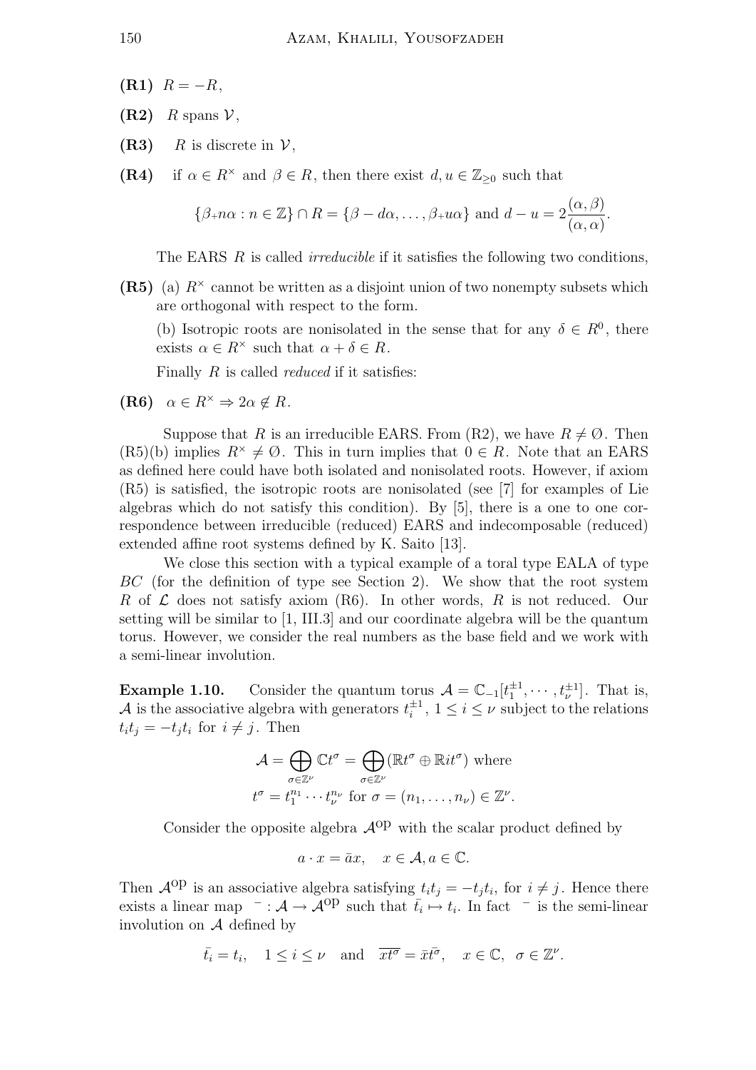**(R1)** $R = -R$,

**(R2)** $R$ spans $\mathcal{V}$,

**(R3)** $R$ is discrete in $\mathcal{V}$,

**(R4)** if $\alpha \in R^\times$ and $\beta \in R$, then there exist $d, u \in \mathbb{Z}_{\geq 0}$ such that

$$\{\beta + n\alpha : n \in \mathbb{Z}\} \cap R = \{\beta - d\alpha, \ldots, \beta + u\alpha\} \text{ and } d - u = 2\frac{(\alpha, \beta)}{(\alpha, \alpha)}.$$

The EARS $R$ is called *irreducible* if it satisfies the following two conditions,

**(R5)** (a) $R^\times$ cannot be written as a disjoint union of two nonempty subsets which are orthogonal with respect to the form.

(b) Isotropic roots are nonisolated in the sense that for any $\delta \in R^0$, there exists $\alpha \in R^\times$ such that $\alpha + \delta \in R$.

Finally $R$ is called *reduced* if it satisfies:

**(R6)** $\alpha \in R^\times \Rightarrow 2\alpha \notin R$.

Suppose that $R$ is an irreducible EARS. From (R2), we have $R \neq \emptyset$. Then (R5)(b) implies $R^\times \neq \emptyset$. This in turn implies that $0 \in R$. Note that an EARS as defined here could have both isolated and nonisolated roots. However, if axiom (R5) is satisfied, the isotropic roots are nonisolated (see [7] for examples of Lie algebras which do not satisfy this condition). By [5], there is a one to one correspondence between irreducible (reduced) EARS and indecomposable (reduced) extended affine root systems defined by K. Saito [13].

We close this section with a typical example of a toral type EALA of type $BC$ (for the definition of type see Section 2). We show that the root system $R$ of $\mathcal{L}$ does not satisfy axiom (R6). In other words, $R$ is not reduced. Our setting will be similar to [1, III.3] and our coordinate algebra will be the quantum torus. However, we consider the real numbers as the base field and we work with a semi-linear involution.

**Example 1.10.** Consider the quantum torus $\mathcal{A} = \mathbb{C}_{-1}[t_1^{\pm 1}, \cdots, t_\nu^{\pm 1}]$. That is, $\mathcal{A}$ is the associative algebra with generators $t_i^{\pm 1}$, $1 \leq i \leq \nu$ subject to the relations $t_i t_j = -t_j t_i$ for $i \neq j$. Then

$$\mathcal{A} = \bigoplus_{\sigma \in \mathbb{Z}^\nu} \mathbb{C} t^\sigma = \bigoplus_{\sigma \in \mathbb{Z}^\nu} (\mathbb{R} t^\sigma \oplus \mathbb{R} i t^\sigma) \text{ where}$$
$$t^\sigma = t_1^{n_1} \cdots t_\nu^{n_\nu} \text{ for } \sigma = (n_1, \ldots, n_\nu) \in \mathbb{Z}^\nu.$$

Consider the opposite algebra $\mathcal{A}^{\text{op}}$ with the scalar product defined by

$$a \cdot x = \bar{a} x, \quad x \in \mathcal{A}, a \in \mathbb{C}.$$

Then $\mathcal{A}^{\text{op}}$ is an associative algebra satisfying $t_i t_j = -t_j t_i$, for $i \neq j$. Hence there exists a linear map $^{-} : \mathcal{A} \to \mathcal{A}^{\text{op}}$ such that $\bar{t_i} \mapsto t_i$. In fact $^{-}$ is the semi-linear involution on $\mathcal{A}$ defined by

$$\bar{t_i} = t_i, \quad 1 \leq i \leq \nu \quad \text{and} \quad \overline{x t^\sigma} = \bar{x} \bar{t^\sigma}, \quad x \in \mathbb{C}, \ \sigma \in \mathbb{Z}^\nu.$$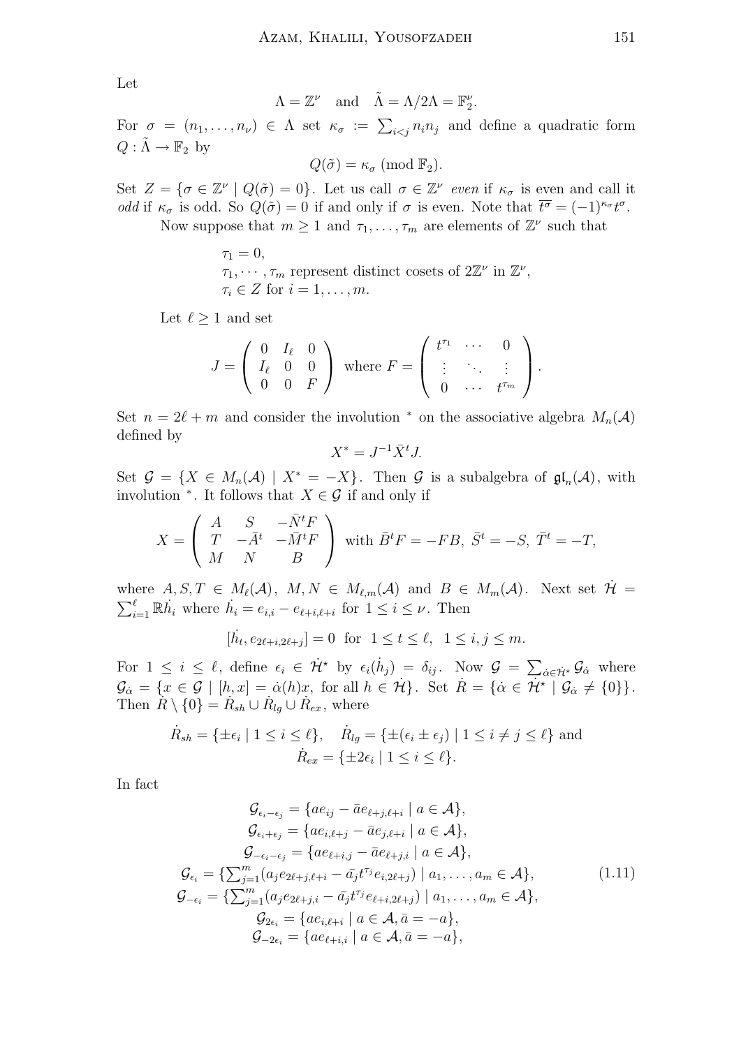Let

$$\Lambda = \mathbb{Z}^\nu \quad \text{and} \quad \tilde{\Lambda} = \Lambda/2\Lambda = \mathbb{F}_2^\nu.$$

For $\sigma = (n_1, \ldots, n_\nu) \in \Lambda$ set $\kappa_\sigma := \sum_{i<j} n_i n_j$ and define a quadratic form $Q : \tilde{\Lambda} \to \mathbb{F}_2$ by

$$Q(\tilde{\sigma}) = \kappa_\sigma \ (\text{mod}\ \mathbb{F}_2).$$

Set $Z = \{\sigma \in \mathbb{Z}^\nu \mid Q(\tilde{\sigma}) = 0\}$. Let us call $\sigma \in \mathbb{Z}^\nu$ *even* if $\kappa_\sigma$ is even and call it *odd* if $\kappa_\sigma$ is odd. So $Q(\tilde{\sigma}) = 0$ if and only if $\sigma$ is even. Note that $\overline{t^\sigma} = (-1)^{\kappa_\sigma} t^\sigma$.

Now suppose that $m \geq 1$ and $\tau_1, \ldots, \tau_m$ are elements of $\mathbb{Z}^\nu$ such that

$\tau_1 = 0,$
$\tau_1, \cdots, \tau_m$ represent distinct cosets of $2\mathbb{Z}^\nu$ in $\mathbb{Z}^\nu$,
$\tau_i \in Z$ for $i = 1, \ldots, m$.

Let $\ell \geq 1$ and set

$$J = \begin{pmatrix} 0 & I_\ell & 0 \\ I_\ell & 0 & 0 \\ 0 & 0 & F \end{pmatrix} \text{ where } F = \begin{pmatrix} t^{\tau_1} & \cdots & 0 \\ \vdots & \ddots & \vdots \\ 0 & \cdots & t^{\tau_m} \end{pmatrix}.$$

Set $n = 2\ell + m$ and consider the involution $^*$ on the associative algebra $M_n(\mathcal{A})$ defined by

$$X^* = J^{-1} \bar{X}^t J.$$

Set $\mathcal{G} = \{X \in M_n(\mathcal{A}) \mid X^* = -X\}$. Then $\mathcal{G}$ is a subalgebra of $\mathfrak{gl}_n(\mathcal{A})$, with involution $^*$. It follows that $X \in \mathcal{G}$ if and only if

$$X = \begin{pmatrix} A & S & -\bar{N}^t F \\ T & -\bar{A}^t & -\bar{M}^t F \\ M & N & B \end{pmatrix} \text{ with } \bar{B}^t F = -FB,\ \bar{S}^t = -S,\ \bar{T}^t = -T,$$

where $A, S, T \in M_\ell(\mathcal{A})$, $M, N \in M_{\ell,m}(\mathcal{A})$ and $B \in M_m(\mathcal{A})$. Next set $\dot{\mathcal{H}} = \sum_{i=1}^\ell \mathbb{R}\dot{h}_i$ where $\dot{h}_i = e_{i,i} - e_{\ell+i,\ell+i}$ for $1 \leq i \leq \nu$. Then

$$[\dot{h}_t, e_{2\ell+i,2\ell+j}] = 0 \ \text{ for } \ 1 \leq t \leq \ell,\ \ 1 \leq i, j \leq m.$$

For $1 \leq i \leq \ell$, define $\epsilon_i \in \dot{\mathcal{H}}^\star$ by $\epsilon_i(\dot{h}_j) = \delta_{ij}$. Now $\mathcal{G} = \sum_{\dot{\alpha} \in \dot{\mathcal{H}}^\star} \mathcal{G}_{\dot{\alpha}}$ where $\mathcal{G}_{\dot{\alpha}} = \{x \in \mathcal{G} \mid [h, x] = \dot{\alpha}(h)x, \text{ for all } h \in \dot{\mathcal{H}}\}$. Set $\dot{R} = \{\dot{\alpha} \in \dot{\mathcal{H}}^\star \mid \mathcal{G}_{\dot{\alpha}} \neq \{0\}\}$. Then $\dot{R} \setminus \{0\} = \dot{R}_{sh} \cup \dot{R}_{lg} \cup \dot{R}_{ex}$, where

$$\dot{R}_{sh} = \{\pm\epsilon_i \mid 1 \leq i \leq \ell\}, \quad \dot{R}_{lg} = \{\pm(\epsilon_i \pm \epsilon_j) \mid 1 \leq i \neq j \leq \ell\} \text{ and}$$
$$\dot{R}_{ex} = \{\pm 2\epsilon_i \mid 1 \leq i \leq \ell\}.$$

In fact

$$\begin{gathered}
\mathcal{G}_{\epsilon_i - \epsilon_j} = \{a e_{ij} - \bar{a} e_{\ell+j,\ell+i} \mid a \in \mathcal{A}\}, \\
\mathcal{G}_{\epsilon_i + \epsilon_j} = \{a e_{i,\ell+j} - \bar{a} e_{j,\ell+i} \mid a \in \mathcal{A}\}, \\
\mathcal{G}_{-\epsilon_i - \epsilon_j} = \{a e_{\ell+i,j} - \bar{a} e_{\ell+j,i} \mid a \in \mathcal{A}\}, \\
\mathcal{G}_{\epsilon_i} = \{\textstyle\sum_{j=1}^m (a_j e_{2\ell+j,\ell+i} - \bar{a}_j t^{\tau_j} e_{i,2\ell+j}) \mid a_1, \ldots, a_m \in \mathcal{A}\}, \\
\mathcal{G}_{-\epsilon_i} = \{\textstyle\sum_{j=1}^m (a_j e_{2\ell+j,i} - \bar{a}_j t^{\tau_j} e_{\ell+i,2\ell+j}) \mid a_1, \ldots, a_m \in \mathcal{A}\}, \\
\mathcal{G}_{2\epsilon_i} = \{a e_{i,\ell+i} \mid a \in \mathcal{A}, \bar{a} = -a\}, \\
\mathcal{G}_{-2\epsilon_i} = \{a e_{\ell+i,i} \mid a \in \mathcal{A}, \bar{a} = -a\},
\end{gathered} \tag{1.11}$$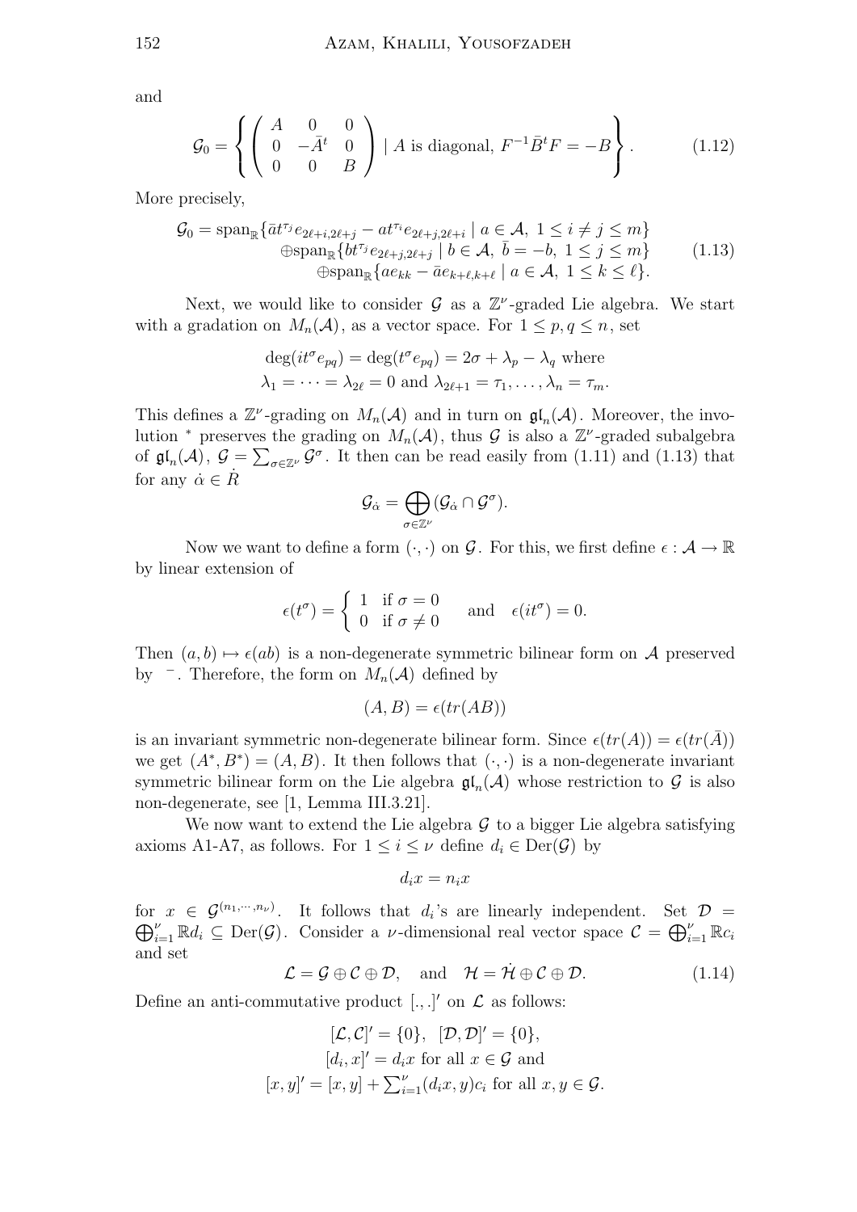and

$$\mathcal{G}_0 = \left\{ \left( \begin{array}{ccc} A & 0 & 0 \\ 0 & -\bar{A}^t & 0 \\ 0 & 0 & B \end{array} \right) \mid A \text{ is diagonal, } F^{-1}\bar{B}^t F = -B \right\}. \tag{1.12}$$

More precisely,

$$\begin{aligned} \mathcal{G}_0 = \operatorname{span}_{\mathbb{R}}\{\bar{a}t^{\tau_j} e_{2\ell+i,2\ell+j} - at^{\tau_i} e_{2\ell+j,2\ell+i} \mid a \in \mathcal{A},\ 1 \leq i \neq j \leq m\} \\ \oplus \operatorname{span}_{\mathbb{R}}\{bt^{\tau_j} e_{2\ell+j,2\ell+j} \mid b \in \mathcal{A},\ \bar{b} = -b,\ 1 \leq j \leq m\} \\ \oplus \operatorname{span}_{\mathbb{R}}\{ae_{kk} - \bar{a}e_{k+\ell,k+\ell} \mid a \in \mathcal{A},\ 1 \leq k \leq \ell\}. \end{aligned} \tag{1.13}$$

Next, we would like to consider $\mathcal{G}$ as a $\mathbb{Z}^\nu$-graded Lie algebra. We start with a gradation on $M_n(\mathcal{A})$, as a vector space. For $1 \leq p, q \leq n$, set

$$\begin{aligned} \deg(it^\sigma e_{pq}) = \deg(t^\sigma e_{pq}) = 2\sigma + \lambda_p - \lambda_q \text{ where} \\ \lambda_1 = \cdots = \lambda_{2\ell} = 0 \text{ and } \lambda_{2\ell+1} = \tau_1, \ldots, \lambda_n = \tau_m. \end{aligned}$$

This defines a $\mathbb{Z}^\nu$-grading on $M_n(\mathcal{A})$ and in turn on $\mathfrak{gl}_n(\mathcal{A})$. Moreover, the involution $^*$ preserves the grading on $M_n(\mathcal{A})$, thus $\mathcal{G}$ is also a $\mathbb{Z}^\nu$-graded subalgebra of $\mathfrak{gl}_n(\mathcal{A})$, $\mathcal{G} = \sum_{\sigma \in \mathbb{Z}^\nu} \mathcal{G}^\sigma$. It then can be read easily from (1.11) and (1.13) that for any $\dot{\alpha} \in \dot{R}$

$$\mathcal{G}_{\dot{\alpha}} = \bigoplus_{\sigma \in \mathbb{Z}^\nu} (\mathcal{G}_{\dot{\alpha}} \cap \mathcal{G}^\sigma).$$

Now we want to define a form $(\cdot, \cdot)$ on $\mathcal{G}$. For this, we first define $\epsilon : \mathcal{A} \to \mathbb{R}$ by linear extension of

$$\epsilon(t^\sigma) = \left\{ \begin{array}{ll} 1 & \text{if } \sigma = 0 \\ 0 & \text{if } \sigma \neq 0 \end{array} \right. \quad \text{and} \quad \epsilon(it^\sigma) = 0.$$

Then $(a, b) \mapsto \epsilon(ab)$ is a non-degenerate symmetric bilinear form on $\mathcal{A}$ preserved by $\bar{\ }$. Therefore, the form on $M_n(\mathcal{A})$ defined by

$$(A, B) = \epsilon(tr(AB))$$

is an invariant symmetric non-degenerate bilinear form. Since $\epsilon(tr(A)) = \epsilon(tr(\bar{A}))$ we get $(A^*, B^*) = (A, B)$. It then follows that $(\cdot, \cdot)$ is a non-degenerate invariant symmetric bilinear form on the Lie algebra $\mathfrak{gl}_n(\mathcal{A})$ whose restriction to $\mathcal{G}$ is also non-degenerate, see [1, Lemma III.3.21].

We now want to extend the Lie algebra $\mathcal{G}$ to a bigger Lie algebra satisfying axioms A1-A7, as follows. For $1 \leq i \leq \nu$ define $d_i \in \operatorname{Der}(\mathcal{G})$ by

$$d_i x = n_i x$$

for $x \in \mathcal{G}^{(n_1, \cdots, n_\nu)}$. It follows that $d_i$'s are linearly independent. Set $\mathcal{D} = \bigoplus_{i=1}^\nu \mathbb{R}d_i \subseteq \operatorname{Der}(\mathcal{G})$. Consider a $\nu$-dimensional real vector space $\mathcal{C} = \bigoplus_{i=1}^\nu \mathbb{R}c_i$ and set

$$\mathcal{L} = \mathcal{G} \oplus \mathcal{C} \oplus \mathcal{D}, \quad \text{and} \quad \mathcal{H} = \dot{\mathcal{H}} \oplus \mathcal{C} \oplus \mathcal{D}. \tag{1.14}$$

Define an anti-commutative product $[.,.]'$ on $\mathcal{L}$ as follows:

$$\begin{aligned} [\mathcal{L}, \mathcal{C}]' = \{0\}, \quad [\mathcal{D}, \mathcal{D}]' = \{0\}, \\ [d_i, x]' = d_i x \text{ for all } x \in \mathcal{G} \text{ and} \\ [x, y]' = [x, y] + \textstyle\sum_{i=1}^\nu (d_i x, y) c_i \text{ for all } x, y \in \mathcal{G}. \end{aligned}$$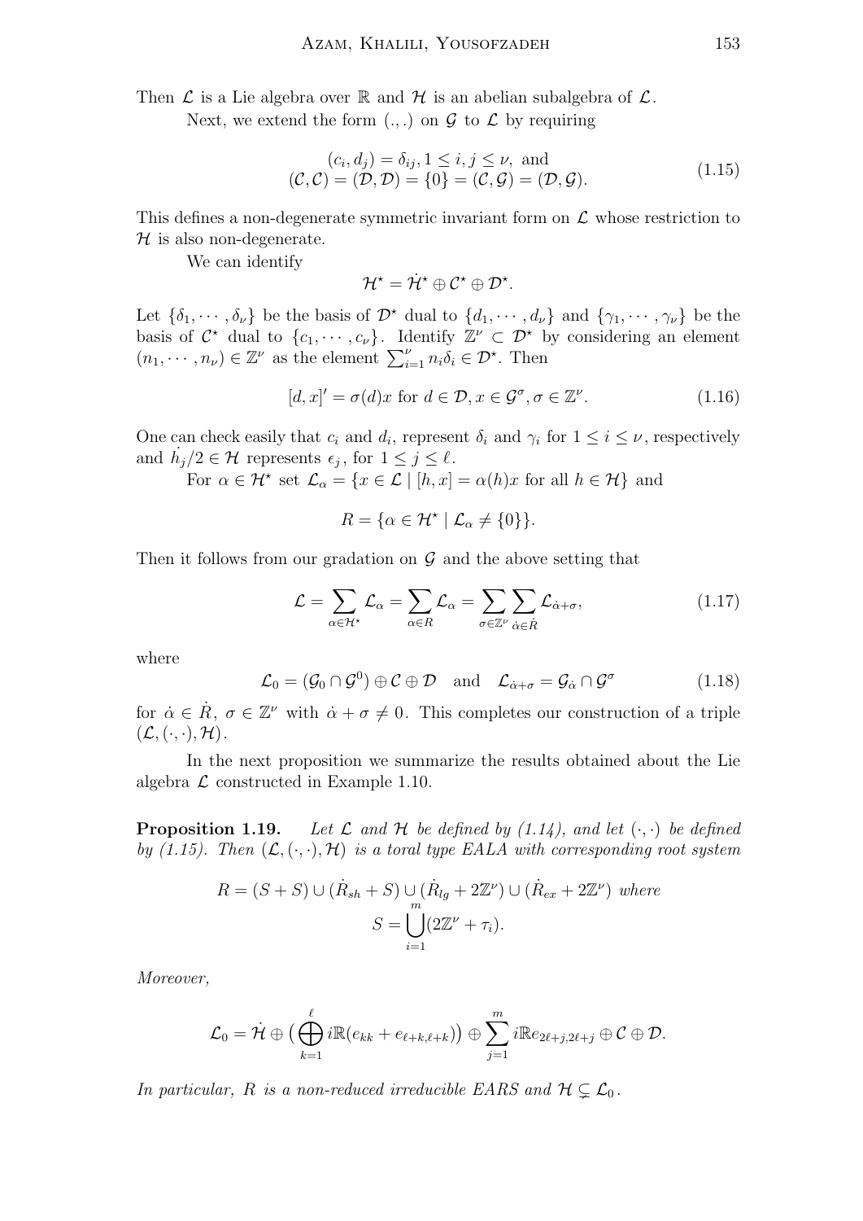Then $\mathcal{L}$ is a Lie algebra over $\mathbb{R}$ and $\mathcal{H}$ is an abelian subalgebra of $\mathcal{L}$.

Next, we extend the form $(.,.)$ on $\mathcal{G}$ to $\mathcal{L}$ by requiring

$$
\begin{gathered}
(c_i, d_j) = \delta_{ij}, 1 \leq i, j \leq \nu, \text{ and} \\
(\mathcal{C}, \mathcal{C}) = (\mathcal{D}, \mathcal{D}) = \{0\} = (\mathcal{C}, \mathcal{G}) = (\mathcal{D}, \mathcal{G}).
\end{gathered}
\tag{1.15}
$$

This defines a non-degenerate symmetric invariant form on $\mathcal{L}$ whose restriction to $\mathcal{H}$ is also non-degenerate.

We can identify

$$
\mathcal{H}^\star = \dot{\mathcal{H}}^\star \oplus \mathcal{C}^\star \oplus \mathcal{D}^\star.
$$

Let $\{\delta_1, \cdots, \delta_\nu\}$ be the basis of $\mathcal{D}^\star$ dual to $\{d_1, \cdots, d_\nu\}$ and $\{\gamma_1, \cdots, \gamma_\nu\}$ be the basis of $\mathcal{C}^\star$ dual to $\{c_1, \cdots, c_\nu\}$. Identify $\mathbb{Z}^\nu \subset \mathcal{D}^\star$ by considering an element $(n_1, \cdots, n_\nu) \in \mathbb{Z}^\nu$ as the element $\sum_{i=1}^{\nu} n_i \delta_i \in \mathcal{D}^\star$. Then

$$
[d, x]' = \sigma(d)x \text{ for } d \in \mathcal{D}, x \in \mathcal{G}^\sigma, \sigma \in \mathbb{Z}^\nu. \tag{1.16}
$$

One can check easily that $c_i$ and $d_i$, represent $\delta_i$ and $\gamma_i$ for $1 \leq i \leq \nu$, respectively and $\dot{h}_j/2 \in \mathcal{H}$ represents $\epsilon_j$, for $1 \leq j \leq \ell$.

For $\alpha \in \mathcal{H}^\star$ set $\mathcal{L}_\alpha = \{x \in \mathcal{L} \mid [h, x] = \alpha(h)x \text{ for all } h \in \mathcal{H}\}$ and

$$
R = \{\alpha \in \mathcal{H}^\star \mid \mathcal{L}_\alpha \neq \{0\}\}.
$$

Then it follows from our gradation on $\mathcal{G}$ and the above setting that

$$
\mathcal{L} = \sum_{\alpha \in \mathcal{H}^\star} \mathcal{L}_\alpha = \sum_{\alpha \in R} \mathcal{L}_\alpha = \sum_{\sigma \in \mathbb{Z}^\nu} \sum_{\dot{\alpha} \in \dot{R}} \mathcal{L}_{\dot{\alpha}+\sigma}, \tag{1.17}
$$

where

$$
\mathcal{L}_0 = (\mathcal{G}_0 \cap \mathcal{G}^0) \oplus \mathcal{C} \oplus \mathcal{D} \quad \text{and} \quad \mathcal{L}_{\dot{\alpha}+\sigma} = \mathcal{G}_{\dot{\alpha}} \cap \mathcal{G}^\sigma \tag{1.18}
$$

for $\dot{\alpha} \in \dot{R}$, $\sigma \in \mathbb{Z}^\nu$ with $\dot{\alpha} + \sigma \neq 0$. This completes our construction of a triple $(\mathcal{L}, (\cdot,\cdot), \mathcal{H})$.

In the next proposition we summarize the results obtained about the Lie algebra $\mathcal{L}$ constructed in Example 1.10.

**Proposition 1.19.** *Let $\mathcal{L}$ and $\mathcal{H}$ be defined by (1.14), and let $(\cdot,\cdot)$ be defined by (1.15). Then $(\mathcal{L}, (\cdot,\cdot), \mathcal{H})$ is a toral type EALA with corresponding root system*

$$
R = (S + S) \cup (\dot{R}_{sh} + S) \cup (\dot{R}_{lg} + 2\mathbb{Z}^\nu) \cup (\dot{R}_{ex} + 2\mathbb{Z}^\nu) \text{ where}
$$
$$
S = \bigcup_{i=1}^{m} (2\mathbb{Z}^\nu + \tau_i).
$$

*Moreover,*

$$
\mathcal{L}_0 = \dot{\mathcal{H}} \oplus \big( \bigoplus_{k=1}^{\ell} i\mathbb{R}(e_{kk} + e_{\ell+k,\ell+k}) \big) \oplus \sum_{j=1}^{m} i\mathbb{R} e_{2\ell+j,2\ell+j} \oplus \mathcal{C} \oplus \mathcal{D}.
$$

*In particular, $R$ is a non-reduced irreducible EARS and $\mathcal{H} \subsetneq \mathcal{L}_0$.*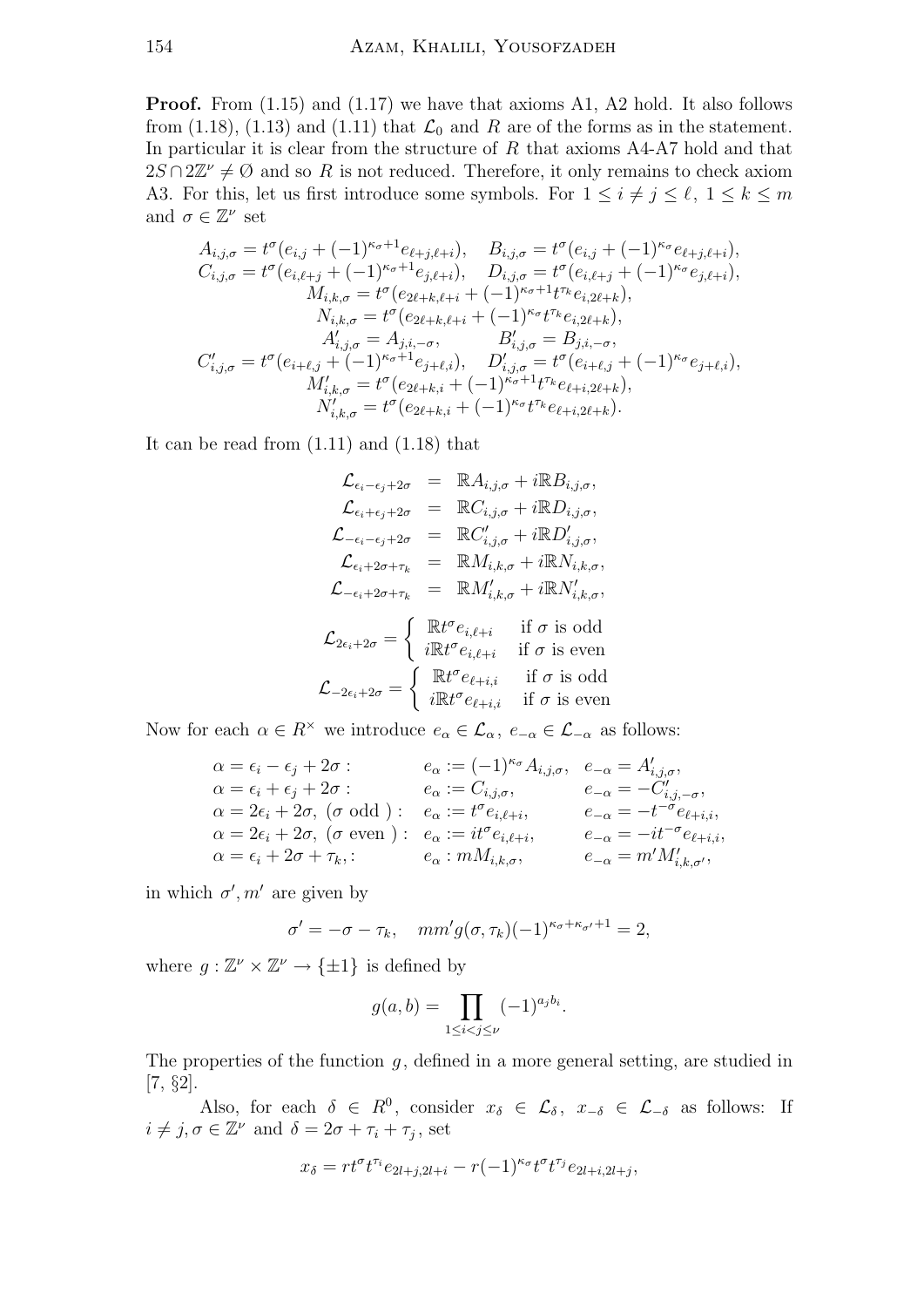**Proof.** From (1.15) and (1.17) we have that axioms A1, A2 hold. It also follows from (1.18), (1.13) and (1.11) that $\mathcal{L}_0$ and $R$ are of the forms as in the statement. In particular it is clear from the structure of $R$ that axioms A4-A7 hold and that $2S\cap 2\mathbb{Z}^\nu \neq \emptyset$ and so $R$ is not reduced. Therefore, it only remains to check axiom A3. For this, let us first introduce some symbols. For $1\leq i\neq j\leq \ell$, $1\leq k\leq m$ and $\sigma\in\mathbb{Z}^\nu$ set

$$
\begin{gathered}
A_{i,j,\sigma}=t^\sigma(e_{i,j}+(-1)^{\kappa_\sigma+1}e_{\ell+j,\ell+i}),\quad B_{i,j,\sigma}=t^\sigma(e_{i,j}+(-1)^{\kappa_\sigma}e_{\ell+j,\ell+i}),\\
C_{i,j,\sigma}=t^\sigma(e_{i,\ell+j}+(-1)^{\kappa_\sigma+1}e_{j,\ell+i}),\quad D_{i,j,\sigma}=t^\sigma(e_{i,\ell+j}+(-1)^{\kappa_\sigma}e_{j,\ell+i}),\\
M_{i,k,\sigma}=t^\sigma(e_{2\ell+k,\ell+i}+(-1)^{\kappa_\sigma+1}t^{\tau_k}e_{i,2\ell+k}),\\
N_{i,k,\sigma}=t^\sigma(e_{2\ell+k,\ell+i}+(-1)^{\kappa_\sigma}t^{\tau_k}e_{i,2\ell+k}),\\
A'_{i,j,\sigma}=A_{j,i,-\sigma},\qquad B'_{i,j,\sigma}=B_{j,i,-\sigma},\\
C'_{i,j,\sigma}=t^\sigma(e_{i+\ell,j}+(-1)^{\kappa_\sigma+1}e_{j+\ell,i}),\quad D'_{i,j,\sigma}=t^\sigma(e_{i+\ell,j}+(-1)^{\kappa_\sigma}e_{j+\ell,i}),\\
M'_{i,k,\sigma}=t^\sigma(e_{2\ell+k,i}+(-1)^{\kappa_\sigma+1}t^{\tau_k}e_{\ell+i,2\ell+k}),\\
N'_{i,k,\sigma}=t^\sigma(e_{2\ell+k,i}+(-1)^{\kappa_\sigma}t^{\tau_k}e_{\ell+i,2\ell+k}).
\end{gathered}
$$

It can be read from (1.11) and (1.18) that

$$
\begin{aligned}
\mathcal{L}_{\epsilon_i-\epsilon_j+2\sigma}&=\mathbb{R}A_{i,j,\sigma}+i\mathbb{R}B_{i,j,\sigma},\\
\mathcal{L}_{\epsilon_i+\epsilon_j+2\sigma}&=\mathbb{R}C_{i,j,\sigma}+i\mathbb{R}D_{i,j,\sigma},\\
\mathcal{L}_{-\epsilon_i-\epsilon_j+2\sigma}&=\mathbb{R}C'_{i,j,\sigma}+i\mathbb{R}D'_{i,j,\sigma},\\
\mathcal{L}_{\epsilon_i+2\sigma+\tau_k}&=\mathbb{R}M_{i,k,\sigma}+i\mathbb{R}N_{i,k,\sigma},\\
\mathcal{L}_{-\epsilon_i+2\sigma+\tau_k}&=\mathbb{R}M'_{i,k,\sigma}+i\mathbb{R}N'_{i,k,\sigma},
\end{aligned}
$$

$$
\mathcal{L}_{2\epsilon_i+2\sigma}=\begin{cases}\mathbb{R}t^\sigma e_{i,\ell+i} & \text{if } \sigma \text{ is odd}\\ i\mathbb{R}t^\sigma e_{i,\ell+i} & \text{if } \sigma \text{ is even}\end{cases}
$$

$$
\mathcal{L}_{-2\epsilon_i+2\sigma}=\begin{cases}\mathbb{R}t^\sigma e_{\ell+i,i} & \text{if } \sigma \text{ is odd}\\ i\mathbb{R}t^\sigma e_{\ell+i,i} & \text{if } \sigma \text{ is even}\end{cases}
$$

Now for each $\alpha\in R^\times$ we introduce $e_\alpha\in\mathcal{L}_\alpha,\ e_{-\alpha}\in\mathcal{L}_{-\alpha}$ as follows:

$$
\begin{array}{lll}
\alpha=\epsilon_i-\epsilon_j+2\sigma: & e_\alpha:=(-1)^{\kappa_\sigma}A_{i,j,\sigma}, & e_{-\alpha}=A'_{i,j,\sigma},\\
\alpha=\epsilon_i+\epsilon_j+2\sigma: & e_\alpha:=C_{i,j,\sigma}, & e_{-\alpha}=-C'_{i,j,-\sigma},\\
\alpha=2\epsilon_i+2\sigma,\ (\sigma\text{ odd }): & e_\alpha:=t^\sigma e_{i,\ell+i}, & e_{-\alpha}=-t^{-\sigma}e_{\ell+i,i},\\
\alpha=2\epsilon_i+2\sigma,\ (\sigma\text{ even }): & e_\alpha:=it^\sigma e_{i,\ell+i}, & e_{-\alpha}=-it^{-\sigma}e_{\ell+i,i},\\
\alpha=\epsilon_i+2\sigma+\tau_k,: & e_\alpha: mM_{i,k,\sigma}, & e_{-\alpha}=m'M'_{i,k,\sigma'},
\end{array}
$$

in which $\sigma',m'$ are given by

$$
\sigma'=-\sigma-\tau_k,\quad mm'g(\sigma,\tau_k)(-1)^{\kappa_\sigma+\kappa_{\sigma'}+1}=2,
$$

where $g:\mathbb{Z}^\nu\times\mathbb{Z}^\nu\to\{\pm1\}$ is defined by

$$
g(a,b)=\prod_{1\leq i<j\leq\nu}(-1)^{a_jb_i}.
$$

The properties of the function $g$, defined in a more general setting, are studied in [7, §2].

Also, for each $\delta\in R^0$, consider $x_\delta\in\mathcal{L}_\delta$, $x_{-\delta}\in\mathcal{L}_{-\delta}$ as follows: If $i\neq j,\sigma\in\mathbb{Z}^\nu$ and $\delta=2\sigma+\tau_i+\tau_j$, set

$$
x_\delta=rt^\sigma t^{\tau_i}e_{2l+j,2l+i}-r(-1)^{\kappa_\sigma}t^\sigma t^{\tau_j}e_{2l+i,2l+j},
$$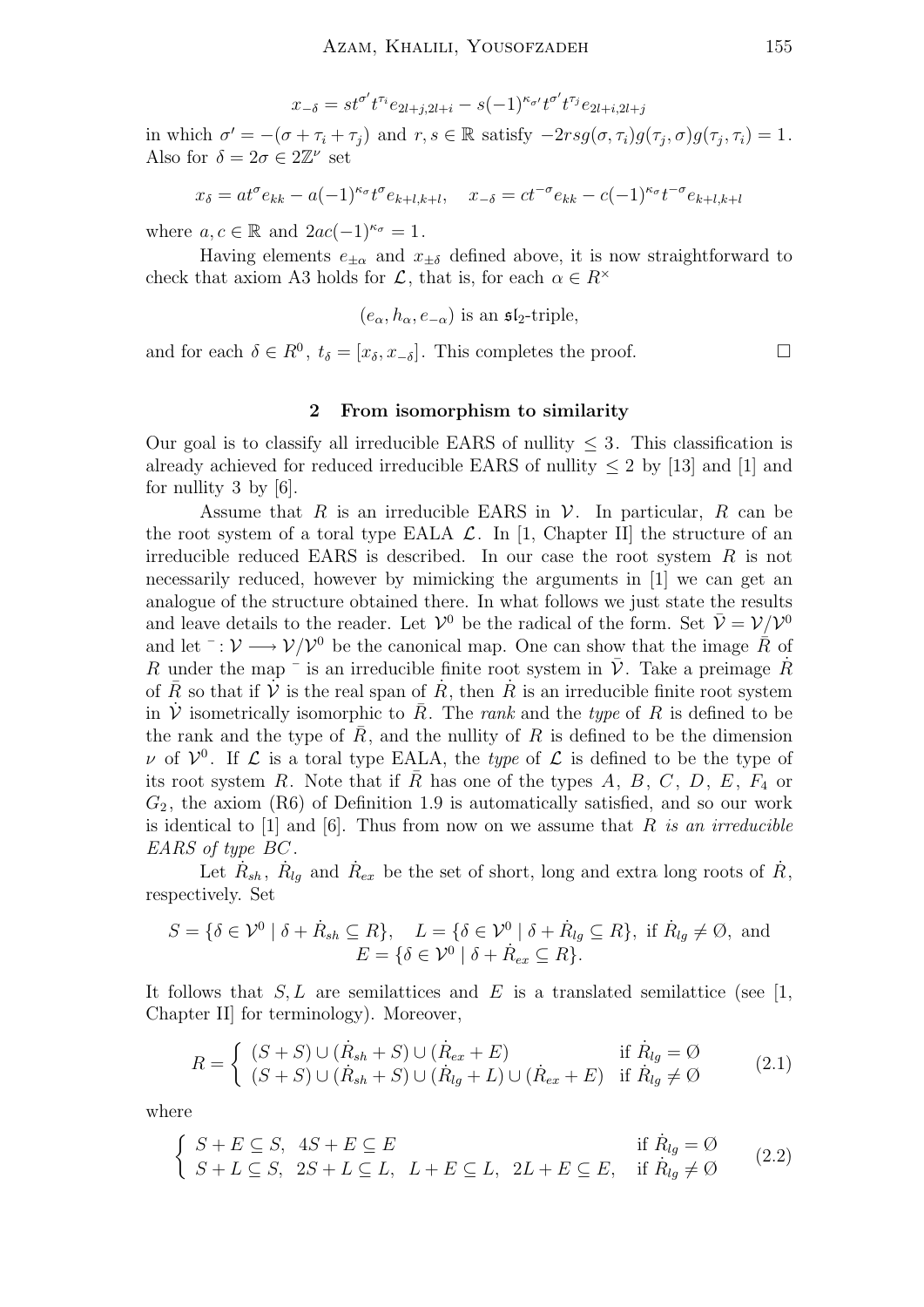$$x_{-\delta} = st^{\sigma'}t^{\tau_i}e_{2l+j,2l+i} - s(-1)^{\kappa_{\sigma'}}t^{\sigma'}t^{\tau_j}e_{2l+i,2l+j}$$

in which $\sigma' = -(\sigma+\tau_i+\tau_j)$ and $r,s \in \mathbb{R}$ satisfy $-2rsg(\sigma,\tau_i)g(\tau_j,\sigma)g(\tau_j,\tau_i) = 1$. Also for $\delta = 2\sigma \in 2\mathbb{Z}^\nu$ set

$$x_\delta = at^\sigma e_{kk} - a(-1)^{\kappa_\sigma}t^\sigma e_{k+l,k+l}, \quad x_{-\delta} = ct^{-\sigma}e_{kk} - c(-1)^{\kappa_\sigma}t^{-\sigma}e_{k+l,k+l}$$

where $a,c \in \mathbb{R}$ and $2ac(-1)^{\kappa_\sigma} = 1$.

Having elements $e_{\pm\alpha}$ and $x_{\pm\delta}$ defined above, it is now straightforward to check that axiom A3 holds for $\mathcal{L}$, that is, for each $\alpha \in R^\times$

$$(e_\alpha, h_\alpha, e_{-\alpha}) \text{ is an } \mathfrak{sl}_2\text{-triple,}$$

and for each $\delta \in R^0$, $t_\delta = [x_\delta, x_{-\delta}]$. This completes the proof. □

## 2 From isomorphism to similarity

Our goal is to classify all irreducible EARS of nullity $\leq 3$. This classification is already achieved for reduced irreducible EARS of nullity $\leq 2$ by [13] and [1] and for nullity 3 by [6].

Assume that $R$ is an irreducible EARS in $\mathcal{V}$. In particular, $R$ can be the root system of a toral type EALA $\mathcal{L}$. In [1, Chapter II] the structure of an irreducible reduced EARS is described. In our case the root system $R$ is not necessarily reduced, however by mimicking the arguments in [1] we can get an analogue of the structure obtained there. In what follows we just state the results and leave details to the reader. Let $\mathcal{V}^0$ be the radical of the form. Set $\bar{\mathcal{V}} = \mathcal{V}/\mathcal{V}^0$ and let $^- : \mathcal{V} \longrightarrow \mathcal{V}/\mathcal{V}^0$ be the canonical map. One can show that the image $\bar{R}$ of $R$ under the map $^-$ is an irreducible finite root system in $\bar{\mathcal{V}}$. Take a preimage $\dot{R}$ of $\bar{R}$ so that if $\dot{\mathcal{V}}$ is the real span of $\dot{R}$, then $\dot{R}$ is an irreducible finite root system in $\dot{\mathcal{V}}$ isometrically isomorphic to $\bar{R}$. The *rank* and the *type* of $R$ is defined to be the rank and the type of $\bar{R}$, and the nullity of $R$ is defined to be the dimension $\nu$ of $\mathcal{V}^0$. If $\mathcal{L}$ is a toral type EALA, the *type* of $\mathcal{L}$ is defined to be the type of its root system $R$. Note that if $\bar{R}$ has one of the types $A$, $B$, $C$, $D$, $E$, $F_4$ or $G_2$, the axiom (R6) of Definition 1.9 is automatically satisfied, and so our work is identical to [1] and [6]. Thus from now on we assume that *$R$ is an irreducible EARS of type $BC$*.

Let $\dot{R}_{sh}$, $\dot{R}_{lg}$ and $\dot{R}_{ex}$ be the set of short, long and extra long roots of $\dot{R}$, respectively. Set

$$S = \{\delta \in \mathcal{V}^0 \mid \delta + \dot{R}_{sh} \subseteq R\}, \quad L = \{\delta \in \mathcal{V}^0 \mid \delta + \dot{R}_{lg} \subseteq R\}, \text{ if } \dot{R}_{lg} \neq \emptyset, \text{ and}$$
$$E = \{\delta \in \mathcal{V}^0 \mid \delta + \dot{R}_{ex} \subseteq R\}.$$

It follows that $S, L$ are semilattices and $E$ is a translated semilattice (see [1, Chapter II] for terminology). Moreover,

$$R = \begin{cases} (S+S) \cup (\dot{R}_{sh}+S) \cup (\dot{R}_{ex}+E) & \text{if } \dot{R}_{lg} = \emptyset \\ (S+S) \cup (\dot{R}_{sh}+S) \cup (\dot{R}_{lg}+L) \cup (\dot{R}_{ex}+E) & \text{if } \dot{R}_{lg} \neq \emptyset \end{cases} \tag{2.1}$$

where

$$\begin{cases} S+E \subseteq S, \;\; 4S+E \subseteq E & \text{if } \dot{R}_{lg} = \emptyset \\ S+L \subseteq S, \;\; 2S+L \subseteq L, \;\; L+E \subseteq L, \;\; 2L+E \subseteq E, & \text{if } \dot{R}_{lg} \neq \emptyset \end{cases} \tag{2.2}$$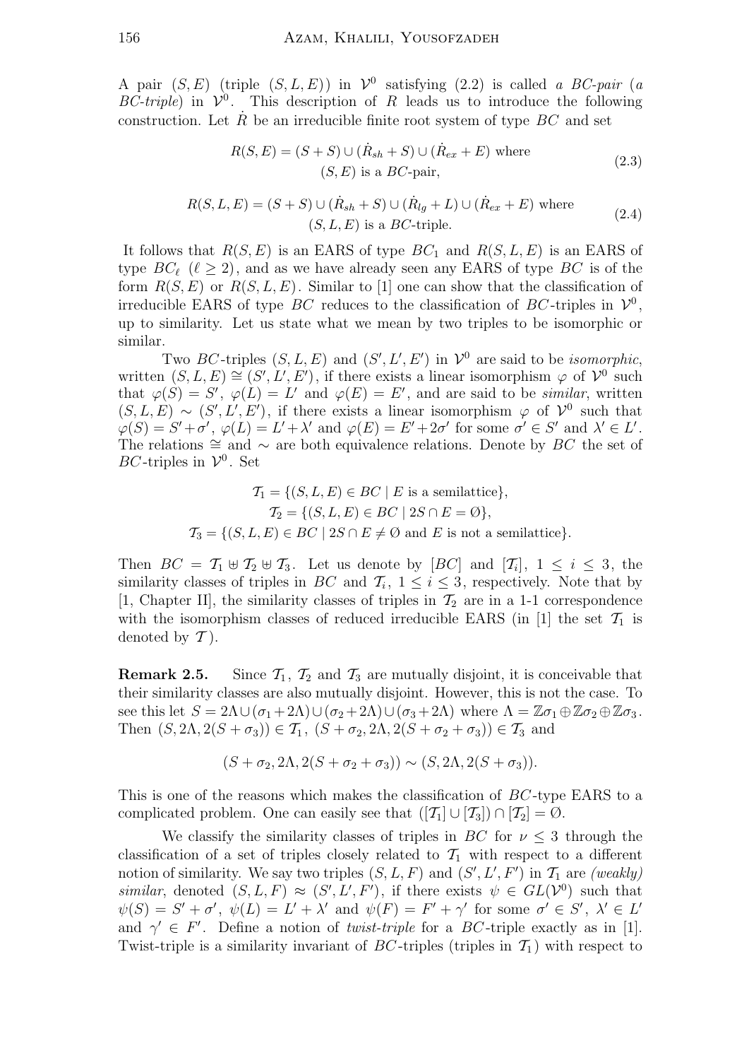A pair $(S,E)$ (triple $(S,L,E)$) in $\mathcal{V}^0$ satisfying (2.2) is called *a BC-pair* (*a BC-triple*) in $\mathcal{V}^0$. This description of $R$ leads us to introduce the following construction. Let $\dot{R}$ be an irreducible finite root system of type $BC$ and set

$$R(S,E) = (S+S) \cup (\dot{R}_{sh}+S) \cup (\dot{R}_{ex}+E) \text{ where } (S,E) \text{ is a } BC\text{-pair,} \tag{2.3}$$

$$R(S,L,E) = (S+S) \cup (\dot{R}_{sh}+S) \cup (\dot{R}_{lg}+L) \cup (\dot{R}_{ex}+E) \text{ where } (S,L,E) \text{ is a } BC\text{-triple.} \tag{2.4}$$

It follows that $R(S,E)$ is an EARS of type $BC_1$ and $R(S,L,E)$ is an EARS of type $BC_\ell$ ($\ell \geq 2$), and as we have already seen any EARS of type $BC$ is of the form $R(S,E)$ or $R(S,L,E)$. Similar to [1] one can show that the classification of irreducible EARS of type $BC$ reduces to the classification of $BC$-triples in $\mathcal{V}^0$, up to similarity. Let us state what we mean by two triples to be isomorphic or similar.

Two $BC$-triples $(S,L,E)$ and $(S',L',E')$ in $\mathcal{V}^0$ are said to be *isomorphic*, written $(S,L,E) \cong (S',L',E')$, if there exists a linear isomorphism $\varphi$ of $\mathcal{V}^0$ such that $\varphi(S) = S'$, $\varphi(L) = L'$ and $\varphi(E) = E'$, and are said to be *similar*, written $(S,L,E) \sim (S',L',E')$, if there exists a linear isomorphism $\varphi$ of $\mathcal{V}^0$ such that $\varphi(S) = S'+\sigma'$, $\varphi(L) = L'+\lambda'$ and $\varphi(E) = E'+2\sigma'$ for some $\sigma' \in S'$ and $\lambda' \in L'$. The relations $\cong$ and $\sim$ are both equivalence relations. Denote by $BC$ the set of $BC$-triples in $\mathcal{V}^0$. Set

$$\mathcal{T}_1 = \{(S,L,E) \in BC \mid E \text{ is a semilattice}\},$$
$$\mathcal{T}_2 = \{(S,L,E) \in BC \mid 2S \cap E = \emptyset\},$$
$$\mathcal{T}_3 = \{(S,L,E) \in BC \mid 2S \cap E \neq \emptyset \text{ and } E \text{ is not a semilattice}\}.$$

Then $BC = \mathcal{T}_1 \uplus \mathcal{T}_2 \uplus \mathcal{T}_3$. Let us denote by $[BC]$ and $[\mathcal{T}_i]$, $1 \leq i \leq 3$, the similarity classes of triples in $BC$ and $\mathcal{T}_i$, $1 \leq i \leq 3$, respectively. Note that by [1, Chapter II], the similarity classes of triples in $\mathcal{T}_2$ are in a 1-1 correspondence with the isomorphism classes of reduced irreducible EARS (in [1] the set $\mathcal{T}_1$ is denoted by $\mathcal{T}$).

**Remark 2.5.** Since $\mathcal{T}_1$, $\mathcal{T}_2$ and $\mathcal{T}_3$ are mutually disjoint, it is conceivable that their similarity classes are also mutually disjoint. However, this is not the case. To see this let $S = 2\Lambda \cup (\sigma_1+2\Lambda) \cup (\sigma_2+2\Lambda) \cup (\sigma_3+2\Lambda)$ where $\Lambda = \mathbb{Z}\sigma_1 \oplus \mathbb{Z}\sigma_2 \oplus \mathbb{Z}\sigma_3$. Then $(S, 2\Lambda, 2(S+\sigma_3)) \in \mathcal{T}_1$, $(S+\sigma_2, 2\Lambda, 2(S+\sigma_2+\sigma_3)) \in \mathcal{T}_3$ and

$$(S+\sigma_2, 2\Lambda, 2(S+\sigma_2+\sigma_3)) \sim (S, 2\Lambda, 2(S+\sigma_3)).$$

This is one of the reasons which makes the classification of $BC$-type EARS to a complicated problem. One can easily see that $([\mathcal{T}_1] \cup [\mathcal{T}_3]) \cap [\mathcal{T}_2] = \emptyset$.

We classify the similarity classes of triples in $BC$ for $\nu \leq 3$ through the classification of a set of triples closely related to $\mathcal{T}_1$ with respect to a different notion of similarity. We say two triples $(S,L,F)$ and $(S',L',F')$ in $\mathcal{T}_1$ are *(weakly) similar*, denoted $(S,L,F) \approx (S',L',F')$, if there exists $\psi \in GL(\mathcal{V}^0)$ such that $\psi(S) = S'+\sigma'$, $\psi(L) = L'+\lambda'$ and $\psi(F) = F'+\gamma'$ for some $\sigma' \in S'$, $\lambda' \in L'$ and $\gamma' \in F'$. Define a notion of *twist-triple* for a $BC$-triple exactly as in [1]. Twist-triple is a similarity invariant of $BC$-triples (triples in $\mathcal{T}_1$) with respect to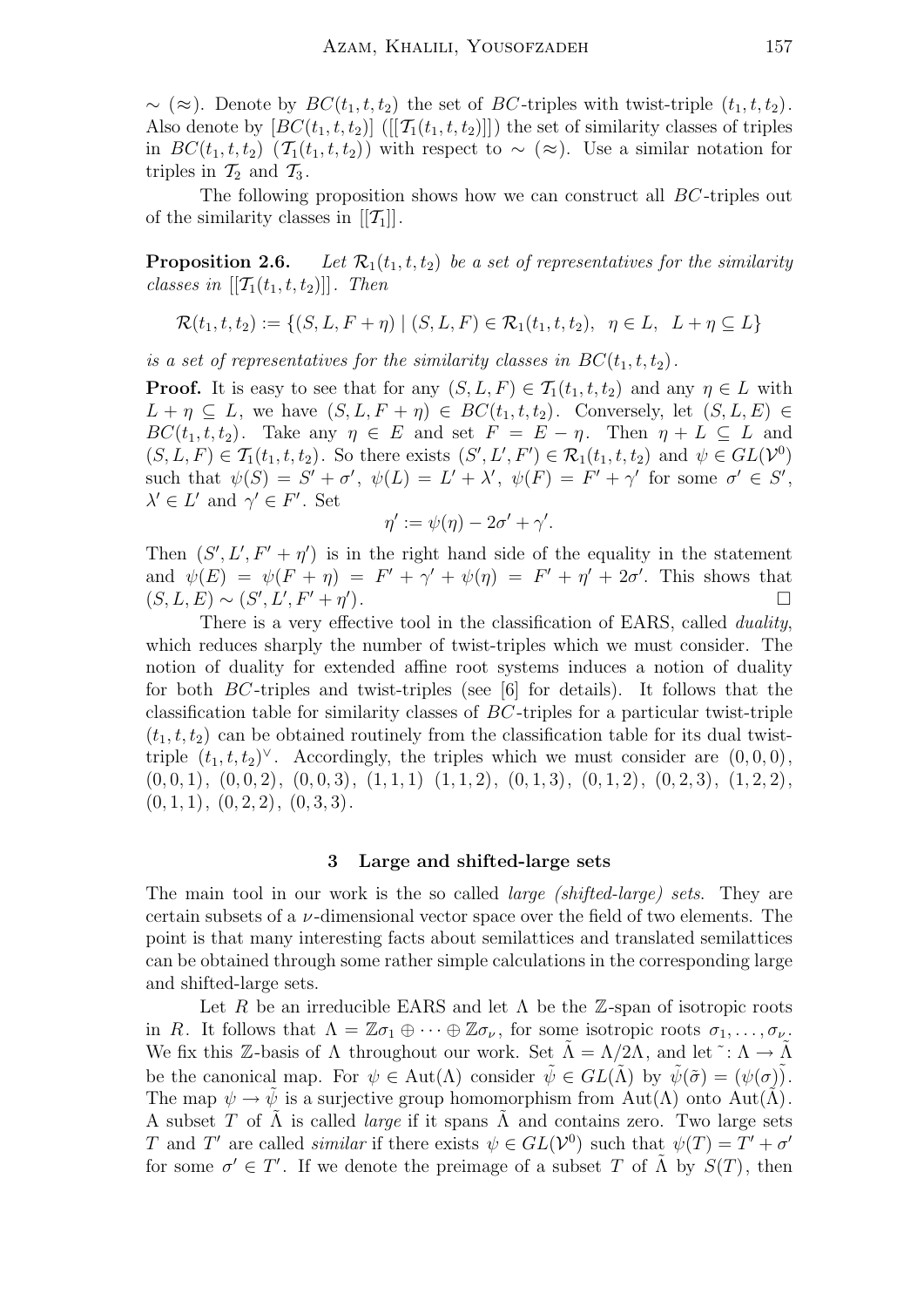$\sim$ ($\approx$). Denote by $BC(t_1,t,t_2)$ the set of $BC$-triples with twist-triple $(t_1,t,t_2)$. Also denote by $[BC(t_1,t,t_2)]$ ($[[\mathcal{T}_1(t_1,t,t_2)]]$) the set of similarity classes of triples in $BC(t_1,t,t_2)$ ($\mathcal{T}_1(t_1,t,t_2)$) with respect to $\sim$ ($\approx$). Use a similar notation for triples in $\mathcal{T}_2$ and $\mathcal{T}_3$.

The following proposition shows how we can construct all $BC$-triples out of the similarity classes in $[[\mathcal{T}_1]]$.

**Proposition 2.6.** *Let $\mathcal{R}_1(t_1,t,t_2)$ be a set of representatives for the similarity classes in $[[\mathcal{T}_1(t_1,t,t_2)]]$. Then*

$$\mathcal{R}(t_1,t,t_2) := \{(S,L,F+\eta) \mid (S,L,F) \in \mathcal{R}_1(t_1,t,t_2),\ \ \eta \in L,\ \ L+\eta \subseteq L\}$$

*is a set of representatives for the similarity classes in $BC(t_1,t,t_2)$.*

**Proof.** It is easy to see that for any $(S,L,F) \in \mathcal{T}_1(t_1,t,t_2)$ and any $\eta \in L$ with $L+\eta \subseteq L$, we have $(S,L,F+\eta) \in BC(t_1,t,t_2)$. Conversely, let $(S,L,E) \in BC(t_1,t,t_2)$. Take any $\eta \in E$ and set $F = E - \eta$. Then $\eta + L \subseteq L$ and $(S,L,F) \in \mathcal{T}_1(t_1,t,t_2)$. So there exists $(S',L',F') \in \mathcal{R}_1(t_1,t,t_2)$ and $\psi \in GL(\mathcal{V}^0)$ such that $\psi(S) = S' + \sigma'$, $\psi(L) = L' + \lambda'$, $\psi(F) = F' + \gamma'$ for some $\sigma' \in S'$, $\lambda' \in L'$ and $\gamma' \in F'$. Set

$$\eta' := \psi(\eta) - 2\sigma' + \gamma'.$$

Then $(S',L',F'+\eta')$ is in the right hand side of the equality in the statement and $\psi(E) = \psi(F+\eta) = F' + \gamma' + \psi(\eta) = F' + \eta' + 2\sigma'$. This shows that $(S,L,E) \sim (S',L',F'+\eta')$. $\square$

There is a very effective tool in the classification of EARS, called *duality*, which reduces sharply the number of twist-triples which we must consider. The notion of duality for extended affine root systems induces a notion of duality for both $BC$-triples and twist-triples (see [6] for details). It follows that the classification table for similarity classes of $BC$-triples for a particular twist-triple $(t_1,t,t_2)$ can be obtained routinely from the classification table for its dual twist-triple $(t_1,t,t_2)^\vee$. Accordingly, the triples which we must consider are $(0,0,0)$, $(0,0,1)$, $(0,0,2)$, $(0,0,3)$, $(1,1,1)$ $(1,1,2)$, $(0,1,3)$, $(0,1,2)$, $(0,2,3)$, $(1,2,2)$, $(0,1,1)$, $(0,2,2)$, $(0,3,3)$.

## 3 Large and shifted-large sets

The main tool in our work is the so called *large (shifted-large) sets*. They are certain subsets of a $\nu$-dimensional vector space over the field of two elements. The point is that many interesting facts about semilattices and translated semilattices can be obtained through some rather simple calculations in the corresponding large and shifted-large sets.

Let $R$ be an irreducible EARS and let $\Lambda$ be the $\mathbb{Z}$-span of isotropic roots in $R$. It follows that $\Lambda = \mathbb{Z}\sigma_1 \oplus \cdots \oplus \mathbb{Z}\sigma_\nu$, for some isotropic roots $\sigma_1,\ldots,\sigma_\nu$. We fix this $\mathbb{Z}$-basis of $\Lambda$ throughout our work. Set $\tilde{\Lambda} = \Lambda/2\Lambda$, and let $\tilde{\ }: \Lambda \to \tilde{\Lambda}$ be the canonical map. For $\psi \in \mathrm{Aut}(\Lambda)$ consider $\tilde{\psi} \in GL(\tilde{\Lambda})$ by $\tilde{\psi}(\tilde{\sigma}) = (\psi(\sigma))\tilde{\ }$. The map $\psi \to \tilde{\psi}$ is a surjective group homomorphism from $\mathrm{Aut}(\Lambda)$ onto $\mathrm{Aut}(\tilde{\Lambda})$. A subset $T$ of $\tilde{\Lambda}$ is called *large* if it spans $\tilde{\Lambda}$ and contains zero. Two large sets $T$ and $T'$ are called *similar* if there exists $\psi \in GL(\mathcal{V}^0)$ such that $\psi(T) = T' + \sigma'$ for some $\sigma' \in T'$. If we denote the preimage of a subset $T$ of $\tilde{\Lambda}$ by $S(T)$, then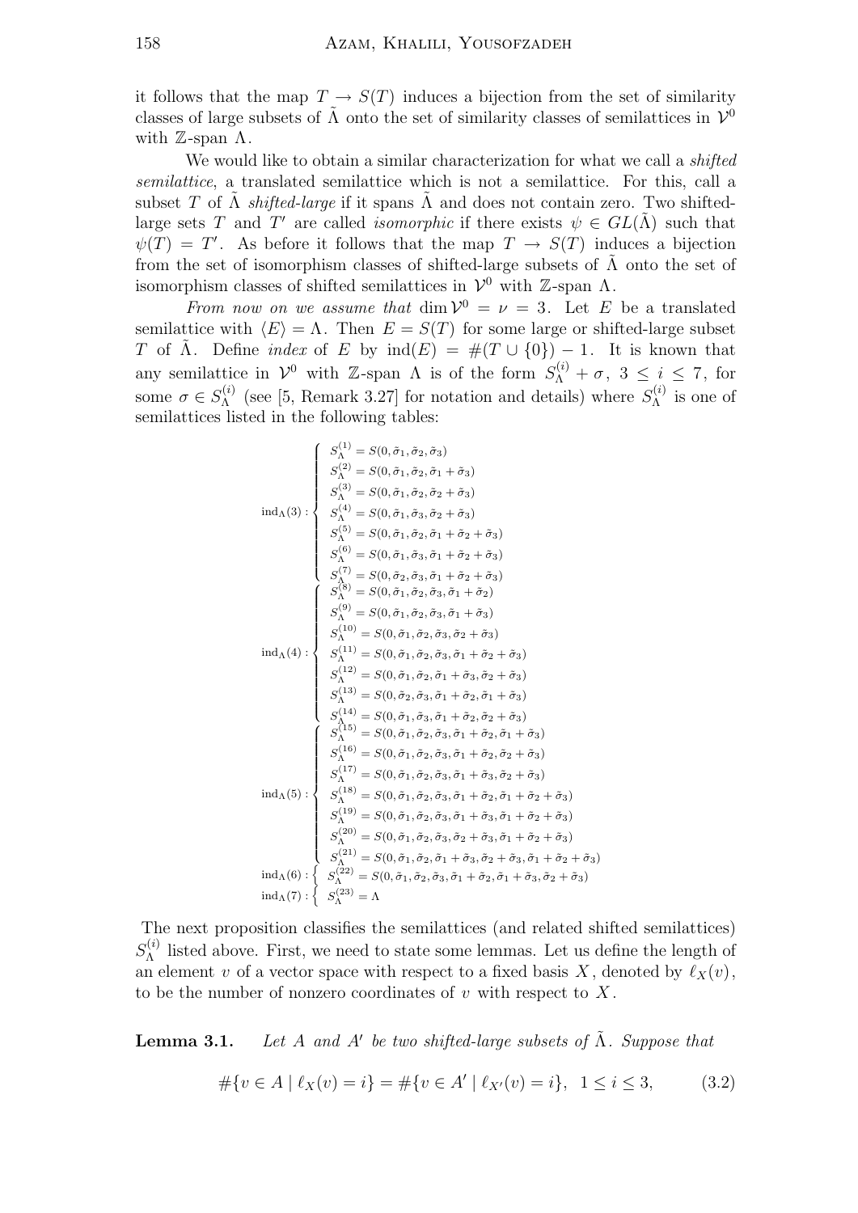it follows that the map $T \to S(T)$ induces a bijection from the set of similarity classes of large subsets of $\tilde{\Lambda}$ onto the set of similarity classes of semilattices in $\mathcal{V}^0$ with $\mathbb{Z}$-span $\Lambda$.

We would like to obtain a similar characterization for what we call a *shifted semilattice*, a translated semilattice which is not a semilattice. For this, call a subset $T$ of $\tilde{\Lambda}$ *shifted-large* if it spans $\tilde{\Lambda}$ and does not contain zero. Two shifted-large sets $T$ and $T'$ are called *isomorphic* if there exists $\psi \in GL(\tilde{\Lambda})$ such that $\psi(T) = T'$. As before it follows that the map $T \to S(T)$ induces a bijection from the set of isomorphism classes of shifted-large subsets of $\tilde{\Lambda}$ onto the set of isomorphism classes of shifted semilattices in $\mathcal{V}^0$ with $\mathbb{Z}$-span $\Lambda$.

*From now on we assume that* $\dim \mathcal{V}^0 = \nu = 3$. Let $E$ be a translated semilattice with $\langle E \rangle = \Lambda$. Then $E = S(T)$ for some large or shifted-large subset $T$ of $\tilde{\Lambda}$. Define *index* of $E$ by $\mathrm{ind}(E) = \#(T \cup \{0\}) - 1$. It is known that any semilattice in $\mathcal{V}^0$ with $\mathbb{Z}$-span $\Lambda$ is of the form $S_\Lambda^{(i)} + \sigma$, $3 \leq i \leq 7$, for some $\sigma \in S_\Lambda^{(i)}$ (see [5, Remark 3.27] for notation and details) where $S_\Lambda^{(i)}$ is one of semilattices listed in the following tables:

$$
\mathrm{ind}_\Lambda(3) : \begin{cases}
S_\Lambda^{(1)} = S(0, \tilde{\sigma}_1, \tilde{\sigma}_2, \tilde{\sigma}_3) \\
S_\Lambda^{(2)} = S(0, \tilde{\sigma}_1, \tilde{\sigma}_2, \tilde{\sigma}_1 + \tilde{\sigma}_3) \\
S_\Lambda^{(3)} = S(0, \tilde{\sigma}_1, \tilde{\sigma}_2, \tilde{\sigma}_2 + \tilde{\sigma}_3) \\
S_\Lambda^{(4)} = S(0, \tilde{\sigma}_1, \tilde{\sigma}_3, \tilde{\sigma}_2 + \tilde{\sigma}_3) \\
S_\Lambda^{(5)} = S(0, \tilde{\sigma}_1, \tilde{\sigma}_2, \tilde{\sigma}_1 + \tilde{\sigma}_2 + \tilde{\sigma}_3) \\
S_\Lambda^{(6)} = S(0, \tilde{\sigma}_1, \tilde{\sigma}_3, \tilde{\sigma}_1 + \tilde{\sigma}_2 + \tilde{\sigma}_3) \\
S_\Lambda^{(7)} = S(0, \tilde{\sigma}_2, \tilde{\sigma}_3, \tilde{\sigma}_1 + \tilde{\sigma}_2 + \tilde{\sigma}_3)
\end{cases}
$$

$$
\mathrm{ind}_\Lambda(4) : \begin{cases}
S_\Lambda^{(8)} = S(0, \tilde{\sigma}_1, \tilde{\sigma}_2, \tilde{\sigma}_3, \tilde{\sigma}_1 + \tilde{\sigma}_2) \\
S_\Lambda^{(9)} = S(0, \tilde{\sigma}_1, \tilde{\sigma}_2, \tilde{\sigma}_3, \tilde{\sigma}_1 + \tilde{\sigma}_3) \\
S_\Lambda^{(10)} = S(0, \tilde{\sigma}_1, \tilde{\sigma}_2, \tilde{\sigma}_3, \tilde{\sigma}_2 + \tilde{\sigma}_3) \\
S_\Lambda^{(11)} = S(0, \tilde{\sigma}_1, \tilde{\sigma}_2, \tilde{\sigma}_3, \tilde{\sigma}_1 + \tilde{\sigma}_2 + \tilde{\sigma}_3) \\
S_\Lambda^{(12)} = S(0, \tilde{\sigma}_1, \tilde{\sigma}_2, \tilde{\sigma}_1 + \tilde{\sigma}_3, \tilde{\sigma}_2 + \tilde{\sigma}_3) \\
S_\Lambda^{(13)} = S(0, \tilde{\sigma}_2, \tilde{\sigma}_3, \tilde{\sigma}_1 + \tilde{\sigma}_2, \tilde{\sigma}_1 + \tilde{\sigma}_3) \\
S_\Lambda^{(14)} = S(0, \tilde{\sigma}_1, \tilde{\sigma}_3, \tilde{\sigma}_1 + \tilde{\sigma}_2, \tilde{\sigma}_2 + \tilde{\sigma}_3)
\end{cases}
$$

$$
\mathrm{ind}_\Lambda(5) : \begin{cases}
S_\Lambda^{(15)} = S(0, \tilde{\sigma}_1, \tilde{\sigma}_2, \tilde{\sigma}_3, \tilde{\sigma}_1 + \tilde{\sigma}_2, \tilde{\sigma}_1 + \tilde{\sigma}_3) \\
S_\Lambda^{(16)} = S(0, \tilde{\sigma}_1, \tilde{\sigma}_2, \tilde{\sigma}_3, \tilde{\sigma}_1 + \tilde{\sigma}_2, \tilde{\sigma}_2 + \tilde{\sigma}_3) \\
S_\Lambda^{(17)} = S(0, \tilde{\sigma}_1, \tilde{\sigma}_2, \tilde{\sigma}_3, \tilde{\sigma}_1 + \tilde{\sigma}_3, \tilde{\sigma}_2 + \tilde{\sigma}_3) \\
S_\Lambda^{(18)} = S(0, \tilde{\sigma}_1, \tilde{\sigma}_2, \tilde{\sigma}_3, \tilde{\sigma}_1 + \tilde{\sigma}_2, \tilde{\sigma}_1 + \tilde{\sigma}_2 + \tilde{\sigma}_3) \\
S_\Lambda^{(19)} = S(0, \tilde{\sigma}_1, \tilde{\sigma}_2, \tilde{\sigma}_3, \tilde{\sigma}_1 + \tilde{\sigma}_3, \tilde{\sigma}_1 + \tilde{\sigma}_2 + \tilde{\sigma}_3) \\
S_\Lambda^{(20)} = S(0, \tilde{\sigma}_1, \tilde{\sigma}_2, \tilde{\sigma}_3, \tilde{\sigma}_2 + \tilde{\sigma}_3, \tilde{\sigma}_1 + \tilde{\sigma}_2 + \tilde{\sigma}_3) \\
S_\Lambda^{(21)} = S(0, \tilde{\sigma}_1, \tilde{\sigma}_2, \tilde{\sigma}_1 + \tilde{\sigma}_3, \tilde{\sigma}_2 + \tilde{\sigma}_3, \tilde{\sigma}_1 + \tilde{\sigma}_2 + \tilde{\sigma}_3)
\end{cases}
$$

$$
\mathrm{ind}_\Lambda(6) : \left\{ S_\Lambda^{(22)} = S(0, \tilde{\sigma}_1, \tilde{\sigma}_2, \tilde{\sigma}_3, \tilde{\sigma}_1 + \tilde{\sigma}_2, \tilde{\sigma}_1 + \tilde{\sigma}_3, \tilde{\sigma}_2 + \tilde{\sigma}_3) \right.
$$

$$
\mathrm{ind}_\Lambda(7) : \left\{ S_\Lambda^{(23)} = \Lambda \right.
$$

The next proposition classifies the semilattices (and related shifted semilattices) $S_\Lambda^{(i)}$ listed above. First, we need to state some lemmas. Let us define the length of an element $v$ of a vector space with respect to a fixed basis $X$, denoted by $\ell_X(v)$, to be the number of nonzero coordinates of $v$ with respect to $X$.

**Lemma 3.1.** *Let $A$ and $A'$ be two shifted-large subsets of $\tilde{\Lambda}$. Suppose that*

$$
\#\{v \in A \mid \ell_X(v) = i\} = \#\{v \in A' \mid \ell_{X'}(v) = i\}, \ \ 1 \leq i \leq 3, \tag{3.2}
$$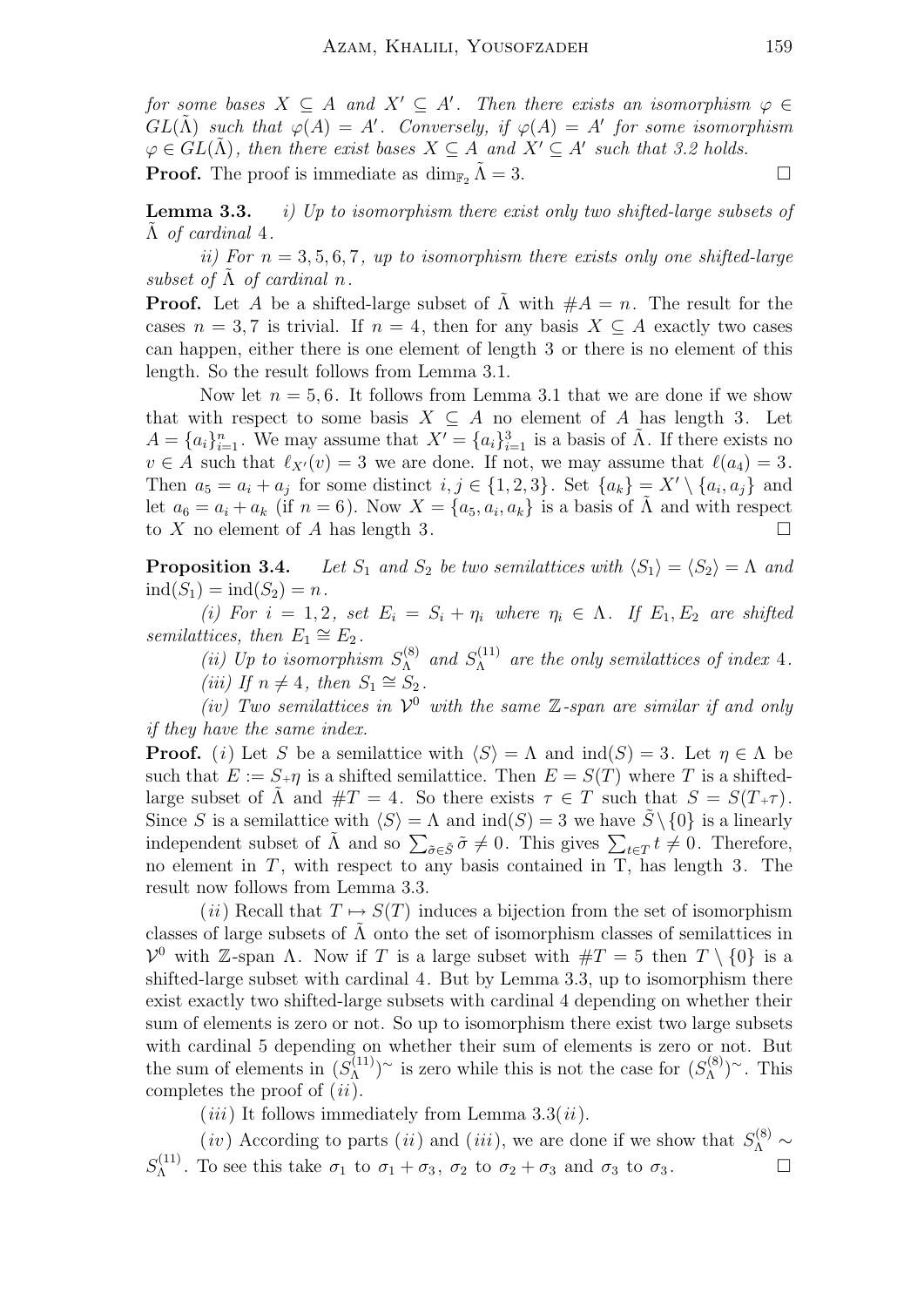*for some bases $X \subseteq A$ and $X' \subseteq A'$. Then there exists an isomorphism $\varphi \in GL(\tilde{\Lambda})$ such that $\varphi(A) = A'$. Conversely, if $\varphi(A) = A'$ for some isomorphism $\varphi \in GL(\tilde{\Lambda})$, then there exist bases $X \subseteq A$ and $X' \subseteq A'$ such that 3.2 holds.*

**Proof.** The proof is immediate as $\dim_{\mathbb{F}_2} \tilde{\Lambda} = 3$. $\square$

**Lemma 3.3.** *i) Up to isomorphism there exist only two shifted-large subsets of $\tilde{\Lambda}$ of cardinal 4.*

*ii) For $n = 3, 5, 6, 7$, up to isomorphism there exists only one shifted-large subset of $\tilde{\Lambda}$ of cardinal $n$.*

**Proof.** Let $A$ be a shifted-large subset of $\tilde{\Lambda}$ with $\#A = n$. The result for the cases $n = 3, 7$ is trivial. If $n = 4$, then for any basis $X \subseteq A$ exactly two cases can happen, either there is one element of length 3 or there is no element of this length. So the result follows from Lemma 3.1.

Now let $n = 5, 6$. It follows from Lemma 3.1 that we are done if we show that with respect to some basis $X \subseteq A$ no element of $A$ has length 3. Let $A = \{a_i\}_{i=1}^n$. We may assume that $X' = \{a_i\}_{i=1}^3$ is a basis of $\tilde{\Lambda}$. If there exists no $v \in A$ such that $\ell_{X'}(v) = 3$ we are done. If not, we may assume that $\ell(a_4) = 3$. Then $a_5 = a_i + a_j$ for some distinct $i, j \in \{1, 2, 3\}$. Set $\{a_k\} = X' \setminus \{a_i, a_j\}$ and let $a_6 = a_i + a_k$ (if $n = 6$). Now $X = \{a_5, a_i, a_k\}$ is a basis of $\tilde{\Lambda}$ and with respect to $X$ no element of $A$ has length 3. $\square$

**Proposition 3.4.** *Let $S_1$ and $S_2$ be two semilattices with $\langle S_1 \rangle = \langle S_2 \rangle = \Lambda$ and $\mathrm{ind}(S_1) = \mathrm{ind}(S_2) = n$.*

*(i) For $i = 1, 2$, set $E_i = S_i + \eta_i$ where $\eta_i \in \Lambda$. If $E_1, E_2$ are shifted semilattices, then $E_1 \cong E_2$.*

*(ii) Up to isomorphism $S_\Lambda^{(8)}$ and $S_\Lambda^{(11)}$ are the only semilattices of index 4.*

*(iii) If $n \neq 4$, then $S_1 \cong S_2$.*

*(iv) Two semilattices in $\mathcal{V}^0$ with the same $\mathbb{Z}$-span are similar if and only if they have the same index.*

**Proof.** $(i)$ Let $S$ be a semilattice with $\langle S \rangle = \Lambda$ and $\mathrm{ind}(S) = 3$. Let $\eta \in \Lambda$ be such that $E := S_{+}\eta$ is a shifted semilattice. Then $E = S(T)$ where $T$ is a shifted-large subset of $\tilde{\Lambda}$ and $\#T = 4$. So there exists $\tau \in T$ such that $S = S(T_{+}\tau)$. Since $S$ is a semilattice with $\langle S \rangle = \Lambda$ and $\mathrm{ind}(S) = 3$ we have $\tilde{S} \setminus \{0\}$ is a linearly independent subset of $\tilde{\Lambda}$ and so $\sum_{\tilde{\sigma} \in \tilde{S}} \tilde{\sigma} \neq 0$. This gives $\sum_{t \in T} t \neq 0$. Therefore, no element in $T$, with respect to any basis contained in T, has length 3. The result now follows from Lemma 3.3.

$(ii)$ Recall that $T \mapsto S(T)$ induces a bijection from the set of isomorphism classes of large subsets of $\tilde{\Lambda}$ onto the set of isomorphism classes of semilattices in $\mathcal{V}^0$ with $\mathbb{Z}$-span $\Lambda$. Now if $T$ is a large subset with $\#T = 5$ then $T \setminus \{0\}$ is a shifted-large subset with cardinal 4. But by Lemma 3.3, up to isomorphism there exist exactly two shifted-large subsets with cardinal 4 depending on whether their sum of elements is zero or not. So up to isomorphism there exist two large subsets with cardinal 5 depending on whether their sum of elements is zero or not. But the sum of elements in $(S_\Lambda^{(11)})^\sim$ is zero while this is not the case for $(S_\Lambda^{(8)})^\sim$. This completes the proof of $(ii)$.

$(iii)$ It follows immediately from Lemma 3.3$(ii)$.

$(iv)$ According to parts $(ii)$ and $(iii)$, we are done if we show that $S_\Lambda^{(8)} \sim S_\Lambda^{(11)}$. To see this take $\sigma_1$ to $\sigma_1 + \sigma_3$, $\sigma_2$ to $\sigma_2 + \sigma_3$ and $\sigma_3$ to $\sigma_3$. $\square$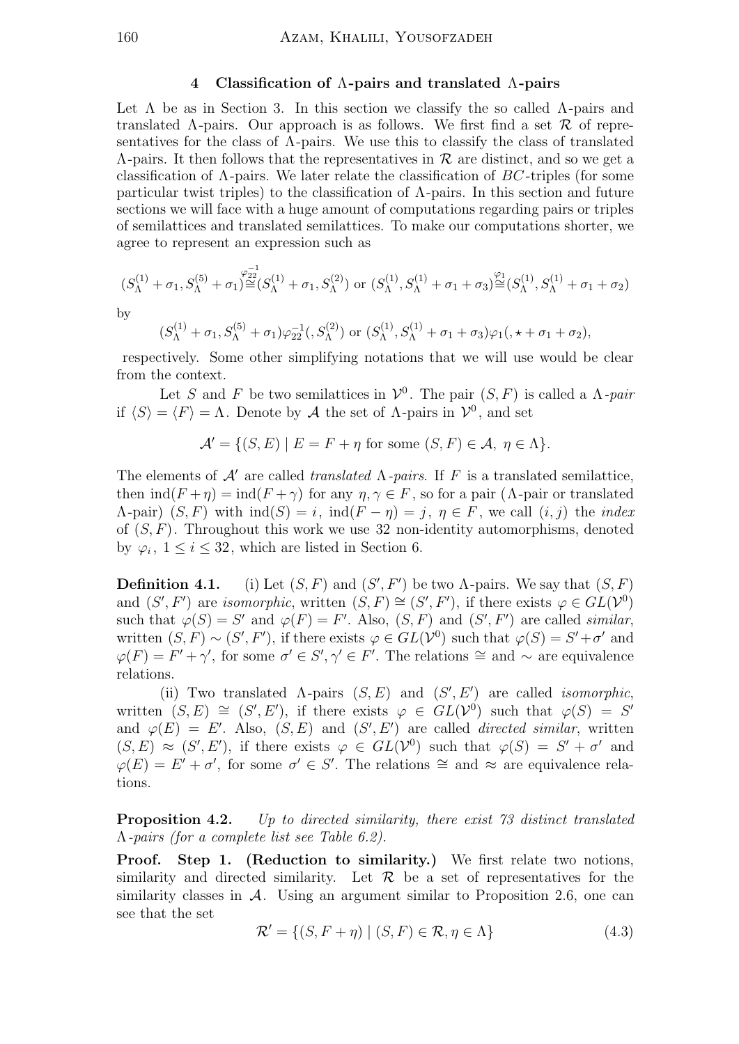## 4 Classification of $\Lambda$-pairs and translated $\Lambda$-pairs

Let $\Lambda$ be as in Section 3. In this section we classify the so called $\Lambda$-pairs and translated $\Lambda$-pairs. Our approach is as follows. We first find a set $\mathcal{R}$ of representatives for the class of $\Lambda$-pairs. We use this to classify the class of translated $\Lambda$-pairs. It then follows that the representatives in $\mathcal{R}$ are distinct, and so we get a classification of $\Lambda$-pairs. We later relate the classification of $BC$-triples (for some particular twist triples) to the classification of $\Lambda$-pairs. In this section and future sections we will face with a huge amount of computations regarding pairs or triples of semilattices and translated semilattices. To make our computations shorter, we agree to represent an expression such as

$$(S_\Lambda^{(1)}+\sigma_1, S_\Lambda^{(5)}+\sigma_1)\overset{\varphi_{22}^{-1}}{\cong}(S_\Lambda^{(1)}+\sigma_1, S_\Lambda^{(2)}) \text{ or } (S_\Lambda^{(1)}, S_\Lambda^{(1)}+\sigma_1+\sigma_3)\overset{\varphi_1}{\cong}(S_\Lambda^{(1)}, S_\Lambda^{(1)}+\sigma_1+\sigma_2)$$

by

$$(S_\Lambda^{(1)}+\sigma_1, S_\Lambda^{(5)}+\sigma_1)\varphi_{22}^{-1}(, S_\Lambda^{(2)}) \text{ or } (S_\Lambda^{(1)}, S_\Lambda^{(1)}+\sigma_1+\sigma_3)\varphi_1(, \star+\sigma_1+\sigma_2),$$

respectively. Some other simplifying notations that we will use would be clear from the context.

Let $S$ and $F$ be two semilattices in $\mathcal{V}^0$. The pair $(S,F)$ is called a *$\Lambda$-pair* if $\langle S\rangle = \langle F\rangle = \Lambda$. Denote by $\mathcal{A}$ the set of $\Lambda$-pairs in $\mathcal{V}^0$, and set

$$\mathcal{A}' = \{(S,E) \mid E = F+\eta \text{ for some } (S,F)\in\mathcal{A},\ \eta\in\Lambda\}.$$

The elements of $\mathcal{A}'$ are called *translated $\Lambda$-pairs*. If $F$ is a translated semilattice, then $\operatorname{ind}(F+\eta) = \operatorname{ind}(F+\gamma)$ for any $\eta,\gamma\in F$, so for a pair ($\Lambda$-pair or translated $\Lambda$-pair) $(S,F)$ with $\operatorname{ind}(S)=i$, $\operatorname{ind}(F-\eta)=j$, $\eta\in F$, we call $(i,j)$ the *index* of $(S,F)$. Throughout this work we use 32 non-identity automorphisms, denoted by $\varphi_i$, $1\le i\le 32$, which are listed in Section 6.

**Definition 4.1.** (i) Let $(S,F)$ and $(S',F')$ be two $\Lambda$-pairs. We say that $(S,F)$ and $(S',F')$ are *isomorphic,* written $(S,F)\cong(S',F')$, if there exists $\varphi\in GL(\mathcal{V}^0)$ such that $\varphi(S)=S'$ and $\varphi(F)=F'$. Also, $(S,F)$ and $(S',F')$ are called *similar*, written $(S,F)\sim(S',F')$, if there exists $\varphi\in GL(\mathcal{V}^0)$ such that $\varphi(S)=S'+\sigma'$ and $\varphi(F)=F'+\gamma'$, for some $\sigma'\in S', \gamma'\in F'$. The relations $\cong$ and $\sim$ are equivalence relations.

(ii) Two translated $\Lambda$-pairs $(S,E)$ and $(S',E')$ are called *isomorphic*, written $(S,E)\cong(S',E')$, if there exists $\varphi\in GL(\mathcal{V}^0)$ such that $\varphi(S)=S'$ and $\varphi(E)=E'$. Also, $(S,E)$ and $(S',E')$ are called *directed similar*, written $(S,E)\approx(S',E')$, if there exists $\varphi\in GL(\mathcal{V}^0)$ such that $\varphi(S)=S'+\sigma'$ and $\varphi(E)=E'+\sigma'$, for some $\sigma'\in S'$. The relations $\cong$ and $\approx$ are equivalence relations.

**Proposition 4.2.** *Up to directed similarity, there exist 73 distinct translated $\Lambda$-pairs (for a complete list see Table 6.2).*

**Proof. Step 1. (Reduction to similarity.)** We first relate two notions, similarity and directed similarity. Let $\mathcal{R}$ be a set of representatives for the similarity classes in $\mathcal{A}$. Using an argument similar to Proposition 2.6, one can see that the set

$$\mathcal{R}' = \{(S,F+\eta) \mid (S,F)\in\mathcal{R}, \eta\in\Lambda\} \tag{4.3}$$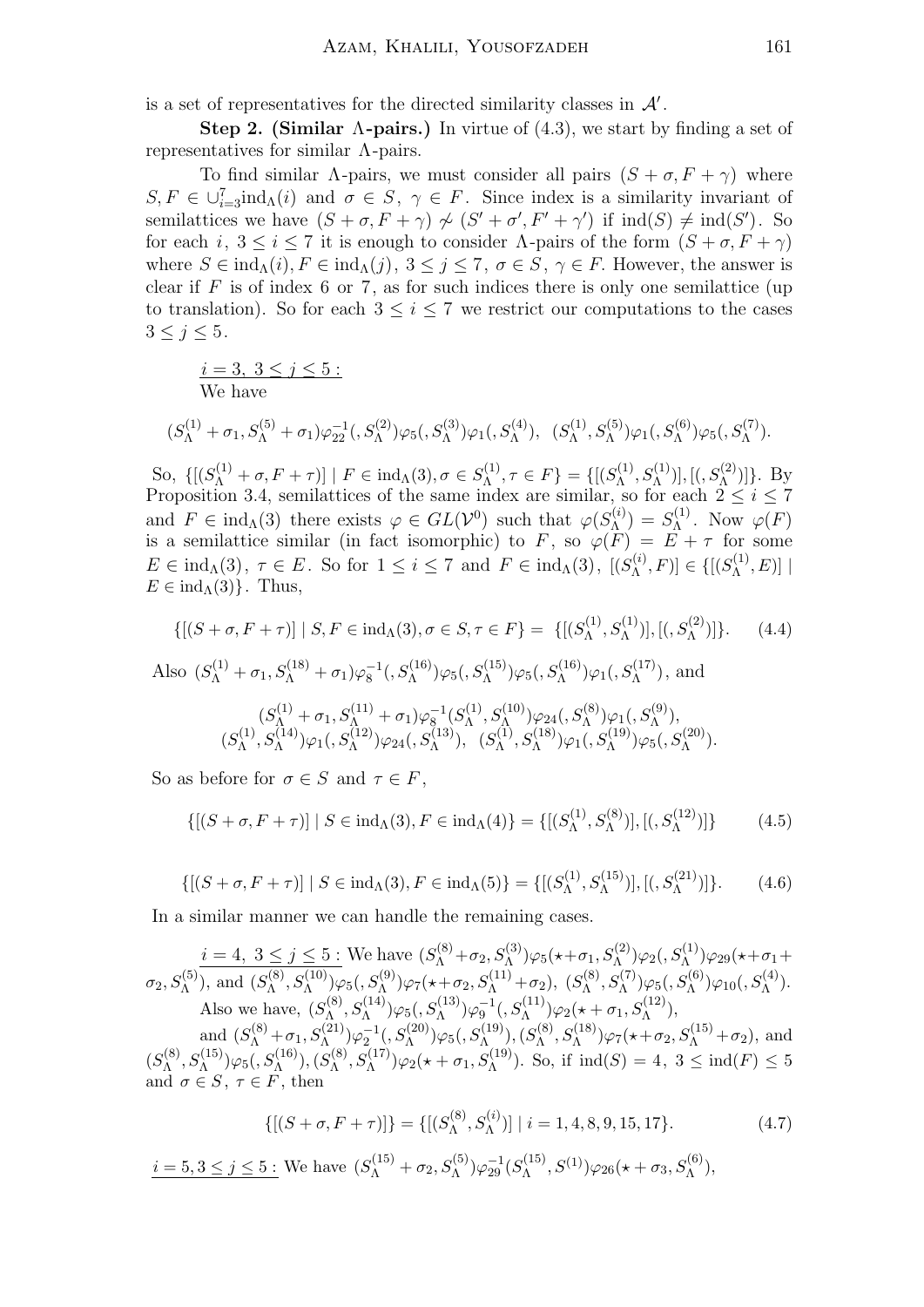is a set of representatives for the directed similarity classes in $\mathcal{A}'$.

**Step 2. (Similar $\Lambda$-pairs.)** In virtue of (4.3), we start by finding a set of representatives for similar $\Lambda$-pairs.

To find similar $\Lambda$-pairs, we must consider all pairs $(S+\sigma, F+\gamma)$ where $S, F \in \cup_{i=3}^{7}\text{ind}_\Lambda(i)$ and $\sigma \in S$, $\gamma \in F$. Since index is a similarity invariant of semilattices we have $(S+\sigma, F+\gamma) \not\sim (S'+\sigma', F'+\gamma')$ if $\text{ind}(S) \neq \text{ind}(S')$. So for each $i$, $3 \leq i \leq 7$ it is enough to consider $\Lambda$-pairs of the form $(S+\sigma, F+\gamma)$ where $S \in \text{ind}_\Lambda(i), F \in \text{ind}_\Lambda(j)$, $3 \leq j \leq 7$, $\sigma \in S$, $\gamma \in F$. However, the answer is clear if $F$ is of index 6 or 7, as for such indices there is only one semilattice (up to translation). So for each $3 \leq i \leq 7$ we restrict our computations to the cases $3 \leq j \leq 5$.

$\underline{i=3,\ 3 \leq j \leq 5:}$
We have

$$(S_\Lambda^{(1)}+\sigma_1, S_\Lambda^{(5)}+\sigma_1)\varphi_{22}^{-1}(,S_\Lambda^{(2)})\varphi_5(,S_\Lambda^{(3)})\varphi_1(,S_\Lambda^{(4)}),\ \ (S_\Lambda^{(1)}, S_\Lambda^{(5)})\varphi_1(,S_\Lambda^{(6)})\varphi_5(,S_\Lambda^{(7)}).$$

So, $\{[(S_\Lambda^{(1)}+\sigma, F+\tau)] \mid F \in \text{ind}_\Lambda(3), \sigma \in S_\Lambda^{(1)}, \tau \in F\} = \{[(S_\Lambda^{(1)}, S_\Lambda^{(1)})], [(,S_\Lambda^{(2)})]\}$. By Proposition 3.4, semilattices of the same index are similar, so for each $2 \leq i \leq 7$ and $F \in \text{ind}_\Lambda(3)$ there exists $\varphi \in GL(\mathcal{V}^0)$ such that $\varphi(S_\Lambda^{(i)}) = S_\Lambda^{(1)}$. Now $\varphi(F)$ is a semilattice similar (in fact isomorphic) to $F$, so $\varphi(F) = E+\tau$ for some $E \in \text{ind}_\Lambda(3)$, $\tau \in E$. So for $1 \leq i \leq 7$ and $F \in \text{ind}_\Lambda(3)$, $[(S_\Lambda^{(i)}, F)] \in \{[(S_\Lambda^{(1)}, E)] \mid E \in \text{ind}_\Lambda(3)\}$. Thus,

$$\{[(S+\sigma, F+\tau)] \mid S, F \in \text{ind}_\Lambda(3), \sigma \in S, \tau \in F\} = \ \{[(S_\Lambda^{(1)}, S_\Lambda^{(1)})], [(,S_\Lambda^{(2)})]\}. \tag{4.4}$$

Also $(S_\Lambda^{(1)}+\sigma_1, S_\Lambda^{(18)}+\sigma_1)\varphi_8^{-1}(,S_\Lambda^{(16)})\varphi_5(,S_\Lambda^{(15)})\varphi_5(,S_\Lambda^{(16)})\varphi_1(,S_\Lambda^{(17)})$, and

$$(S_\Lambda^{(1)}+\sigma_1, S_\Lambda^{(11)}+\sigma_1)\varphi_8^{-1}(S_\Lambda^{(1)}, S_\Lambda^{(10)})\varphi_{24}(,S_\Lambda^{(8)})\varphi_1(,S_\Lambda^{(9)}),$$
$$(S_\Lambda^{(1)}, S_\Lambda^{(14)})\varphi_1(,S_\Lambda^{(12)})\varphi_{24}(,S_\Lambda^{(13)}),\ \ (S_\Lambda^{(1)}, S_\Lambda^{(18)})\varphi_1(,S_\Lambda^{(19)})\varphi_5(,S_\Lambda^{(20)}).$$

So as before for $\sigma \in S$ and $\tau \in F$,

$$\{[(S+\sigma, F+\tau)] \mid S \in \text{ind}_\Lambda(3), F \in \text{ind}_\Lambda(4)\} = \{[(S_\Lambda^{(1)}, S_\Lambda^{(8)})], [(,S_\Lambda^{(12)})]\} \tag{4.5}$$

$$\{[(S+\sigma, F+\tau)] \mid S \in \text{ind}_\Lambda(3), F \in \text{ind}_\Lambda(5)\} = \{[(S_\Lambda^{(1)}, S_\Lambda^{(15)})], [(,S_\Lambda^{(21)})]\}. \tag{4.6}$$

In a similar manner we can handle the remaining cases.

$\underline{i=4,\ 3 \leq j \leq 5:}$ We have $(S_\Lambda^{(8)}+\sigma_2, S_\Lambda^{(3)})\varphi_5(\star+\sigma_1, S_\Lambda^{(2)})\varphi_2(,S_\Lambda^{(1)})\varphi_{29}(\star+\sigma_1+\sigma_2, S_\Lambda^{(5)})$, and $(S_\Lambda^{(8)}, S_\Lambda^{(10)})\varphi_5(,S_\Lambda^{(9)})\varphi_7(\star+\sigma_2, S_\Lambda^{(11)}+\sigma_2)$, $(S_\Lambda^{(8)}, S_\Lambda^{(7)})\varphi_5(,S_\Lambda^{(6)})\varphi_{10}(,S_\Lambda^{(4)})$.
Also we have, $(S_\Lambda^{(8)}, S_\Lambda^{(14)})\varphi_5(,S_\Lambda^{(13)})\varphi_9^{-1}(,S_\Lambda^{(11)})\varphi_2(\star+\sigma_1, S_\Lambda^{(12)})$,
and $(S_\Lambda^{(8)}+\sigma_1, S_\Lambda^{(21)})\varphi_2^{-1}(,S_\Lambda^{(20)})\varphi_5(,S_\Lambda^{(19)}), (S_\Lambda^{(8)}, S_\Lambda^{(18)})\varphi_7(\star+\sigma_2, S_\Lambda^{(15)}+\sigma_2)$, and $(S_\Lambda^{(8)}, S_\Lambda^{(15)})\varphi_5(,S_\Lambda^{(16)}), (S_\Lambda^{(8)}, S_\Lambda^{(17)})\varphi_2(\star+\sigma_1, S_\Lambda^{(19)})$. So, if $\text{ind}(S) = 4$, $3 \leq \text{ind}(F) \leq 5$ and $\sigma \in S$, $\tau \in F$, then

$$\{[(S+\sigma, F+\tau)]\} = \{[(S_\Lambda^{(8)}, S_\Lambda^{(i)})] \mid i = 1, 4, 8, 9, 15, 17\}. \tag{4.7}$$

$\underline{i=5, 3 \leq j \leq 5:}$ We have $(S_\Lambda^{(15)}+\sigma_2, S_\Lambda^{(5)})\varphi_{29}^{-1}(S_\Lambda^{(15)}, S^{(1)})\varphi_{26}(\star+\sigma_3, S_\Lambda^{(6)})$,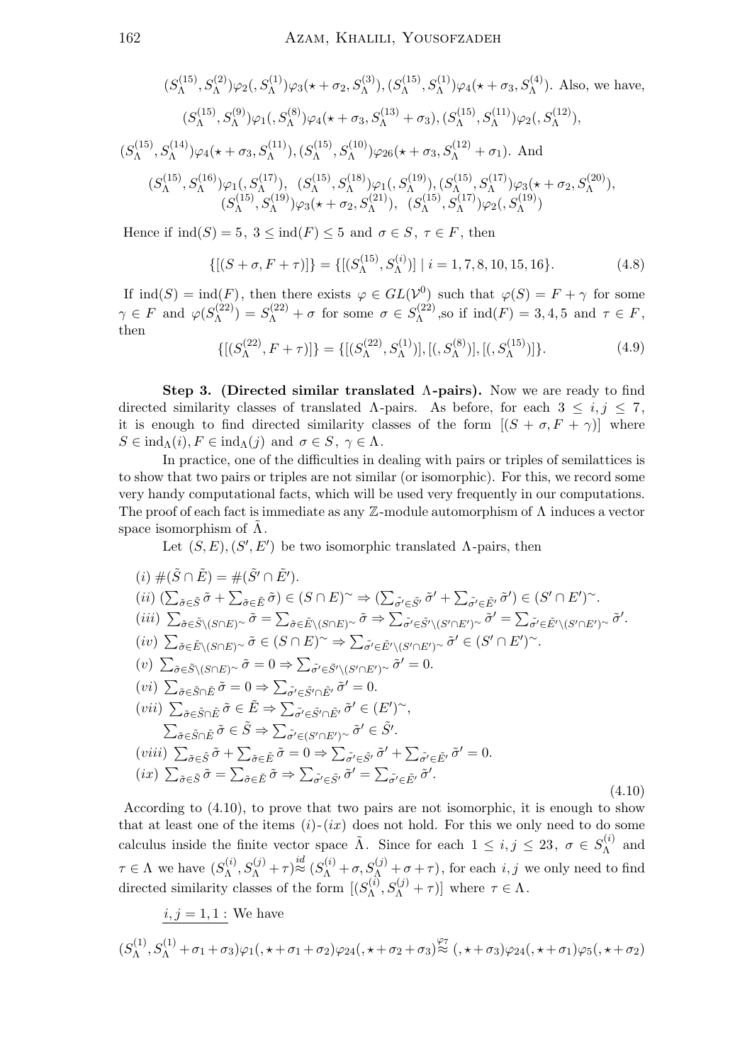$(S_\Lambda^{(15)}, S_\Lambda^{(2)})\varphi_2(, S_\Lambda^{(1)})\varphi_3(\star + \sigma_2, S_\Lambda^{(3)}), (S_\Lambda^{(15)}, S_\Lambda^{(1)})\varphi_4(\star + \sigma_3, S_\Lambda^{(4)})$. Also, we have,

$$(S_\Lambda^{(15)}, S_\Lambda^{(9)})\varphi_1(, S_\Lambda^{(8)})\varphi_4(\star + \sigma_3, S_\Lambda^{(13)} + \sigma_3), (S_\Lambda^{(15)}, S_\Lambda^{(11)})\varphi_2(, S_\Lambda^{(12)}),$$

$(S_\Lambda^{(15)}, S_\Lambda^{(14)})\varphi_4(\star + \sigma_3, S_\Lambda^{(11)}), (S_\Lambda^{(15)}, S_\Lambda^{(10)})\varphi_{26}(\star + \sigma_3, S_\Lambda^{(12)} + \sigma_1)$. And

$$(S_\Lambda^{(15)}, S_\Lambda^{(16)})\varphi_1(, S_\Lambda^{(17)}), \ (S_\Lambda^{(15)}, S_\Lambda^{(18)})\varphi_1(, S_\Lambda^{(19)}), (S_\Lambda^{(15)}, S_\Lambda^{(17)})\varphi_3(\star + \sigma_2, S_\Lambda^{(20)}),$$
$$(S_\Lambda^{(15)}, S_\Lambda^{(19)})\varphi_3(\star + \sigma_2, S_\Lambda^{(21)}), \ (S_\Lambda^{(15)}, S_\Lambda^{(17)})\varphi_2(, S_\Lambda^{(19)})$$

Hence if $\mathrm{ind}(S) = 5, \ 3 \leq \mathrm{ind}(F) \leq 5$ and $\sigma \in S, \ \tau \in F$, then

$$\{[(S + \sigma, F + \tau)]\} = \{[(S_\Lambda^{(15)}, S_\Lambda^{(i)})] \mid i = 1, 7, 8, 10, 15, 16\}. \tag{4.8}$$

If $\mathrm{ind}(S) = \mathrm{ind}(F)$, then there exists $\varphi \in GL(\mathcal{V}^0)$ such that $\varphi(S) = F + \gamma$ for some $\gamma \in F$ and $\varphi(S_\Lambda^{(22)}) = S_\Lambda^{(22)} + \sigma$ for some $\sigma \in S_\Lambda^{(22)}$,so if $\mathrm{ind}(F) = 3, 4, 5$ and $\tau \in F$, then

$$\{[(S_\Lambda^{(22)}, F + \tau)]\} = \{[(S_\Lambda^{(22)}, S_\Lambda^{(1)})], [(, S_\Lambda^{(8)})], [(, S_\Lambda^{(15)})]\}. \tag{4.9}$$

**Step 3. (Directed similar translated $\Lambda$-pairs).** Now we are ready to find directed similarity classes of translated $\Lambda$-pairs. As before, for each $3 \leq i, j \leq 7$, it is enough to find directed similarity classes of the form $[(S + \sigma, F + \gamma)]$ where $S \in \mathrm{ind}_\Lambda(i), F \in \mathrm{ind}_\Lambda(j)$ and $\sigma \in S, \ \gamma \in \Lambda$.

In practice, one of the difficulties in dealing with pairs or triples of semilattices is to show that two pairs or triples are not similar (or isomorphic). For this, we record some very handy computational facts, which will be used very frequently in our computations. The proof of each fact is immediate as any $\mathbb{Z}$-module automorphism of $\Lambda$ induces a vector space isomorphism of $\tilde{\Lambda}$.

Let $(S, E), (S', E')$ be two isomorphic translated $\Lambda$-pairs, then

$$
\begin{aligned}
&(i) \ \#(\tilde{S} \cap \tilde{E}) = \#(\tilde{S'} \cap \tilde{E'}).\\
&(ii) \ (\textstyle\sum_{\tilde{\sigma} \in \tilde{S}} \tilde{\sigma} + \sum_{\tilde{\sigma} \in \tilde{E}} \tilde{\sigma}) \in (S \cap E)^\sim \Rightarrow (\sum_{\tilde{\sigma'} \in \tilde{S'}} \tilde{\sigma}' + \sum_{\tilde{\sigma'} \in \tilde{E'}} \tilde{\sigma}') \in (S' \cap E')^\sim.\\
&(iii) \ \textstyle\sum_{\tilde{\sigma} \in \tilde{S} \setminus (S \cap E)^\sim} \tilde{\sigma} = \sum_{\tilde{\sigma} \in \tilde{E} \setminus (S \cap E)^\sim} \tilde{\sigma} \Rightarrow \sum_{\tilde{\sigma'} \in \tilde{S'} \setminus (S' \cap E')^\sim} \tilde{\sigma}' = \sum_{\tilde{\sigma'} \in \tilde{E'} \setminus (S' \cap E')^\sim} \tilde{\sigma}'.\\
&(iv) \ \textstyle\sum_{\tilde{\sigma} \in \tilde{E} \setminus (S \cap E)^\sim} \tilde{\sigma} \in (S \cap E)^\sim \Rightarrow \sum_{\tilde{\sigma'} \in \tilde{E'} \setminus (S' \cap E')^\sim} \tilde{\sigma}' \in (S' \cap E')^\sim.\\
&(v) \ \textstyle\sum_{\tilde{\sigma} \in \tilde{S} \setminus (S \cap E)^\sim} \tilde{\sigma} = 0 \Rightarrow \sum_{\tilde{\sigma'} \in \tilde{S'} \setminus (S' \cap E')^\sim} \tilde{\sigma}' = 0.\\
&(vi) \ \textstyle\sum_{\tilde{\sigma} \in \tilde{S} \cap \tilde{E}} \tilde{\sigma} = 0 \Rightarrow \sum_{\tilde{\sigma'} \in \tilde{S'} \cap \tilde{E'}} \tilde{\sigma}' = 0.\\
&(vii) \ \textstyle\sum_{\tilde{\sigma} \in \tilde{S} \cap \tilde{E}} \tilde{\sigma} \in \tilde{E} \Rightarrow \sum_{\tilde{\sigma'} \in \tilde{S'} \cap \tilde{E'}} \tilde{\sigma}' \in (E')^\sim,\\
&\qquad \textstyle\sum_{\tilde{\sigma} \in \tilde{S} \cap \tilde{E}} \tilde{\sigma} \in \tilde{S} \Rightarrow \sum_{\tilde{\sigma'} \in (S' \cap E')^\sim} \tilde{\sigma}' \in \tilde{S'}.\\
&(viii) \ \textstyle\sum_{\tilde{\sigma} \in \tilde{S}} \tilde{\sigma} + \sum_{\tilde{\sigma} \in \tilde{E}} \tilde{\sigma} = 0 \Rightarrow \sum_{\tilde{\sigma'} \in \tilde{S'}} \tilde{\sigma}' + \sum_{\tilde{\sigma'} \in \tilde{E'}} \tilde{\sigma}' = 0.\\
&(ix) \ \textstyle\sum_{\tilde{\sigma} \in \tilde{S}} \tilde{\sigma} = \sum_{\tilde{\sigma} \in \tilde{E}} \tilde{\sigma} \Rightarrow \sum_{\tilde{\sigma'} \in \tilde{S'}} \tilde{\sigma}' = \sum_{\tilde{\sigma'} \in \tilde{E'}} \tilde{\sigma}'.
\end{aligned}
\tag{4.10}
$$

According to (4.10), to prove that two pairs are not isomorphic, it is enough to show that at least one of the items $(i)$-$(ix)$ does not hold. For this we only need to do some calculus inside the finite vector space $\tilde{\Lambda}$. Since for each $1 \leq i, j \leq 23, \ \sigma \in S_\Lambda^{(i)}$ and $\tau \in \Lambda$ we have $(S_\Lambda^{(i)}, S_\Lambda^{(j)} + \tau) \overset{id}{\approx} (S_\Lambda^{(i)} + \sigma, S_\Lambda^{(j)} + \sigma + \tau)$, for each $i, j$ we only need to find directed similarity classes of the form $[(S_\Lambda^{(i)}, S_\Lambda^{(j)} + \tau)]$ where $\tau \in \Lambda$.

<u>$i, j = 1, 1$ :</u> We have

$(S_\Lambda^{(1)}, S_\Lambda^{(1)} + \sigma_1 + \sigma_3)\varphi_1(, \star + \sigma_1 + \sigma_2)\varphi_{24}(, \star + \sigma_2 + \sigma_3) \overset{\varphi_7}{\approx} (, \star + \sigma_3)\varphi_{24}(, \star + \sigma_1)\varphi_5(, \star + \sigma_2)$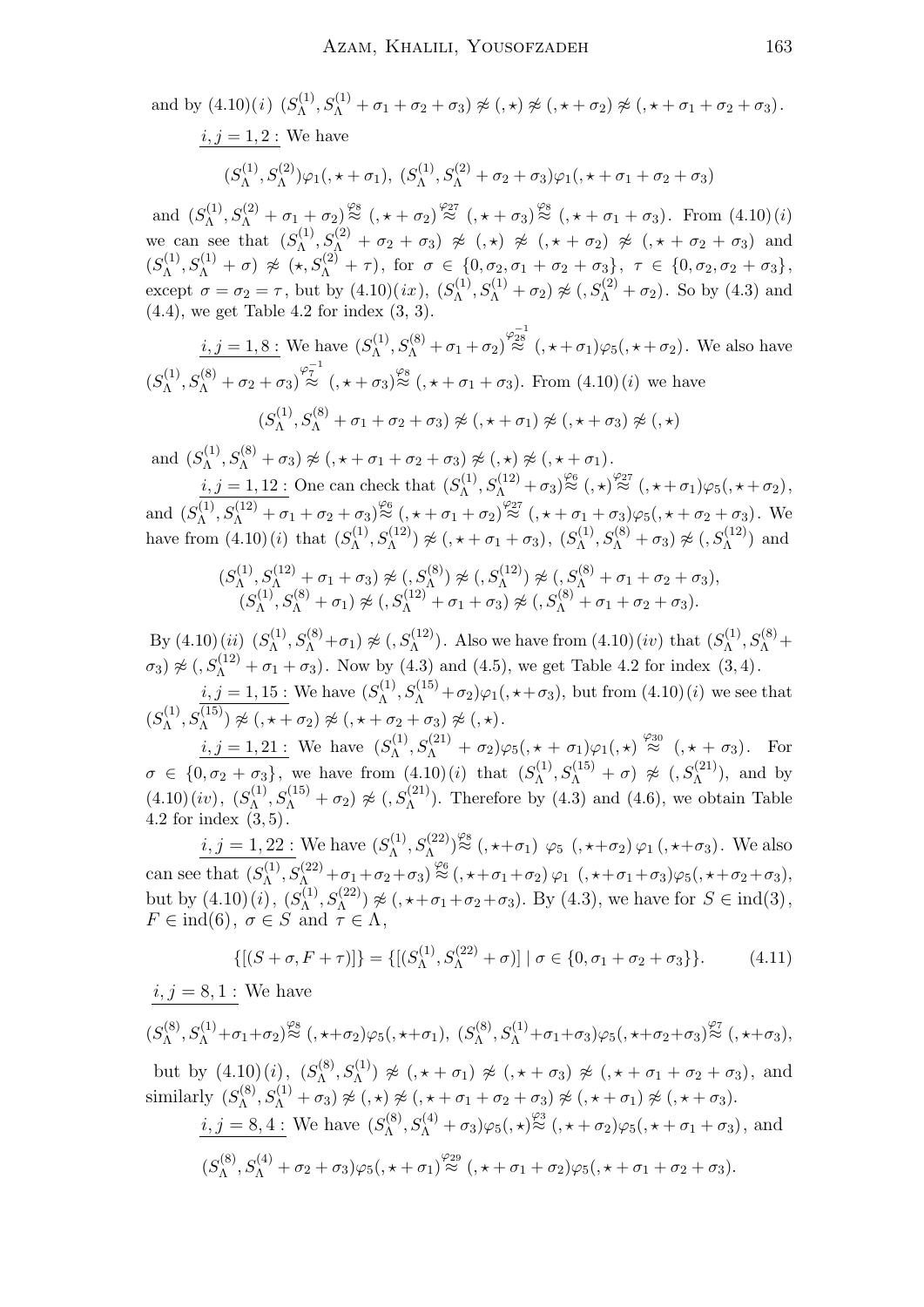and by $(4.10)(i)$ $(S_\Lambda^{(1)}, S_\Lambda^{(1)}+\sigma_1+\sigma_2+\sigma_3) \not\approx (,\star) \not\approx (,\star+\sigma_2) \not\approx (,\star+\sigma_1+\sigma_2+\sigma_3)$.

$\underline{i,j=1,2:}$ We have

$$(S_\Lambda^{(1)}, S_\Lambda^{(2)})\varphi_1(,\star+\sigma_1),\ (S_\Lambda^{(1)}, S_\Lambda^{(2)}+\sigma_2+\sigma_3)\varphi_1(,\star+\sigma_1+\sigma_2+\sigma_3)$$

and $(S_\Lambda^{(1)}, S_\Lambda^{(2)}+\sigma_1+\sigma_2) \overset{\varphi_8}{\approx} (,\star+\sigma_2) \overset{\varphi_{27}}{\approx} (,\star+\sigma_3) \overset{\varphi_8}{\approx} (,\star+\sigma_1+\sigma_3)$. From $(4.10)(i)$ we can see that $(S_\Lambda^{(1)}, S_\Lambda^{(2)}+\sigma_2+\sigma_3) \not\approx (,\star) \not\approx (,\star+\sigma_2) \not\approx (,\star+\sigma_2+\sigma_3)$ and $(S_\Lambda^{(1)}, S_\Lambda^{(1)}+\sigma) \not\approx (\star, S_\Lambda^{(2)}+\tau)$, for $\sigma \in \{0,\sigma_2,\sigma_1+\sigma_2+\sigma_3\}$, $\tau \in \{0,\sigma_2,\sigma_2+\sigma_3\}$, except $\sigma=\sigma_2=\tau$, but by $(4.10)(ix)$, $(S_\Lambda^{(1)}, S_\Lambda^{(1)}+\sigma_2) \not\approx (,S_\Lambda^{(2)}+\sigma_2)$. So by (4.3) and (4.4), we get Table 4.2 for index (3, 3).

$\underline{i,j=1,8:}$ We have $(S_\Lambda^{(1)}, S_\Lambda^{(8)}+\sigma_1+\sigma_2) \overset{\varphi_{28}^{-1}}{\approx} (,\star+\sigma_1)\varphi_5(,\star+\sigma_2)$. We also have $(S_\Lambda^{(1)}, S_\Lambda^{(8)}+\sigma_2+\sigma_3) \overset{\varphi_7^{-1}}{\approx} (,\star+\sigma_3) \overset{\varphi_8}{\approx} (,\star+\sigma_1+\sigma_3)$. From $(4.10)(i)$ we have

$$(S_\Lambda^{(1)}, S_\Lambda^{(8)}+\sigma_1+\sigma_2+\sigma_3) \not\approx (,\star+\sigma_1) \not\approx (,\star+\sigma_3) \not\approx (,\star)$$

and $(S_\Lambda^{(1)}, S_\Lambda^{(8)}+\sigma_3) \not\approx (,\star+\sigma_1+\sigma_2+\sigma_3) \not\approx (,\star) \not\approx (,\star+\sigma_1)$.

$\underline{i,j=1,12:}$ One can check that $(S_\Lambda^{(1)}, S_\Lambda^{(12)}+\sigma_3) \overset{\varphi_6}{\approx} (,\star) \overset{\varphi_{27}}{\approx} (,\star+\sigma_1)\varphi_5(,\star+\sigma_2)$, and $(S_\Lambda^{(1)}, S_\Lambda^{(12)}+\sigma_1+\sigma_2+\sigma_3) \overset{\varphi_6}{\approx} (,\star+\sigma_1+\sigma_2) \overset{\varphi_{27}}{\approx} (,\star+\sigma_1+\sigma_3)\varphi_5(,\star+\sigma_2+\sigma_3)$. We have from $(4.10)(i)$ that $(S_\Lambda^{(1)}, S_\Lambda^{(12)}) \not\approx (,\star+\sigma_1+\sigma_3)$, $(S_\Lambda^{(1)}, S_\Lambda^{(8)}+\sigma_3) \not\approx (,S_\Lambda^{(12)})$ and

$$\begin{gathered}(S_\Lambda^{(1)}, S_\Lambda^{(12)}+\sigma_1+\sigma_3) \not\approx (,S_\Lambda^{(8)}) \not\approx (,S_\Lambda^{(12)}) \not\approx (,S_\Lambda^{(8)}+\sigma_1+\sigma_2+\sigma_3),\\ (S_\Lambda^{(1)}, S_\Lambda^{(8)}+\sigma_1) \not\approx (,S_\Lambda^{(12)}+\sigma_1+\sigma_3) \not\approx (,S_\Lambda^{(8)}+\sigma_1+\sigma_2+\sigma_3).\end{gathered}$$

By $(4.10)(ii)$ $(S_\Lambda^{(1)}, S_\Lambda^{(8)}+\sigma_1) \not\approx (,S_\Lambda^{(12)})$. Also we have from $(4.10)(iv)$ that $(S_\Lambda^{(1)}, S_\Lambda^{(8)}+\sigma_3) \not\approx (,S_\Lambda^{(12)}+\sigma_1+\sigma_3)$. Now by (4.3) and (4.5), we get Table 4.2 for index $(3,4)$.

$\underline{i,j=1,15:}$ We have $(S_\Lambda^{(1)}, S_\Lambda^{(15)}+\sigma_2)\varphi_1(,\star+\sigma_3)$, but from $(4.10)(i)$ we see that $(S_\Lambda^{(1)}, S_\Lambda^{(15)}) \not\approx (,\star+\sigma_2) \not\approx (,\star+\sigma_2+\sigma_3) \not\approx (,\star)$.

$\underline{i,j=1,21:}$ We have $(S_\Lambda^{(1)}, S_\Lambda^{(21)}+\sigma_2)\varphi_5(,\star+\sigma_1)\varphi_1(,\star) \overset{\varphi_{30}}{\approx} (,\star+\sigma_3)$. For $\sigma \in \{0,\sigma_2+\sigma_3\}$, we have from $(4.10)(i)$ that $(S_\Lambda^{(1)}, S_\Lambda^{(15)}+\sigma) \not\approx (,S_\Lambda^{(21)})$, and by $(4.10)(iv)$, $(S_\Lambda^{(1)}, S_\Lambda^{(15)}+\sigma_2) \not\approx (,S_\Lambda^{(21)})$. Therefore by (4.3) and (4.6), we obtain Table 4.2 for index $(3,5)$.

$\underline{i,j=1,22:}$ We have $(S_\Lambda^{(1)}, S_\Lambda^{(22)}) \overset{\varphi_8}{\approx} (,\star+\sigma_1)\ \varphi_5\ (,\star+\sigma_2)\,\varphi_1\,(,\star+\sigma_3)$. We also can see that $(S_\Lambda^{(1)}, S_\Lambda^{(22)}+\sigma_1+\sigma_2+\sigma_3) \overset{\varphi_6}{\approx} (,\star+\sigma_1+\sigma_2)\,\varphi_1\ (,\star+\sigma_1+\sigma_3)\varphi_5(,\star+\sigma_2+\sigma_3)$, but by $(4.10)(i)$, $(S_\Lambda^{(1)}, S_\Lambda^{(22)}) \not\approx (,\star+\sigma_1+\sigma_2+\sigma_3)$. By (4.3), we have for $S \in \mathrm{ind}(3)$, $F \in \mathrm{ind}(6)$, $\sigma \in S$ and $\tau \in \Lambda$,

$$\{[(S+\sigma, F+\tau)]\} = \{[(S_\Lambda^{(1)}, S_\Lambda^{(22)}+\sigma)] \mid \sigma \in \{0,\sigma_1+\sigma_2+\sigma_3\}\}. \tag{4.11}$$

$\underline{i,j=8,1:}$ We have

$$(S_\Lambda^{(8)}, S_\Lambda^{(1)}+\sigma_1+\sigma_2) \overset{\varphi_8}{\approx} (,\star+\sigma_2)\varphi_5(,\star+\sigma_1),\ (S_\Lambda^{(8)}, S_\Lambda^{(1)}+\sigma_1+\sigma_3)\varphi_5(,\star+\sigma_2+\sigma_3) \overset{\varphi_7}{\approx} (,\star+\sigma_3),$$

but by $(4.10)(i)$, $(S_\Lambda^{(8)}, S_\Lambda^{(1)}) \not\approx (,\star+\sigma_1) \not\approx (,\star+\sigma_3) \not\approx (,\star+\sigma_1+\sigma_2+\sigma_3)$, and similarly $(S_\Lambda^{(8)}, S_\Lambda^{(1)}+\sigma_3) \not\approx (,\star) \not\approx (,\star+\sigma_1+\sigma_2+\sigma_3) \not\approx (,\star+\sigma_1) \not\approx (,\star+\sigma_3)$.

$\underline{i,j=8,4:}$ We have $(S_\Lambda^{(8)}, S_\Lambda^{(4)}+\sigma_3)\varphi_5(,\star) \overset{\varphi_3}{\approx} (,\star+\sigma_2)\varphi_5(,\star+\sigma_1+\sigma_3)$, and

$$(S_\Lambda^{(8)}, S_\Lambda^{(4)}+\sigma_2+\sigma_3)\varphi_5(,\star+\sigma_1) \overset{\varphi_{29}}{\approx} (,\star+\sigma_1+\sigma_2)\varphi_5(,\star+\sigma_1+\sigma_2+\sigma_3).$$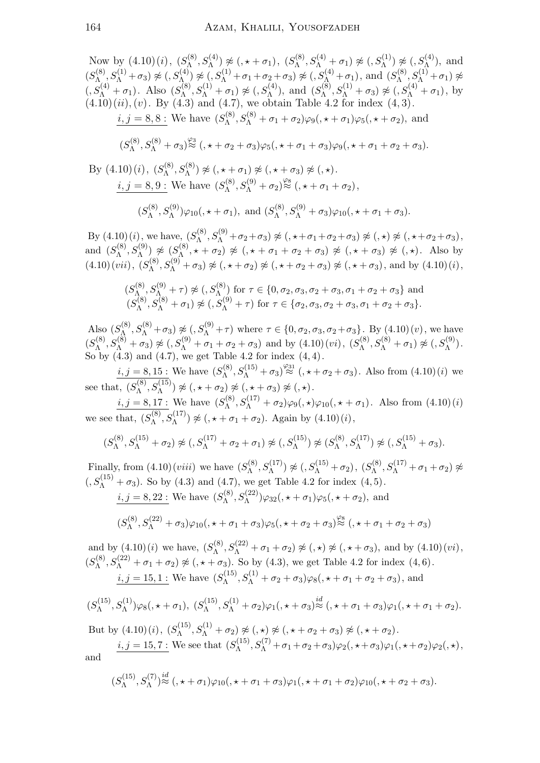Now by $(4.10)(i)$, $(S_\Lambda^{(8)}, S_\Lambda^{(4)}) \not\approx (, \star + \sigma_1)$, $(S_\Lambda^{(8)}, S_\Lambda^{(4)} + \sigma_1) \not\approx (, S_\Lambda^{(1)}) \not\approx (, S_\Lambda^{(4)})$, and $(S_\Lambda^{(8)}, S_\Lambda^{(1)} + \sigma_3) \not\approx (, S_\Lambda^{(4)}) \not\approx (, S_\Lambda^{(1)} + \sigma_1 + \sigma_2 + \sigma_3) \not\approx (, S_\Lambda^{(4)} + \sigma_1)$, and $(S_\Lambda^{(8)}, S_\Lambda^{(1)} + \sigma_1) \not\approx (, S_\Lambda^{(4)} + \sigma_1)$. Also $(S_\Lambda^{(8)}, S_\Lambda^{(1)} + \sigma_1) \not\approx (, S_\Lambda^{(4)})$, and $(S_\Lambda^{(8)}, S_\Lambda^{(1)} + \sigma_3) \not\approx (, S_\Lambda^{(4)} + \sigma_1)$, by $(4.10)(ii), (v)$. By (4.3) and (4.7), we obtain Table 4.2 for index $(4, 3)$.

<u>$i, j = 8, 8$ :</u> We have $(S_\Lambda^{(8)}, S_\Lambda^{(8)} + \sigma_1 + \sigma_2)\varphi_9(, \star + \sigma_1)\varphi_5(, \star + \sigma_2)$, and

$$(S_\Lambda^{(8)}, S_\Lambda^{(8)} + \sigma_3) \overset{\varphi_3}{\approx} (, \star + \sigma_2 + \sigma_3)\varphi_5(, \star + \sigma_1 + \sigma_3)\varphi_9(, \star + \sigma_1 + \sigma_2 + \sigma_3).$$

By $(4.10)(i)$, $(S_\Lambda^{(8)}, S_\Lambda^{(8)}) \not\approx (, \star + \sigma_1) \not\approx (, \star + \sigma_3) \not\approx (, \star)$.

<u>$i, j = 8, 9$ :</u> We have $(S_\Lambda^{(8)}, S_\Lambda^{(9)} + \sigma_2) \overset{\varphi_8}{\approx} (, \star + \sigma_1 + \sigma_2)$,

$$(S_\Lambda^{(8)}, S_\Lambda^{(9)})\varphi_{10}(, \star + \sigma_1), \text{ and } (S_\Lambda^{(8)}, S_\Lambda^{(9)} + \sigma_3)\varphi_{10}(, \star + \sigma_1 + \sigma_3).$$

By $(4.10)(i)$, we have, $(S_\Lambda^{(8)}, S_\Lambda^{(9)} + \sigma_2 + \sigma_3) \not\approx (, \star + \sigma_1 + \sigma_2 + \sigma_3) \not\approx (, \star) \not\approx (, \star + \sigma_2 + \sigma_3)$, and $(S_\Lambda^{(8)}, S_\Lambda^{(9)}) \not\approx (S_\Lambda^{(8)}, \star + \sigma_2) \not\approx (, \star + \sigma_1 + \sigma_2 + \sigma_3) \not\approx (, \star + \sigma_3) \not\approx (, \star)$. Also by $(4.10)(vii)$, $(S_\Lambda^{(8)}, S_\Lambda^{(9)} + \sigma_3) \not\approx (, \star + \sigma_2) \not\approx (, \star + \sigma_2 + \sigma_3) \not\approx (, \star + \sigma_3)$, and by $(4.10)(i)$,

$$(S_\Lambda^{(8)}, S_\Lambda^{(9)} + \tau) \not\approx (, S_\Lambda^{(8)}) \text{ for } \tau \in \{0, \sigma_2, \sigma_3, \sigma_2 + \sigma_3, \sigma_1 + \sigma_2 + \sigma_3\} \text{ and}$$
$$(S_\Lambda^{(8)}, S_\Lambda^{(8)} + \sigma_1) \not\approx (, S_\Lambda^{(9)} + \tau) \text{ for } \tau \in \{\sigma_2, \sigma_3, \sigma_2 + \sigma_3, \sigma_1 + \sigma_2 + \sigma_3\}.$$

Also $(S_\Lambda^{(8)}, S_\Lambda^{(8)} + \sigma_3) \not\approx (, S_\Lambda^{(9)} + \tau)$ where $\tau \in \{0, \sigma_2, \sigma_3, \sigma_2 + \sigma_3\}$. By $(4.10)(v)$, we have $(S_\Lambda^{(8)}, S_\Lambda^{(8)} + \sigma_3) \not\approx (, S_\Lambda^{(9)} + \sigma_1 + \sigma_2 + \sigma_3)$ and by $(4.10)(vi)$, $(S_\Lambda^{(8)}, S_\Lambda^{(8)} + \sigma_1) \not\approx (, S_\Lambda^{(9)})$. So by (4.3) and (4.7), we get Table 4.2 for index $(4, 4)$.

<u>$i, j = 8, 15$ :</u> We have $(S_\Lambda^{(8)}, S_\Lambda^{(15)} + \sigma_3) \overset{\varphi_{31}}{\approx} (, \star + \sigma_2 + \sigma_3)$. Also from $(4.10)(i)$ we see that, $(S_\Lambda^{(8)}, S_\Lambda^{(15)}) \not\approx (, \star + \sigma_2) \not\approx (, \star + \sigma_3) \not\approx (, \star)$.

<u>$i, j = 8, 17$ :</u> We have $(S_\Lambda^{(8)}, S_\Lambda^{(17)} + \sigma_2)\varphi_9(, \star)\varphi_{10}(, \star + \sigma_1)$. Also from $(4.10)(i)$ we see that, $(S_\Lambda^{(8)}, S_\Lambda^{(17)}) \not\approx (, \star + \sigma_1 + \sigma_2)$. Again by $(4.10)(i)$,

$$(S_\Lambda^{(8)}, S_\Lambda^{(15)} + \sigma_2) \not\approx (, S_\Lambda^{(17)} + \sigma_2 + \sigma_1) \not\approx (, S_\Lambda^{(15)}) \not\approx (S_\Lambda^{(8)}, S_\Lambda^{(17)}) \not\approx (, S_\Lambda^{(15)} + \sigma_3).$$

Finally, from $(4.10)(viii)$ we have $(S_\Lambda^{(8)}, S_\Lambda^{(17)}) \not\approx (, S_\Lambda^{(15)} + \sigma_2)$, $(S_\Lambda^{(8)}, S_\Lambda^{(17)} + \sigma_1 + \sigma_2) \not\approx (, S_\Lambda^{(15)} + \sigma_3)$. So by (4.3) and (4.7), we get Table 4.2 for index $(4, 5)$.

<u>$i, j = 8, 22$ :</u> We have $(S_\Lambda^{(8)}, S_\Lambda^{(22)})\varphi_{32}(, \star + \sigma_1)\varphi_5(, \star + \sigma_2)$, and

$$(S_\Lambda^{(8)}, S_\Lambda^{(22)} + \sigma_3)\varphi_{10}(, \star + \sigma_1 + \sigma_3)\varphi_5(, \star + \sigma_2 + \sigma_3) \overset{\varphi_8}{\approx} (, \star + \sigma_1 + \sigma_2 + \sigma_3)$$

and by $(4.10)(i)$ we have, $(S_\Lambda^{(8)}, S_\Lambda^{(22)} + \sigma_1 + \sigma_2) \not\approx (, \star) \not\approx (, \star + \sigma_3)$, and by $(4.10)(vi)$, $(S_\Lambda^{(8)}, S_\Lambda^{(22)} + \sigma_1 + \sigma_2) \not\approx (, \star + \sigma_3)$. So by (4.3), we get Table 4.2 for index $(4, 6)$.

<u>$i, j = 15, 1$ :</u> We have $(S_\Lambda^{(15)}, S_\Lambda^{(1)} + \sigma_2 + \sigma_3)\varphi_8(, \star + \sigma_1 + \sigma_2 + \sigma_3)$, and

$$(S_\Lambda^{(15)}, S_\Lambda^{(1)})\varphi_8(, \star + \sigma_1),\ (S_\Lambda^{(15)}, S_\Lambda^{(1)} + \sigma_2)\varphi_1(, \star + \sigma_3) \overset{id}{\approx} (, \star + \sigma_1 + \sigma_3)\varphi_1(, \star + \sigma_1 + \sigma_2).$$

But by $(4.10)(i)$, $(S_\Lambda^{(15)}, S_\Lambda^{(1)} + \sigma_2) \not\approx (, \star) \not\approx (, \star + \sigma_2 + \sigma_3) \not\approx (, \star + \sigma_2)$.

<u>$i, j = 15, 7$ :</u> We see that $(S_\Lambda^{(15)}, S_\Lambda^{(7)} + \sigma_1 + \sigma_2 + \sigma_3)\varphi_2(, \star + \sigma_3)\varphi_1(, \star + \sigma_2)\varphi_2(, \star)$, and

$$(S_\Lambda^{(15)}, S_\Lambda^{(7)}) \overset{id}{\approx} (, \star + \sigma_1)\varphi_{10}(, \star + \sigma_1 + \sigma_3)\varphi_1(, \star + \sigma_1 + \sigma_2)\varphi_{10}(, \star + \sigma_2 + \sigma_3).$$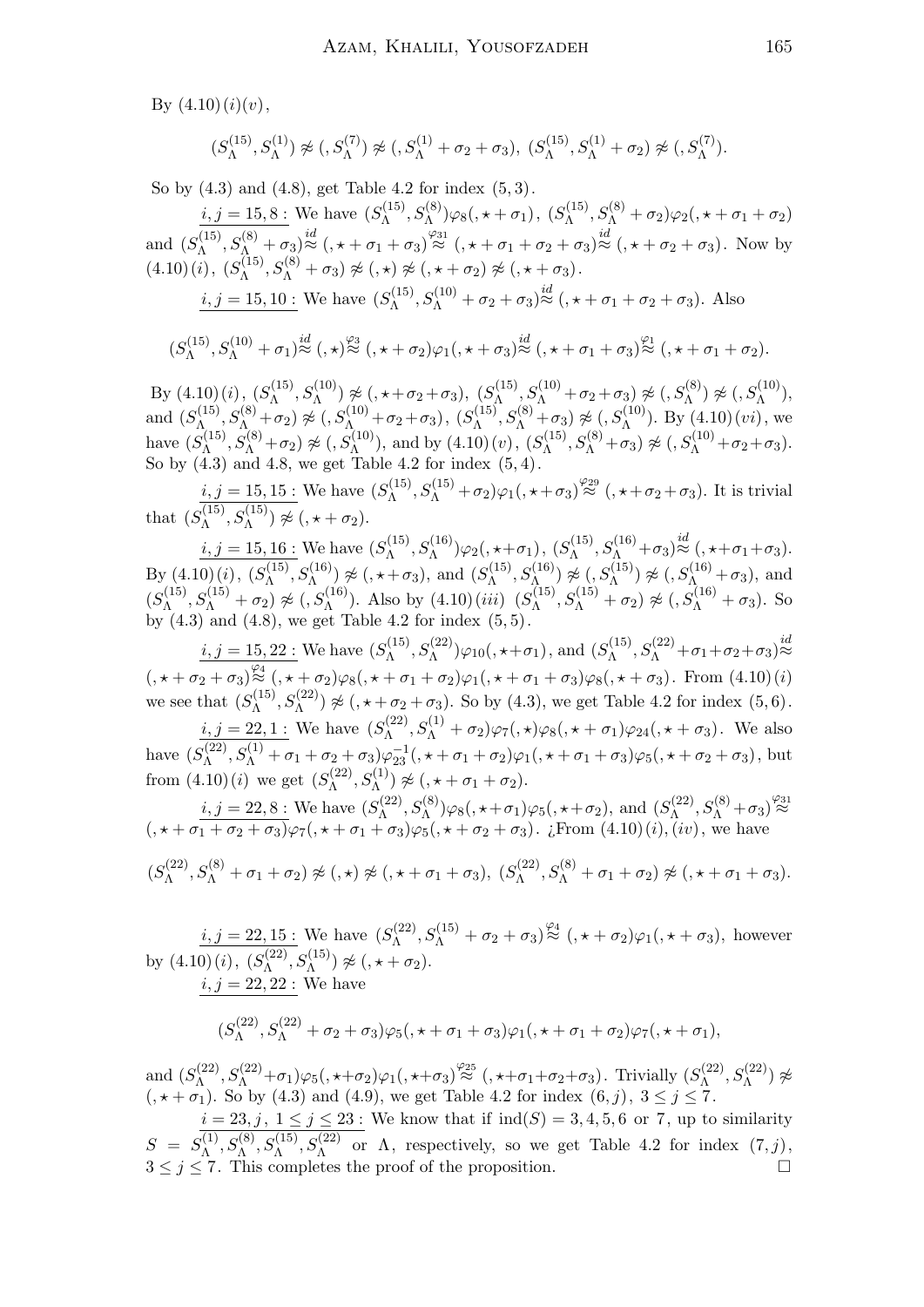By $(4.10)(i)(v)$,

$$(S_\Lambda^{(15)}, S_\Lambda^{(1)}) \not\approx (, S_\Lambda^{(7)}) \not\approx (, S_\Lambda^{(1)} + \sigma_2 + \sigma_3),\ (S_\Lambda^{(15)}, S_\Lambda^{(1)} + \sigma_2) \not\approx (, S_\Lambda^{(7)}).$$

So by (4.3) and (4.8), get Table 4.2 for index $(5,3)$.

$\underline{i,j = 15, 8:}$ We have $(S_\Lambda^{(15)}, S_\Lambda^{(8)})\varphi_8(, \star + \sigma_1)$, $(S_\Lambda^{(15)}, S_\Lambda^{(8)} + \sigma_2)\varphi_2(, \star + \sigma_1 + \sigma_2)$ and $(S_\Lambda^{(15)}, S_\Lambda^{(8)} + \sigma_3) \overset{id}{\approx} (, \star + \sigma_1 + \sigma_3) \overset{\varphi_{31}}{\approx} (, \star + \sigma_1 + \sigma_2 + \sigma_3) \overset{id}{\approx} (, \star + \sigma_2 + \sigma_3)$. Now by $(4.10)(i)$, $(S_\Lambda^{(15)}, S_\Lambda^{(8)} + \sigma_3) \not\approx (, \star) \not\approx (, \star + \sigma_2) \not\approx (, \star + \sigma_3)$.

$\underline{i,j = 15, 10:}$ We have $(S_\Lambda^{(15)}, S_\Lambda^{(10)} + \sigma_2 + \sigma_3) \overset{id}{\approx} (, \star + \sigma_1 + \sigma_2 + \sigma_3)$. Also

$$(S_\Lambda^{(15)}, S_\Lambda^{(10)} + \sigma_1) \overset{id}{\approx} (, \star) \overset{\varphi_3}{\approx} (, \star + \sigma_2)\varphi_1(, \star + \sigma_3) \overset{id}{\approx} (, \star + \sigma_1 + \sigma_3) \overset{\varphi_1}{\approx} (, \star + \sigma_1 + \sigma_2).$$

By $(4.10)(i)$, $(S_\Lambda^{(15)}, S_\Lambda^{(10)}) \not\approx (, \star + \sigma_2 + \sigma_3)$, $(S_\Lambda^{(15)}, S_\Lambda^{(10)} + \sigma_2 + \sigma_3) \not\approx (, S_\Lambda^{(8)}) \not\approx (, S_\Lambda^{(10)})$, and $(S_\Lambda^{(15)}, S_\Lambda^{(8)} + \sigma_2) \not\approx (, S_\Lambda^{(10)} + \sigma_2 + \sigma_3)$, $(S_\Lambda^{(15)}, S_\Lambda^{(8)} + \sigma_3) \not\approx (, S_\Lambda^{(10)})$. By $(4.10)(vi)$, we have $(S_\Lambda^{(15)}, S_\Lambda^{(8)} + \sigma_2) \not\approx (, S_\Lambda^{(10)})$, and by $(4.10)(v)$, $(S_\Lambda^{(15)}, S_\Lambda^{(8)} + \sigma_3) \not\approx (, S_\Lambda^{(10)} + \sigma_2 + \sigma_3)$. So by (4.3) and 4.8, we get Table 4.2 for index $(5,4)$.

$\underline{i,j = 15, 15:}$ We have $(S_\Lambda^{(15)}, S_\Lambda^{(15)} + \sigma_2)\varphi_1(, \star + \sigma_3) \overset{\varphi_{29}}{\approx} (, \star + \sigma_2 + \sigma_3)$. It is trivial that $(S_\Lambda^{(15)}, S_\Lambda^{(15)}) \not\approx (, \star + \sigma_2)$.

$\underline{i,j = 15, 16:}$ We have $(S_\Lambda^{(15)}, S_\Lambda^{(16)})\varphi_2(, \star + \sigma_1)$, $(S_\Lambda^{(15)}, S_\Lambda^{(16)} + \sigma_3) \overset{id}{\approx} (, \star + \sigma_1 + \sigma_3)$. By $(4.10)(i)$, $(S_\Lambda^{(15)}, S_\Lambda^{(16)}) \not\approx (, \star + \sigma_3)$, and $(S_\Lambda^{(15)}, S_\Lambda^{(16)}) \not\approx (, S_\Lambda^{(15)}) \not\approx (, S_\Lambda^{(16)} + \sigma_3)$, and $(S_\Lambda^{(15)}, S_\Lambda^{(15)} + \sigma_2) \not\approx (, S_\Lambda^{(16)})$. Also by $(4.10)(iii)$ $(S_\Lambda^{(15)}, S_\Lambda^{(15)} + \sigma_2) \not\approx (, S_\Lambda^{(16)} + \sigma_3)$. So by (4.3) and (4.8), we get Table 4.2 for index $(5,5)$.

$\underline{i,j = 15, 22:}$ We have $(S_\Lambda^{(15)}, S_\Lambda^{(22)})\varphi_{10}(, \star + \sigma_1)$, and $(S_\Lambda^{(15)}, S_\Lambda^{(22)} + \sigma_1 + \sigma_2 + \sigma_3) \overset{id}{\approx} (, \star + \sigma_2 + \sigma_3) \overset{\varphi_4}{\approx} (, \star + \sigma_2)\varphi_8(, \star + \sigma_1 + \sigma_2)\varphi_1(, \star + \sigma_1 + \sigma_3)\varphi_8(, \star + \sigma_3)$. From $(4.10)(i)$ we see that $(S_\Lambda^{(15)}, S_\Lambda^{(22)}) \not\approx (, \star + \sigma_2 + \sigma_3)$. So by (4.3), we get Table 4.2 for index $(5,6)$.

$\underline{i,j = 22, 1:}$ We have $(S_\Lambda^{(22)}, S_\Lambda^{(1)} + \sigma_2)\varphi_7(, \star)\varphi_8(, \star + \sigma_1)\varphi_{24}(, \star + \sigma_3)$. We also have $(S_\Lambda^{(22)}, S_\Lambda^{(1)} + \sigma_1 + \sigma_2 + \sigma_3)\varphi_{23}^{-1}(, \star + \sigma_1 + \sigma_2)\varphi_1(, \star + \sigma_1 + \sigma_3)\varphi_5(, \star + \sigma_2 + \sigma_3)$, but from $(4.10)(i)$ we get $(S_\Lambda^{(22)}, S_\Lambda^{(1)}) \not\approx (, \star + \sigma_1 + \sigma_2)$.

$\underline{i,j = 22, 8:}$ We have $(S_\Lambda^{(22)}, S_\Lambda^{(8)})\varphi_8(, \star + \sigma_1)\varphi_5(, \star + \sigma_2)$, and $(S_\Lambda^{(22)}, S_\Lambda^{(8)} + \sigma_3) \overset{\varphi_{31}}{\approx} (, \star + \sigma_1 + \sigma_2 + \sigma_3)\varphi_7(, \star + \sigma_1 + \sigma_3)\varphi_5(, \star + \sigma_2 + \sigma_3)$. ¿From $(4.10)(i), (iv)$, we have

$$(S_\Lambda^{(22)}, S_\Lambda^{(8)} + \sigma_1 + \sigma_2) \not\approx (, \star) \not\approx (, \star + \sigma_1 + \sigma_3),\ (S_\Lambda^{(22)}, S_\Lambda^{(8)} + \sigma_1 + \sigma_2) \not\approx (, \star + \sigma_1 + \sigma_3).$$

$\underline{i,j = 22, 15:}$ We have $(S_\Lambda^{(22)}, S_\Lambda^{(15)} + \sigma_2 + \sigma_3) \overset{\varphi_4}{\approx} (, \star + \sigma_2)\varphi_1(, \star + \sigma_3)$, however by $(4.10)(i)$, $(S_\Lambda^{(22)}, S_\Lambda^{(15)}) \not\approx (, \star + \sigma_2)$.

$\underline{i,j = 22, 22:}$ We have

$$(S_\Lambda^{(22)}, S_\Lambda^{(22)} + \sigma_2 + \sigma_3)\varphi_5(, \star + \sigma_1 + \sigma_3)\varphi_1(, \star + \sigma_1 + \sigma_2)\varphi_7(, \star + \sigma_1),$$

and $(S_\Lambda^{(22)}, S_\Lambda^{(22)} + \sigma_1)\varphi_5(, \star + \sigma_2)\varphi_1(, \star + \sigma_3) \overset{\varphi_{25}}{\approx} (, \star + \sigma_1 + \sigma_2 + \sigma_3)$. Trivially $(S_\Lambda^{(22)}, S_\Lambda^{(22)}) \not\approx (, \star + \sigma_1)$. So by (4.3) and (4.9), we get Table 4.2 for index $(6,j)$, $3 \leq j \leq 7$.

$\underline{i = 23, j,\ 1 \leq j \leq 23:}$ We know that if $\mathrm{ind}(S) = 3, 4, 5, 6$ or $7$, up to similarity $S = S_\Lambda^{(1)}, S_\Lambda^{(8)}, S_\Lambda^{(15)}, S_\Lambda^{(22)}$ or $\Lambda$, respectively, so we get Table 4.2 for index $(7,j)$, $3 \leq j \leq 7$. This completes the proof of the proposition. □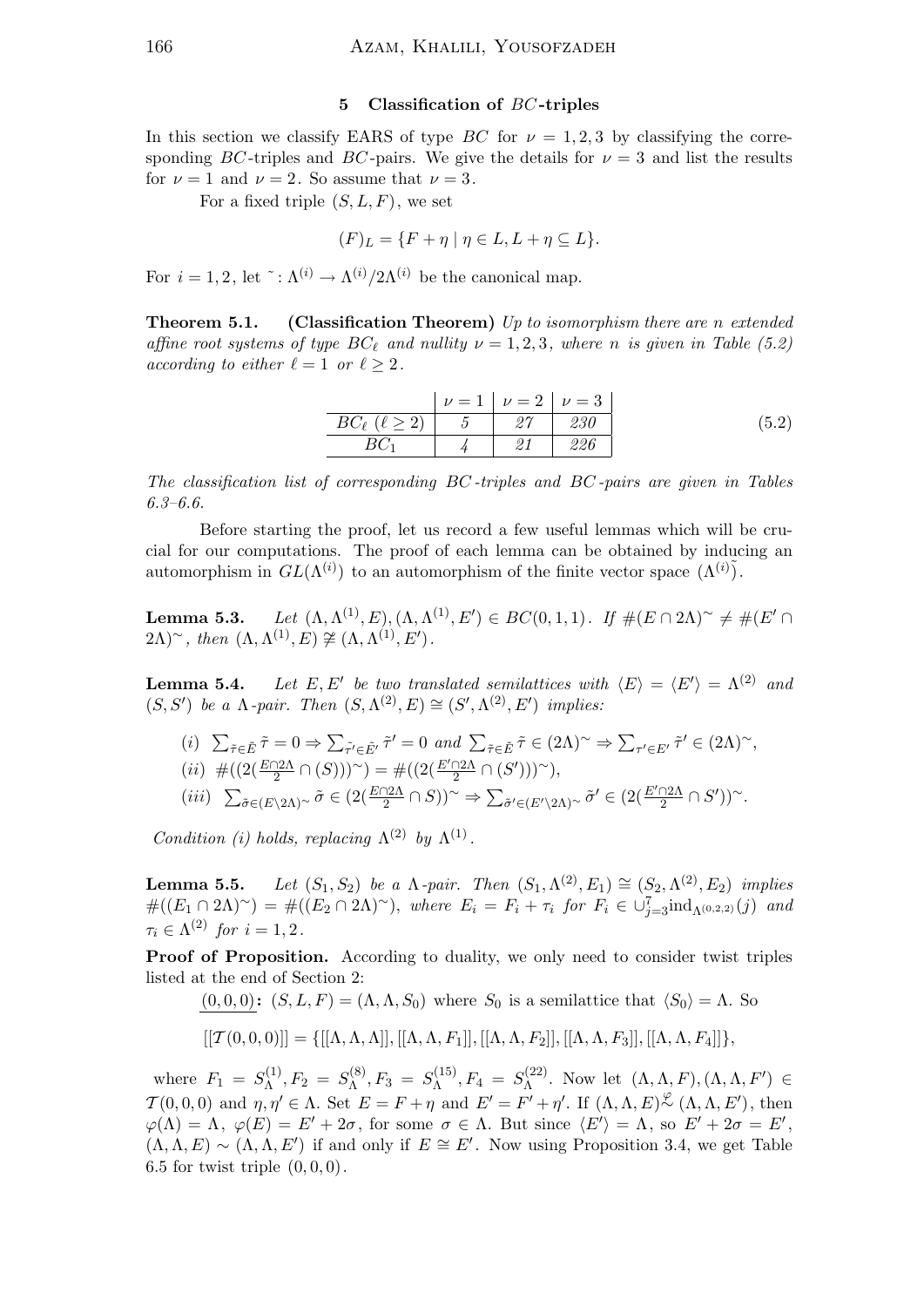## 5 Classification of $BC$-triples

In this section we classify EARS of type $BC$ for $\nu = 1, 2, 3$ by classifying the corresponding $BC$-triples and $BC$-pairs. We give the details for $\nu = 3$ and list the results for $\nu = 1$ and $\nu = 2$. So assume that $\nu = 3$.

For a fixed triple $(S, L, F)$, we set

$$(F)_L = \{F + \eta \mid \eta \in L, L + \eta \subseteq L\}.$$

For $i = 1, 2$, let $\tilde{}: \Lambda^{(i)} \to \Lambda^{(i)}/2\Lambda^{(i)}$ be the canonical map.

**Theorem 5.1. (Classification Theorem)** *Up to isomorphism there are $n$ extended affine root systems of type $BC_\ell$ and nullity $\nu = 1, 2, 3$, where $n$ is given in Table (5.2) according to either $\ell = 1$ or $\ell \geq 2$.*

$$(5.2)$$

| | $\nu = 1$ | $\nu = 2$ | $\nu = 3$ |
|---|---|---|---|
| $BC_\ell$ $(\ell \geq 2)$ | *5* | *27* | *230* |
| $BC_1$ | *4* | *21* | *226* |

*The classification list of corresponding $BC$-triples and $BC$-pairs are given in Tables 6.3–6.6.*

Before starting the proof, let us record a few useful lemmas which will be crucial for our computations. The proof of each lemma can be obtained by inducing an automorphism in $GL(\Lambda^{(i)})$ to an automorphism of the finite vector space $(\Lambda^{(i)})\tilde{}$.

**Lemma 5.3.** *Let $(\Lambda, \Lambda^{(1)}, E), (\Lambda, \Lambda^{(1)}, E') \in BC(0,1,1)$. If $\#(E \cap 2\Lambda)^\sim \neq \#(E' \cap 2\Lambda)^\sim$, then $(\Lambda, \Lambda^{(1)}, E) \not\cong (\Lambda, \Lambda^{(1)}, E')$.*

**Lemma 5.4.** *Let $E, E'$ be two translated semilattices with $\langle E \rangle = \langle E' \rangle = \Lambda^{(2)}$ and $(S, S')$ be a $\Lambda$-pair. Then $(S, \Lambda^{(2)}, E) \cong (S', \Lambda^{(2)}, E')$ implies:*

(i) $\sum_{\tilde{\tau} \in \tilde{E}} \tilde{\tau} = 0 \Rightarrow \sum_{\tilde{\tau}' \in \tilde{E}'} \tilde{\tau}' = 0$ *and* $\sum_{\tilde{\tau} \in \tilde{E}} \tilde{\tau} \in (2\Lambda)^\sim \Rightarrow \sum_{\tau' \in E'} \tilde{\tau}' \in (2\Lambda)^\sim$,

(ii) $\#((2(\frac{E \cap 2\Lambda}{2} \cap (S)))^\sim) = \#((2(\frac{E' \cap 2\Lambda}{2} \cap (S')))^\sim)$,

(iii) $\sum_{\tilde{\sigma} \in (E \setminus 2\Lambda)^\sim} \tilde{\sigma} \in (2(\frac{E \cap 2\Lambda}{2} \cap S))^\sim \Rightarrow \sum_{\tilde{\sigma}' \in (E' \setminus 2\Lambda)^\sim} \tilde{\sigma}' \in (2(\frac{E' \cap 2\Lambda}{2} \cap S'))^\sim$.

*Condition (i) holds, replacing $\Lambda^{(2)}$ by $\Lambda^{(1)}$.*

**Lemma 5.5.** *Let $(S_1, S_2)$ be a $\Lambda$-pair. Then $(S_1, \Lambda^{(2)}, E_1) \cong (S_2, \Lambda^{(2)}, E_2)$ implies $\#((E_1 \cap 2\Lambda)^\sim) = \#((E_2 \cap 2\Lambda)^\sim)$, where $E_i = F_i + \tau_i$ for $F_i \in \cup_{j=3}^{7} \mathrm{ind}_{\Lambda^{(0,2,2)}}(j)$ and $\tau_i \in \Lambda^{(2)}$ for $i = 1, 2$.*

**Proof of Proposition.** According to duality, we only need to consider twist triples listed at the end of Section 2:

$\underline{(0,0,0)}$**:** $(S, L, F) = (\Lambda, \Lambda, S_0)$ where $S_0$ is a semilattice that $\langle S_0 \rangle = \Lambda$. So

$$[[\mathcal{T}(0,0,0)]] = \{[[\Lambda, \Lambda, \Lambda]], [[\Lambda, \Lambda, F_1]], [[\Lambda, \Lambda, F_2]], [[\Lambda, \Lambda, F_3]], [[\Lambda, \Lambda, F_4]]\},$$

where $F_1 = S_\Lambda^{(1)}, F_2 = S_\Lambda^{(8)}, F_3 = S_\Lambda^{(15)}, F_4 = S_\Lambda^{(22)}$. Now let $(\Lambda, \Lambda, F), (\Lambda, \Lambda, F') \in \mathcal{T}(0,0,0)$ and $\eta, \eta' \in \Lambda$. Set $E = F + \eta$ and $E' = F' + \eta'$. If $(\Lambda, \Lambda, E) \overset{\varphi}{\sim} (\Lambda, \Lambda, E')$, then $\varphi(\Lambda) = \Lambda$, $\varphi(E) = E' + 2\sigma$, for some $\sigma \in \Lambda$. But since $\langle E' \rangle = \Lambda$, so $E' + 2\sigma = E'$, $(\Lambda, \Lambda, E) \sim (\Lambda, \Lambda, E')$ if and only if $E \cong E'$. Now using Proposition 3.4, we get Table 6.5 for twist triple $(0,0,0)$.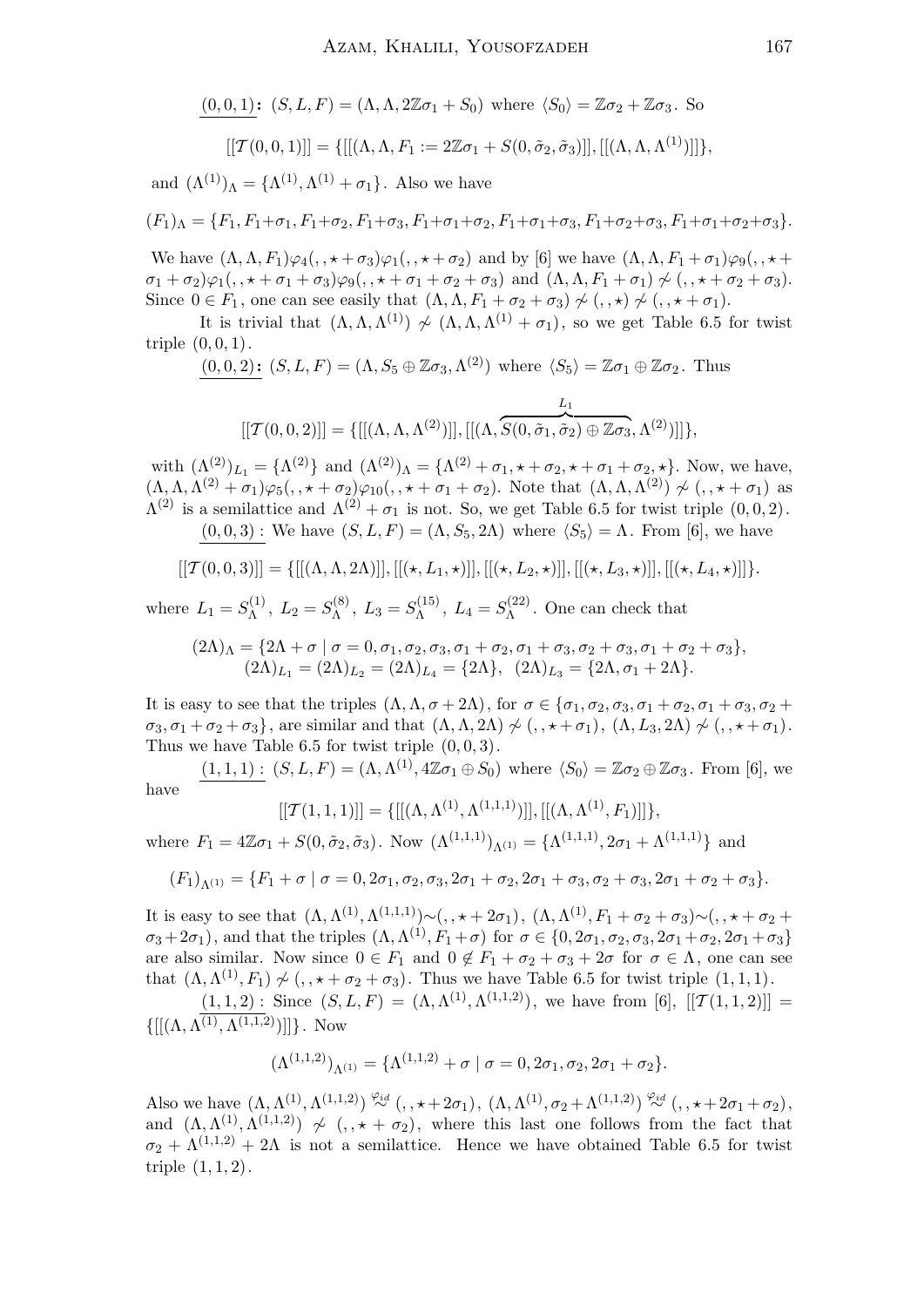$\underline{(0,0,1)}$**:** $(S,L,F)=(\Lambda,\Lambda,2\mathbb{Z}\sigma_1+S_0)$ where $\langle S_0\rangle=\mathbb{Z}\sigma_2+\mathbb{Z}\sigma_3$. So

$$[[\mathcal{T}(0,0,1)]]=\{[[(\Lambda,\Lambda,F_1:=2\mathbb{Z}\sigma_1+S(0,\tilde\sigma_2,\tilde\sigma_3)]],[[(\Lambda,\Lambda,\Lambda^{(1)})]]\},$$

and $(\Lambda^{(1)})_\Lambda=\{\Lambda^{(1)},\Lambda^{(1)}+\sigma_1\}$. Also we have

$$(F_1)_\Lambda=\{F_1,F_1+\sigma_1,F_1+\sigma_2,F_1+\sigma_3,F_1+\sigma_1+\sigma_2,F_1+\sigma_1+\sigma_3,F_1+\sigma_2+\sigma_3,F_1+\sigma_1+\sigma_2+\sigma_3\}.$$

We have $(\Lambda,\Lambda,F_1)\varphi_4(,,\star+\sigma_3)\varphi_1(,,\star+\sigma_2)$ and by [6] we have $(\Lambda,\Lambda,F_1+\sigma_1)\varphi_9(,,\star+\sigma_1+\sigma_2)\varphi_1(,,\star+\sigma_1+\sigma_3)\varphi_9(,,\star+\sigma_1+\sigma_2+\sigma_3)$ and $(\Lambda,\Lambda,F_1+\sigma_1)\not\sim(,,\star+\sigma_2+\sigma_3)$. Since $0\in F_1$, one can see easily that $(\Lambda,\Lambda,F_1+\sigma_2+\sigma_3)\not\sim(,,\star)\not\sim(,,\star+\sigma_1)$.

It is trivial that $(\Lambda,\Lambda,\Lambda^{(1)})\not\sim(\Lambda,\Lambda,\Lambda^{(1)}+\sigma_1)$, so we get Table 6.5 for twist triple $(0,0,1)$.

$\underline{(0,0,2)}$**:** $(S,L,F)=(\Lambda,S_5\oplus\mathbb{Z}\sigma_3,\Lambda^{(2)})$ where $\langle S_5\rangle=\mathbb{Z}\sigma_1\oplus\mathbb{Z}\sigma_2$. Thus

$$[[\mathcal{T}(0,0,2)]]=\{[[(\Lambda,\Lambda,\Lambda^{(2)})]],[[(\Lambda,\overbrace{S(0,\tilde\sigma_1,\tilde\sigma_2)\oplus\mathbb{Z}\sigma_3}^{L_1},\Lambda^{(2)})]]\},$$

with $(\Lambda^{(2)})_{L_1}=\{\Lambda^{(2)}\}$ and $(\Lambda^{(2)})_\Lambda=\{\Lambda^{(2)}+\sigma_1,\star+\sigma_2,\star+\sigma_1+\sigma_2,\star\}$. Now, we have, $(\Lambda,\Lambda,\Lambda^{(2)}+\sigma_1)\varphi_5(,,\star+\sigma_2)\varphi_{10}(,,\star+\sigma_1+\sigma_2)$. Note that $(\Lambda,\Lambda,\Lambda^{(2)})\not\sim(,,\star+\sigma_1)$ as $\Lambda^{(2)}$ is a semilattice and $\Lambda^{(2)}+\sigma_1$ is not. So, we get Table 6.5 for twist triple $(0,0,2)$.

$\underline{(0,0,3):}$ We have $(S,L,F)=(\Lambda,S_5,2\Lambda)$ where $\langle S_5\rangle=\Lambda$. From [6], we have

$$[[\mathcal{T}(0,0,3)]]=\{[[(\Lambda,\Lambda,2\Lambda)]],[[(\star,L_1,\star)]],[[(\star,L_2,\star)]],[[(\star,L_3,\star)]],[[(\star,L_4,\star)]]\}.$$

where $L_1=S_\Lambda^{(1)},\ L_2=S_\Lambda^{(8)},\ L_3=S_\Lambda^{(15)},\ L_4=S_\Lambda^{(22)}$. One can check that

$$(2\Lambda)_\Lambda=\{2\Lambda+\sigma\mid\sigma=0,\sigma_1,\sigma_2,\sigma_3,\sigma_1+\sigma_2,\sigma_1+\sigma_3,\sigma_2+\sigma_3,\sigma_1+\sigma_2+\sigma_3\},$$
$$(2\Lambda)_{L_1}=(2\Lambda)_{L_2}=(2\Lambda)_{L_4}=\{2\Lambda\},\ \ (2\Lambda)_{L_3}=\{2\Lambda,\sigma_1+2\Lambda\}.$$

It is easy to see that the triples $(\Lambda,\Lambda,\sigma+2\Lambda)$, for $\sigma\in\{\sigma_1,\sigma_2,\sigma_3,\sigma_1+\sigma_2,\sigma_1+\sigma_3,\sigma_2+\sigma_3,\sigma_1+\sigma_2+\sigma_3\}$, are similar and that $(\Lambda,\Lambda,2\Lambda)\not\sim(,,\star+\sigma_1)$, $(\Lambda,L_3,2\Lambda)\not\sim(,,\star+\sigma_1)$. Thus we have Table 6.5 for twist triple $(0,0,3)$.

$\underline{(1,1,1):}$ $(S,L,F)=(\Lambda,\Lambda^{(1)},4\mathbb{Z}\sigma_1\oplus S_0)$ where $\langle S_0\rangle=\mathbb{Z}\sigma_2\oplus\mathbb{Z}\sigma_3$. From [6], we have

$$[[\mathcal{T}(1,1,1)]]=\{[[(\Lambda,\Lambda^{(1)},\Lambda^{(1,1,1)})]],[[(\Lambda,\Lambda^{(1)},F_1)]]\},$$

where $F_1=4\mathbb{Z}\sigma_1+S(0,\tilde\sigma_2,\tilde\sigma_3)$. Now $(\Lambda^{(1,1,1)})_{\Lambda^{(1)}}=\{\Lambda^{(1,1,1)},2\sigma_1+\Lambda^{(1,1,1)}\}$ and

$$(F_1)_{\Lambda^{(1)}}=\{F_1+\sigma\mid\sigma=0,2\sigma_1,\sigma_2,\sigma_3,2\sigma_1+\sigma_2,2\sigma_1+\sigma_3,\sigma_2+\sigma_3,2\sigma_1+\sigma_2+\sigma_3\}.$$

It is easy to see that $(\Lambda,\Lambda^{(1)},\Lambda^{(1,1,1)})\sim(,,\star+2\sigma_1)$, $(\Lambda,\Lambda^{(1)},F_1+\sigma_2+\sigma_3)\sim(,,\star+\sigma_2+\sigma_3+2\sigma_1)$, and that the triples $(\Lambda,\Lambda^{(1)},F_1+\sigma)$ for $\sigma\in\{0,2\sigma_1,\sigma_2,\sigma_3,2\sigma_1+\sigma_2,2\sigma_1+\sigma_3\}$ are also similar. Now since $0\in F_1$ and $0\notin F_1+\sigma_2+\sigma_3+2\sigma$ for $\sigma\in\Lambda$, one can see that $(\Lambda,\Lambda^{(1)},F_1)\not\sim(,,\star+\sigma_2+\sigma_3)$. Thus we have Table 6.5 for twist triple $(1,1,1)$.

$\underline{(1,1,2):}$ Since $(S,L,F)=(\Lambda,\Lambda^{(1)},\Lambda^{(1,1,2)})$, we have from [6], $[[\mathcal{T}(1,1,2)]]=\{[[(\Lambda,\Lambda^{(1)},\Lambda^{(1,1,2)})]]\}$. Now

$$(\Lambda^{(1,1,2)})_{\Lambda^{(1)}}=\{\Lambda^{(1,1,2)}+\sigma\mid\sigma=0,2\sigma_1,\sigma_2,2\sigma_1+\sigma_2\}.$$

Also we have $(\Lambda,\Lambda^{(1)},\Lambda^{(1,1,2)})\overset{\varphi_{id}}{\sim}(,,\star+2\sigma_1)$, $(\Lambda,\Lambda^{(1)},\sigma_2+\Lambda^{(1,1,2)})\overset{\varphi_{id}}{\sim}(,,\star+2\sigma_1+\sigma_2)$, and $(\Lambda,\Lambda^{(1)},\Lambda^{(1,1,2)})\not\sim(,,\star+\sigma_2)$, where this last one follows from the fact that $\sigma_2+\Lambda^{(1,1,2)}+2\Lambda$ is not a semilattice. Hence we have obtained Table 6.5 for twist triple $(1,1,2)$.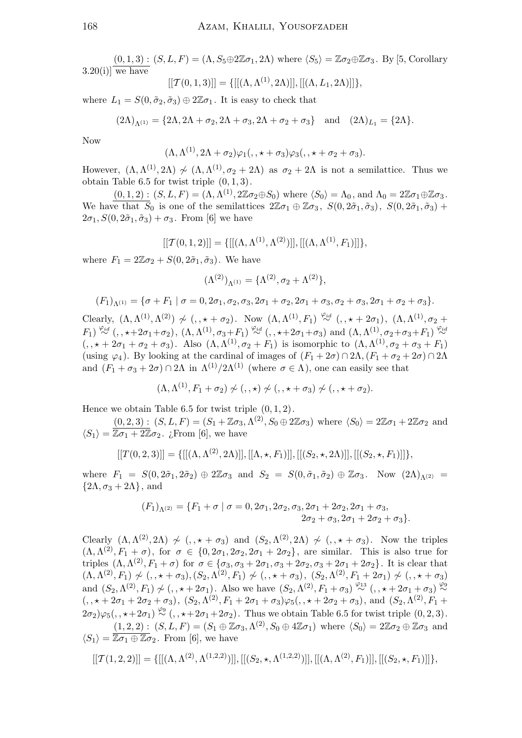$\underline{(0,1,3):}$ $(S,L,F)=(\Lambda, S_5\oplus 2\mathbb{Z}\sigma_1, 2\Lambda)$ where $\langle S_5\rangle=\mathbb{Z}\sigma_2\oplus\mathbb{Z}\sigma_3$. By [5, Corollary 3.20(i)] we have

$$[[\mathcal{T}(0,1,3)]]=\{[[(\Lambda,\Lambda^{(1)},2\Lambda)]],[[(\Lambda,L_1,2\Lambda)]]\},$$

where $L_1=S(0,\tilde\sigma_2,\tilde\sigma_3)\oplus 2\mathbb{Z}\sigma_1$. It is easy to check that

$$(2\Lambda)_{\Lambda^{(1)}}=\{2\Lambda,2\Lambda+\sigma_2,2\Lambda+\sigma_3,2\Lambda+\sigma_2+\sigma_3\}\quad\text{and}\quad(2\Lambda)_{L_1}=\{2\Lambda\}.$$

Now

$$(\Lambda,\Lambda^{(1)},2\Lambda+\sigma_2)\varphi_1(,,\star+\sigma_3)\varphi_3(,,\star+\sigma_2+\sigma_3).$$

However, $(\Lambda,\Lambda^{(1)},2\Lambda)\not\sim(\Lambda,\Lambda^{(1)},\sigma_2+2\Lambda)$ as $\sigma_2+2\Lambda$ is not a semilattice. Thus we obtain Table 6.5 for twist triple $(0,1,3)$.

$\underline{(0,1,2):}$ $(S,L,F)=(\Lambda,\Lambda^{(1)},2\mathbb{Z}\sigma_2\oplus S_0)$ where $\langle S_0\rangle=\Lambda_0$, and $\Lambda_0=2\mathbb{Z}\sigma_1\oplus\mathbb{Z}\sigma_3$. We have that $S_0$ is one of the semilattices $2\mathbb{Z}\sigma_1\oplus\mathbb{Z}\sigma_3$, $S(0,2\tilde\sigma_1,\tilde\sigma_3)$, $S(0,2\tilde\sigma_1,\tilde\sigma_3)+2\sigma_1, S(0,2\tilde\sigma_1,\tilde\sigma_3)+\sigma_3$. From [6] we have

$$[[\mathcal{T}(0,1,2)]]=\{[[(\Lambda,\Lambda^{(1)},\Lambda^{(2)})]],[[(\Lambda,\Lambda^{(1)},F_1)]]\},$$

where $F_1=2\mathbb{Z}\sigma_2+S(0,2\tilde\sigma_1,\tilde\sigma_3)$. We have

$$(\Lambda^{(2)})_{\Lambda^{(1)}}=\{\Lambda^{(2)},\sigma_2+\Lambda^{(2)}\},$$

$$(F_1)_{\Lambda^{(1)}}=\{\sigma+F_1\mid\sigma=0,2\sigma_1,\sigma_2,\sigma_3,2\sigma_1+\sigma_2,2\sigma_1+\sigma_3,\sigma_2+\sigma_3,2\sigma_1+\sigma_2+\sigma_3\}.$$

Clearly, $(\Lambda,\Lambda^{(1)},\Lambda^{(2)})\not\sim(,,\star+\sigma_2)$. Now $(\Lambda,\Lambda^{(1)},F_1)\overset{\varphi_{id}}{\sim}(,,\star+2\sigma_1)$, $(\Lambda,\Lambda^{(1)},\sigma_2+F_1)\overset{\varphi_{id}}{\sim}(,,\star+2\sigma_1+\sigma_2)$, $(\Lambda,\Lambda^{(1)},\sigma_3+F_1)\overset{\varphi_{id}}{\sim}(,,\star+2\sigma_1+\sigma_3)$ and $(\Lambda,\Lambda^{(1)},\sigma_2+\sigma_3+F_1)\overset{\varphi_{id}}{\sim}(,,\star+2\sigma_1+\sigma_2+\sigma_3)$. Also $(\Lambda,\Lambda^{(1)},\sigma_2+F_1)$ is isomorphic to $(\Lambda,\Lambda^{(1)},\sigma_2+\sigma_3+F_1)$ (using $\varphi_4$). By looking at the cardinal of images of $(F_1+2\sigma)\cap 2\Lambda,(F_1+\sigma_2+2\sigma)\cap 2\Lambda$ and $(F_1+\sigma_3+2\sigma)\cap 2\Lambda$ in $\Lambda^{(1)}/2\Lambda^{(1)}$ (where $\sigma\in\Lambda$), one can easily see that

$$(\Lambda,\Lambda^{(1)},F_1+\sigma_2)\not\sim(,,\star)\not\sim(,,\star+\sigma_3)\not\sim(,,\star+\sigma_2).$$

Hence we obtain Table 6.5 for twist triple $(0,1,2)$.

$\underline{(0,2,3):}$ $(S,L,F)=(S_1+\mathbb{Z}\sigma_3,\Lambda^{(2)},S_0\oplus 2\mathbb{Z}\sigma_3)$ where $\langle S_0\rangle=2\mathbb{Z}\sigma_1+2\mathbb{Z}\sigma_2$ and $\langle S_1\rangle=\mathbb{Z}\sigma_1+2\mathbb{Z}\sigma_2$. ¿From [6], we have

$$[[T(0,2,3)]]=\{[[(\Lambda,\Lambda^{(2)},2\Lambda)]],[[\Lambda,\star,F_1)]],[[(S_2,\star,2\Lambda)]],[[(S_2,\star,F_1)]]\},$$

where $F_1=S(0,2\tilde\sigma_1,2\tilde\sigma_2)\oplus 2\mathbb{Z}\sigma_3$ and $S_2=S(0,\tilde\sigma_1,\tilde\sigma_2)\oplus\mathbb{Z}\sigma_3$. Now $(2\Lambda)_{\Lambda^{(2)}}=\{2\Lambda,\sigma_3+2\Lambda\}$, and

$$(F_1)_{\Lambda^{(2)}}=\{F_1+\sigma\mid\sigma=0,2\sigma_1,2\sigma_2,\sigma_3,2\sigma_1+2\sigma_2,2\sigma_1+\sigma_3,\\2\sigma_2+\sigma_3,2\sigma_1+2\sigma_2+\sigma_3\}.$$

Clearly $(\Lambda,\Lambda^{(2)},2\Lambda)\not\sim(,,\star+\sigma_3)$ and $(S_2,\Lambda^{(2)},2\Lambda)\not\sim(,,\star+\sigma_3)$. Now the triples $(\Lambda,\Lambda^{(2)},F_1+\sigma)$, for $\sigma\in\{0,2\sigma_1,2\sigma_2,2\sigma_1+2\sigma_2\}$, are similar. This is also true for triples $(\Lambda,\Lambda^{(2)},F_1+\sigma)$ for $\sigma\in\{\sigma_3,\sigma_3+2\sigma_1,\sigma_3+2\sigma_2,\sigma_3+2\sigma_1+2\sigma_2\}$. It is clear that $(\Lambda,\Lambda^{(2)},F_1)\not\sim(,,\star+\sigma_3),(S_2,\Lambda^{(2)},F_1)\not\sim(,,\star+\sigma_3)$, $(S_2,\Lambda^{(2)},F_1+2\sigma_1)\not\sim(,,\star+\sigma_3)$ and $(S_2,\Lambda^{(2)},F_1)\not\sim(,,\star+2\sigma_1)$. Also we have $(S_2,\Lambda^{(2)},F_1+\sigma_3)\overset{\varphi_{13}}{\sim}(,,\star+2\sigma_1+\sigma_3)\overset{\varphi_9}{\sim}(,,\star+2\sigma_1+2\sigma_2+\sigma_3)$, $(S_2,\Lambda^{(2)},F_1+2\sigma_1+\sigma_3)\varphi_5(,,\star+2\sigma_2+\sigma_3)$, and $(S_2,\Lambda^{(2)},F_1+2\sigma_2)\varphi_5(,,\star+2\sigma_1)\overset{\varphi_9}{\sim}(,,\star+2\sigma_1+2\sigma_2)$. Thus we obtain Table 6.5 for twist triple $(0,2,3)$.

$\underline{(1,2,2):}$ $(S,L,F)=(S_1\oplus\mathbb{Z}\sigma_3,\Lambda^{(2)},S_0\oplus 4\mathbb{Z}\sigma_1)$ where $\langle S_0\rangle=2\mathbb{Z}\sigma_2\oplus\mathbb{Z}\sigma_3$ and $\langle S_1\rangle=\mathbb{Z}\sigma_1\oplus\mathbb{Z}\sigma_2$. From [6], we have

$$[[\mathcal{T}(1,2,2)]]=\{[[(\Lambda,\Lambda^{(2)},\Lambda^{(1,2,2)})]],[[(S_2,\star,\Lambda^{(1,2,2)})]],[[(\Lambda,\Lambda^{(2)},F_1)]],[[(S_2,\star,F_1)]]\},$$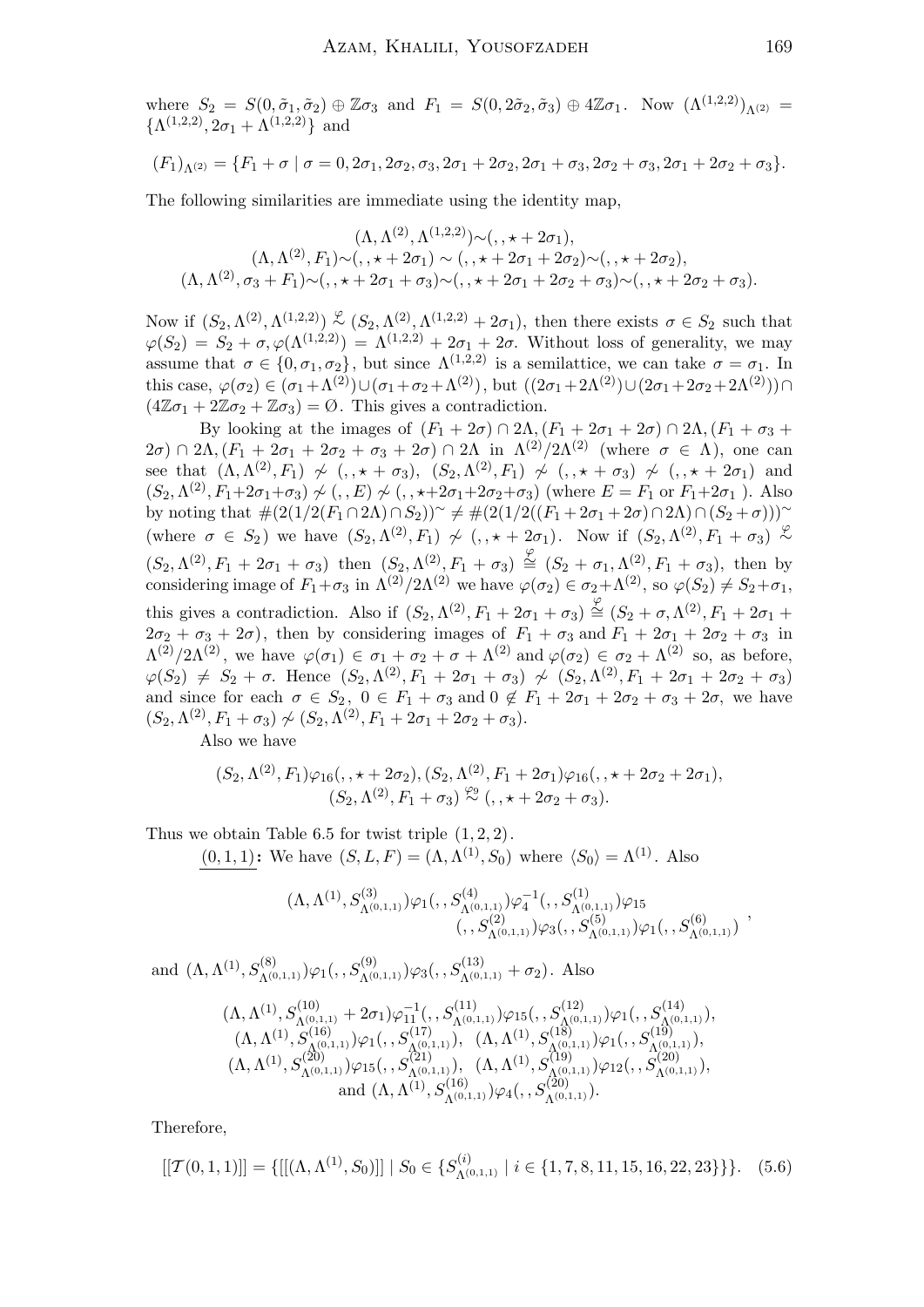where $S_2 = S(0,\tilde\sigma_1,\tilde\sigma_2) \oplus \mathbb{Z}\sigma_3$ and $F_1 = S(0,2\tilde\sigma_2,\tilde\sigma_3) \oplus 4\mathbb{Z}\sigma_1$. Now $(\Lambda^{(1,2,2)})_{\Lambda^{(2)}} = \{\Lambda^{(1,2,2)}, 2\sigma_1 + \Lambda^{(1,2,2)}\}$ and

$$(F_1)_{\Lambda^{(2)}} = \{F_1 + \sigma \mid \sigma = 0, 2\sigma_1, 2\sigma_2, \sigma_3, 2\sigma_1 + 2\sigma_2, 2\sigma_1 + \sigma_3, 2\sigma_2 + \sigma_3, 2\sigma_1 + 2\sigma_2 + \sigma_3\}.$$

The following similarities are immediate using the identity map,

$$\begin{gathered}(\Lambda, \Lambda^{(2)}, \Lambda^{(1,2,2)}) \sim (,,\star + 2\sigma_1),\\ (\Lambda, \Lambda^{(2)}, F_1) \sim (,,\star + 2\sigma_1) \sim (,,\star + 2\sigma_1 + 2\sigma_2) \sim (,,\star + 2\sigma_2),\\ (\Lambda, \Lambda^{(2)}, \sigma_3 + F_1) \sim (,,\star + 2\sigma_1 + \sigma_3) \sim (,,\star + 2\sigma_1 + 2\sigma_2 + \sigma_3) \sim (,,\star + 2\sigma_2 + \sigma_3).\end{gathered}$$

Now if $(S_2, \Lambda^{(2)}, \Lambda^{(1,2,2)}) \overset{\varphi}{\sim} (S_2, \Lambda^{(2)}, \Lambda^{(1,2,2)} + 2\sigma_1)$, then there exists $\sigma \in S_2$ such that $\varphi(S_2) = S_2 + \sigma, \varphi(\Lambda^{(1,2,2)}) = \Lambda^{(1,2,2)} + 2\sigma_1 + 2\sigma$. Without loss of generality, we may assume that $\sigma \in \{0, \sigma_1, \sigma_2\}$, but since $\Lambda^{(1,2,2)}$ is a semilattice, we can take $\sigma = \sigma_1$. In this case, $\varphi(\sigma_2) \in (\sigma_1 + \Lambda^{(2)}) \cup (\sigma_1 + \sigma_2 + \Lambda^{(2)})$, but $((2\sigma_1 + 2\Lambda^{(2)}) \cup (2\sigma_1 + 2\sigma_2 + 2\Lambda^{(2)})) \cap (4\mathbb{Z}\sigma_1 + 2\mathbb{Z}\sigma_2 + \mathbb{Z}\sigma_3) = \emptyset$. This gives a contradiction.

By looking at the images of $(F_1 + 2\sigma) \cap 2\Lambda, (F_1 + 2\sigma_1 + 2\sigma) \cap 2\Lambda, (F_1 + \sigma_3 + 2\sigma) \cap 2\Lambda, (F_1 + 2\sigma_1 + 2\sigma_2 + \sigma_3 + 2\sigma) \cap 2\Lambda$ in $\Lambda^{(2)}/2\Lambda^{(2)}$ (where $\sigma \in \Lambda$), one can see that $(\Lambda, \Lambda^{(2)}, F_1) \not\sim (,,\star + \sigma_3)$, $(S_2, \Lambda^{(2)}, F_1) \not\sim (,,\star + \sigma_3) \not\sim (,,\star + 2\sigma_1)$ and $(S_2, \Lambda^{(2)}, F_1 + 2\sigma_1 + 2\sigma_2 + \sigma_3) \not\sim (,,E) \not\sim (,,\star + 2\sigma_1 + 2\sigma_2 + \sigma_3)$ (where $E = F_1$ or $F_1 + 2\sigma_1$ ). Also by noting that $\#(2(1/2(F_1 \cap 2\Lambda) \cap S_2))^{\sim} \neq \#(2(1/2((F_1 + 2\sigma_1 + 2\sigma) \cap 2\Lambda) \cap (S_2 + \sigma)))^{\sim}$ (where $\sigma \in S_2$) we have $(S_2, \Lambda^{(2)}, F_1) \not\sim (,,\star + 2\sigma_1)$. Now if $(S_2, \Lambda^{(2)}, F_1 + \sigma_3) \overset{\varphi}{\sim} (S_2, \Lambda^{(2)}, F_1 + 2\sigma_1 + \sigma_3)$ then $(S_2, \Lambda^{(2)}, F_1 + \sigma_3) \overset{\varphi}{\cong} (S_2 + \sigma_1, \Lambda^{(2)}, F_1 + \sigma_3)$, then by considering image of $F_1 + \sigma_3$ in $\Lambda^{(2)}/2\Lambda^{(2)}$ we have $\varphi(\sigma_2) \in \sigma_2 + \Lambda^{(2)}$, so $\varphi(S_2) \neq S_2 + \sigma_1$, this gives a contradiction. Also if $(S_2, \Lambda^{(2)}, F_1 + 2\sigma_1 + \sigma_3) \overset{\varphi}{\cong} (S_2 + \sigma, \Lambda^{(2)}, F_1 + 2\sigma_1 + 2\sigma_2 + \sigma_3 + 2\sigma)$, then by considering images of $F_1 + \sigma_3$ and $F_1 + 2\sigma_1 + 2\sigma_2 + \sigma_3$ in $\Lambda^{(2)}/2\Lambda^{(2)}$, we have $\varphi(\sigma_1) \in \sigma_1 + \sigma_2 + \sigma + \Lambda^{(2)}$ and $\varphi(\sigma_2) \in \sigma_2 + \Lambda^{(2)}$ so, as before, $\varphi(S_2) \neq S_2 + \sigma$. Hence $(S_2, \Lambda^{(2)}, F_1 + 2\sigma_1 + \sigma_3) \not\sim (S_2, \Lambda^{(2)}, F_1 + 2\sigma_1 + 2\sigma_2 + \sigma_3)$ and since for each $\sigma \in S_2$, $0 \in F_1 + \sigma_3$ and $0 \notin F_1 + 2\sigma_1 + 2\sigma_2 + \sigma_3 + 2\sigma$, we have $(S_2, \Lambda^{(2)}, F_1 + \sigma_3) \not\sim (S_2, \Lambda^{(2)}, F_1 + 2\sigma_1 + 2\sigma_2 + \sigma_3)$.

Also we have

$$\begin{gathered}(S_2, \Lambda^{(2)}, F_1)\varphi_{16}(,,\star + 2\sigma_2), (S_2, \Lambda^{(2)}, F_1 + 2\sigma_1)\varphi_{16}(,,\star + 2\sigma_2 + 2\sigma_1),\\ (S_2, \Lambda^{(2)}, F_1 + \sigma_3) \overset{\varphi_9}{\sim} (,,\star + 2\sigma_2 + \sigma_3).\end{gathered}$$

Thus we obtain Table 6.5 for twist triple $(1, 2, 2)$.

$\underline{(0,1,1)}$**:** We have $(S, L, F) = (\Lambda, \Lambda^{(1)}, S_0)$ where $\langle S_0 \rangle = \Lambda^{(1)}$. Also

$$\begin{gathered}(\Lambda, \Lambda^{(1)}, S^{(3)}_{\Lambda^{(0,1,1)}})\varphi_1(,,S^{(4)}_{\Lambda^{(0,1,1)}})\varphi_4^{-1}(,,S^{(1)}_{\Lambda^{(0,1,1)}})\varphi_{15}\\ (,,S^{(2)}_{\Lambda^{(0,1,1)}})\varphi_3(,,S^{(5)}_{\Lambda^{(0,1,1)}})\varphi_1(,,S^{(6)}_{\Lambda^{(0,1,1)}})\end{gathered},$$

and $(\Lambda, \Lambda^{(1)}, S^{(8)}_{\Lambda^{(0,1,1)}})\varphi_1(,,S^{(9)}_{\Lambda^{(0,1,1)}})\varphi_3(,,S^{(13)}_{\Lambda^{(0,1,1)}} + \sigma_2)$. Also

$$\begin{gathered}(\Lambda, \Lambda^{(1)}, S^{(10)}_{\Lambda^{(0,1,1)}} + 2\sigma_1)\varphi_{11}^{-1}(,,S^{(11)}_{\Lambda^{(0,1,1)}})\varphi_{15}(,,S^{(12)}_{\Lambda^{(0,1,1)}})\varphi_1(,,S^{(14)}_{\Lambda^{(0,1,1)}}),\\ (\Lambda, \Lambda^{(1)}, S^{(16)}_{\Lambda^{(0,1,1)}})\varphi_1(,,S^{(17)}_{\Lambda^{(0,1,1)}}),\quad (\Lambda, \Lambda^{(1)}, S^{(18)}_{\Lambda^{(0,1,1)}})\varphi_1(,,S^{(19)}_{\Lambda^{(0,1,1)}}),\\ (\Lambda, \Lambda^{(1)}, S^{(20)}_{\Lambda^{(0,1,1)}})\varphi_{15}(,,S^{(21)}_{\Lambda^{(0,1,1)}}),\quad (\Lambda, \Lambda^{(1)}, S^{(19)}_{\Lambda^{(0,1,1)}})\varphi_{12}(,,S^{(20)}_{\Lambda^{(0,1,1)}}),\\ \text{and } (\Lambda, \Lambda^{(1)}, S^{(16)}_{\Lambda^{(0,1,1)}})\varphi_4(,,S^{(20)}_{\Lambda^{(0,1,1)}}).\end{gathered}$$

Therefore,

$$[[\mathcal{T}(0,1,1)]] = \{[[(\Lambda, \Lambda^{(1)}, S_0)]] \mid S_0 \in \{S^{(i)}_{\Lambda^{(0,1,1)}} \mid i \in \{1, 7, 8, 11, 15, 16, 22, 23\}\}\}. \quad (5.6)$$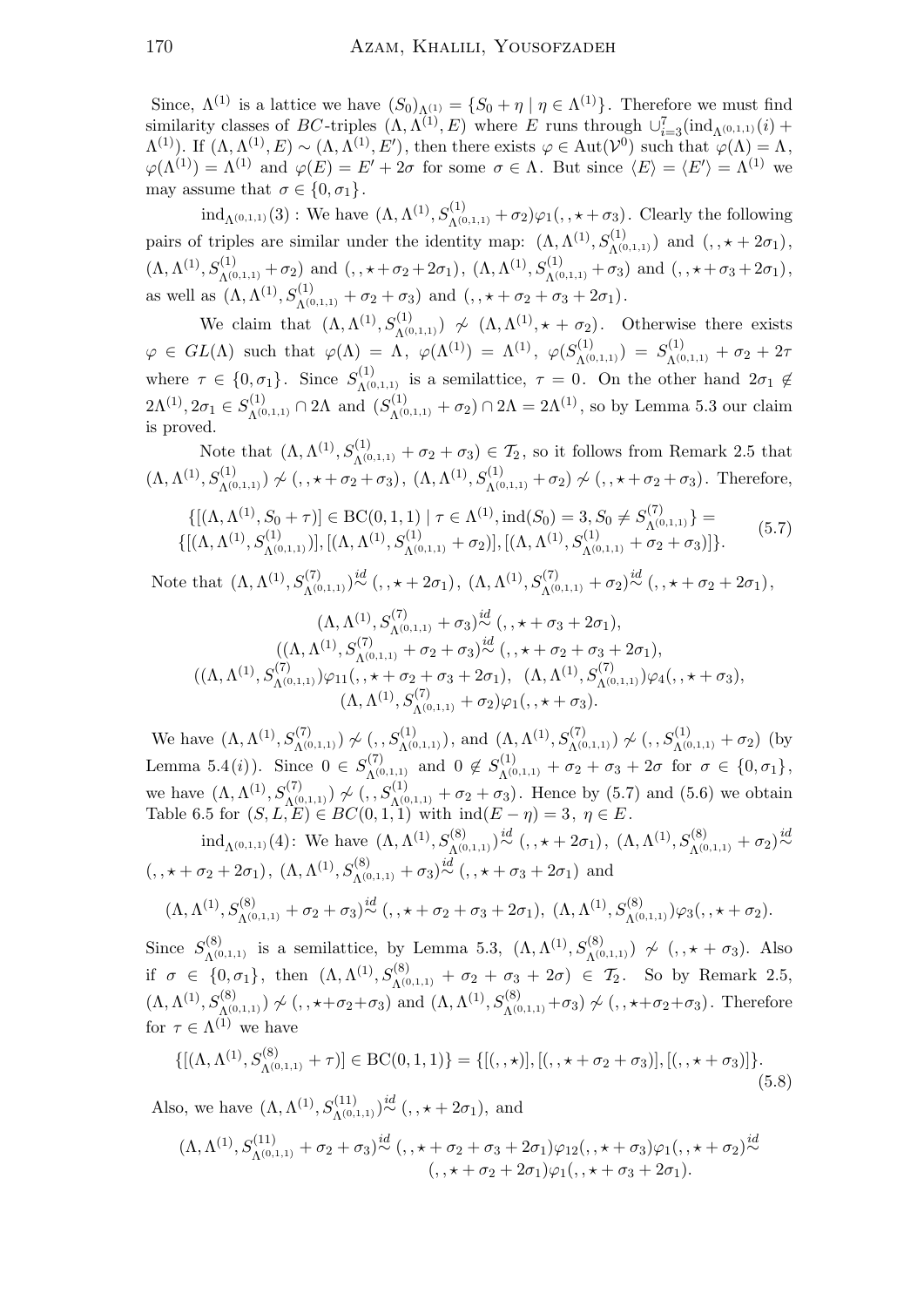Since, $\Lambda^{(1)}$ is a lattice we have $(S_0)_{\Lambda^{(1)}} = \{S_0 + \eta \mid \eta \in \Lambda^{(1)}\}$. Therefore we must find similarity classes of $BC$-triples $(\Lambda, \Lambda^{(1)}, E)$ where $E$ runs through $\cup_{i=3}^{7}(\mathrm{ind}_{\Lambda^{(0,1,1)}}(i) + \Lambda^{(1)})$. If $(\Lambda, \Lambda^{(1)}, E) \sim (\Lambda, \Lambda^{(1)}, E')$, then there exists $\varphi \in \mathrm{Aut}(\mathcal{V}^0)$ such that $\varphi(\Lambda) = \Lambda$, $\varphi(\Lambda^{(1)}) = \Lambda^{(1)}$ and $\varphi(E) = E' + 2\sigma$ for some $\sigma \in \Lambda$. But since $\langle E\rangle = \langle E'\rangle = \Lambda^{(1)}$ we may assume that $\sigma \in \{0, \sigma_1\}$.

$\mathrm{ind}_{\Lambda^{(0,1,1)}}(3)$ : We have $(\Lambda, \Lambda^{(1)}, S^{(1)}_{\Lambda^{(0,1,1)}} + \sigma_2)\varphi_1(,,\star + \sigma_3)$. Clearly the following pairs of triples are similar under the identity map: $(\Lambda, \Lambda^{(1)}, S^{(1)}_{\Lambda^{(0,1,1)}})$ and $(,,\star + 2\sigma_1)$, $(\Lambda, \Lambda^{(1)}, S^{(1)}_{\Lambda^{(0,1,1)}} + \sigma_2)$ and $(,,\star + \sigma_2 + 2\sigma_1)$, $(\Lambda, \Lambda^{(1)}, S^{(1)}_{\Lambda^{(0,1,1)}} + \sigma_3)$ and $(,,\star + \sigma_3 + 2\sigma_1)$, as well as $(\Lambda, \Lambda^{(1)}, S^{(1)}_{\Lambda^{(0,1,1)}} + \sigma_2 + \sigma_3)$ and $(,,\star + \sigma_2 + \sigma_3 + 2\sigma_1)$.

We claim that $(\Lambda, \Lambda^{(1)}, S^{(1)}_{\Lambda^{(0,1,1)}}) \not\sim (\Lambda, \Lambda^{(1)}, \star + \sigma_2)$. Otherwise there exists $\varphi \in GL(\Lambda)$ such that $\varphi(\Lambda) = \Lambda$, $\varphi(\Lambda^{(1)}) = \Lambda^{(1)}$, $\varphi(S^{(1)}_{\Lambda^{(0,1,1)}}) = S^{(1)}_{\Lambda^{(0,1,1)}} + \sigma_2 + 2\tau$ where $\tau \in \{0, \sigma_1\}$. Since $S^{(1)}_{\Lambda^{(0,1,1)}}$ is a semilattice, $\tau = 0$. On the other hand $2\sigma_1 \notin 2\Lambda^{(1)}, 2\sigma_1 \in S^{(1)}_{\Lambda^{(0,1,1)}} \cap 2\Lambda$ and $(S^{(1)}_{\Lambda^{(0,1,1)}} + \sigma_2) \cap 2\Lambda = 2\Lambda^{(1)}$, so by Lemma 5.3 our claim is proved.

Note that $(\Lambda, \Lambda^{(1)}, S^{(1)}_{\Lambda^{(0,1,1)}} + \sigma_2 + \sigma_3) \in \mathcal{T}_2$, so it follows from Remark 2.5 that $(\Lambda, \Lambda^{(1)}, S^{(1)}_{\Lambda^{(0,1,1)}}) \not\sim (,,\star + \sigma_2 + \sigma_3)$, $(\Lambda, \Lambda^{(1)}, S^{(1)}_{\Lambda^{(0,1,1)}} + \sigma_2) \not\sim (,,\star + \sigma_2 + \sigma_3)$. Therefore,

$$
\begin{aligned}
&\{[(\Lambda, \Lambda^{(1)}, S_0 + \tau)] \in \mathrm{BC}(0,1,1) \mid \tau \in \Lambda^{(1)}, \mathrm{ind}(S_0) = 3, S_0 \neq S^{(7)}_{\Lambda^{(0,1,1)}}\} = \\
&\{[(\Lambda, \Lambda^{(1)}, S^{(1)}_{\Lambda^{(0,1,1)}})], [(\Lambda, \Lambda^{(1)}, S^{(1)}_{\Lambda^{(0,1,1)}} + \sigma_2)], [(\Lambda, \Lambda^{(1)}, S^{(1)}_{\Lambda^{(0,1,1)}} + \sigma_2 + \sigma_3)]\}.
\end{aligned}
\tag{5.7}
$$

Note that $(\Lambda, \Lambda^{(1)}, S^{(7)}_{\Lambda^{(0,1,1)}}) \overset{id}{\sim} (,,\star + 2\sigma_1)$, $(\Lambda, \Lambda^{(1)}, S^{(7)}_{\Lambda^{(0,1,1)}} + \sigma_2) \overset{id}{\sim} (,,\star + \sigma_2 + 2\sigma_1)$,

$$
\begin{gathered}
(\Lambda, \Lambda^{(1)}, S^{(7)}_{\Lambda^{(0,1,1)}} + \sigma_3) \overset{id}{\sim} (,,\star + \sigma_3 + 2\sigma_1), \\
((\Lambda, \Lambda^{(1)}, S^{(7)}_{\Lambda^{(0,1,1)}} + \sigma_2 + \sigma_3) \overset{id}{\sim} (,,\star + \sigma_2 + \sigma_3 + 2\sigma_1), \\
((\Lambda, \Lambda^{(1)}, S^{(7)}_{\Lambda^{(0,1,1)}})\varphi_{11}(,,\star + \sigma_2 + \sigma_3 + 2\sigma_1), \ \ (\Lambda, \Lambda^{(1)}, S^{(7)}_{\Lambda^{(0,1,1)}})\varphi_4(,,\star + \sigma_3), \\
(\Lambda, \Lambda^{(1)}, S^{(7)}_{\Lambda^{(0,1,1)}} + \sigma_2)\varphi_1(,,\star + \sigma_3).
\end{gathered}
$$

We have $(\Lambda, \Lambda^{(1)}, S^{(7)}_{\Lambda^{(0,1,1)}}) \not\sim (,,S^{(1)}_{\Lambda^{(0,1,1)}})$, and $(\Lambda, \Lambda^{(1)}, S^{(7)}_{\Lambda^{(0,1,1)}}) \not\sim (,,S^{(1)}_{\Lambda^{(0,1,1)}} + \sigma_2)$ (by Lemma 5.4$(i)$). Since $0 \in S^{(7)}_{\Lambda^{(0,1,1)}}$ and $0 \notin S^{(1)}_{\Lambda^{(0,1,1)}} + \sigma_2 + \sigma_3 + 2\sigma$ for $\sigma \in \{0, \sigma_1\}$, we have $(\Lambda, \Lambda^{(1)}, S^{(7)}_{\Lambda^{(0,1,1)}}) \not\sim (,,S^{(1)}_{\Lambda^{(0,1,1)}} + \sigma_2 + \sigma_3)$. Hence by (5.7) and (5.6) we obtain Table 6.5 for $(S, L, E) \in BC(0,1,1)$ with $\mathrm{ind}(E - \eta) = 3$, $\eta \in E$.

$\mathrm{ind}_{\Lambda^{(0,1,1)}}(4)$: We have $(\Lambda, \Lambda^{(1)}, S^{(8)}_{\Lambda^{(0,1,1)}}) \overset{id}{\sim} (,,\star + 2\sigma_1)$, $(\Lambda, \Lambda^{(1)}, S^{(8)}_{\Lambda^{(0,1,1)}} + \sigma_2) \overset{id}{\sim} (,,\star + \sigma_2 + 2\sigma_1)$, $(\Lambda, \Lambda^{(1)}, S^{(8)}_{\Lambda^{(0,1,1)}} + \sigma_3) \overset{id}{\sim} (,,\star + \sigma_3 + 2\sigma_1)$ and

$$
(\Lambda, \Lambda^{(1)}, S^{(8)}_{\Lambda^{(0,1,1)}} + \sigma_2 + \sigma_3) \overset{id}{\sim} (,,\star + \sigma_2 + \sigma_3 + 2\sigma_1), \ (\Lambda, \Lambda^{(1)}, S^{(8)}_{\Lambda^{(0,1,1)}})\varphi_3(,,\star + \sigma_2).
$$

Since $S^{(8)}_{\Lambda^{(0,1,1)}}$ is a semilattice, by Lemma 5.3, $(\Lambda, \Lambda^{(1)}, S^{(8)}_{\Lambda^{(0,1,1)}}) \not\sim (,,\star + \sigma_3)$. Also if $\sigma \in \{0, \sigma_1\}$, then $(\Lambda, \Lambda^{(1)}, S^{(8)}_{\Lambda^{(0,1,1)}} + \sigma_2 + \sigma_3 + 2\sigma) \in \mathcal{T}_2$. So by Remark 2.5, $(\Lambda, \Lambda^{(1)}, S^{(8)}_{\Lambda^{(0,1,1)}}) \not\sim (,,\star + \sigma_2 + \sigma_3)$ and $(\Lambda, \Lambda^{(1)}, S^{(8)}_{\Lambda^{(0,1,1)}} + \sigma_3) \not\sim (,,\star + \sigma_2 + \sigma_3)$. Therefore for $\tau \in \Lambda^{(1)}$ we have

$$
\{[(\Lambda, \Lambda^{(1)}, S^{(8)}_{\Lambda^{(0,1,1)}} + \tau)] \in \mathrm{BC}(0,1,1)\} = \{[(,,\star)], [(,,\star + \sigma_2 + \sigma_3)], [(,,\star + \sigma_3)]\}.
\tag{5.8}
$$

Also, we have $(\Lambda, \Lambda^{(1)}, S^{(11)}_{\Lambda^{(0,1,1)}}) \overset{id}{\sim} (,,\star + 2\sigma_1)$, and

$$
\begin{aligned}
(\Lambda, \Lambda^{(1)}, S^{(11)}_{\Lambda^{(0,1,1)}} + \sigma_2 + \sigma_3) &\overset{id}{\sim} (,,\star + \sigma_2 + \sigma_3 + 2\sigma_1)\varphi_{12}(,,\star + \sigma_3)\varphi_1(,,\star + \sigma_2) \overset{id}{\sim} \\
&(,,\star + \sigma_2 + 2\sigma_1)\varphi_1(,,\star + \sigma_3 + 2\sigma_1).
\end{aligned}
$$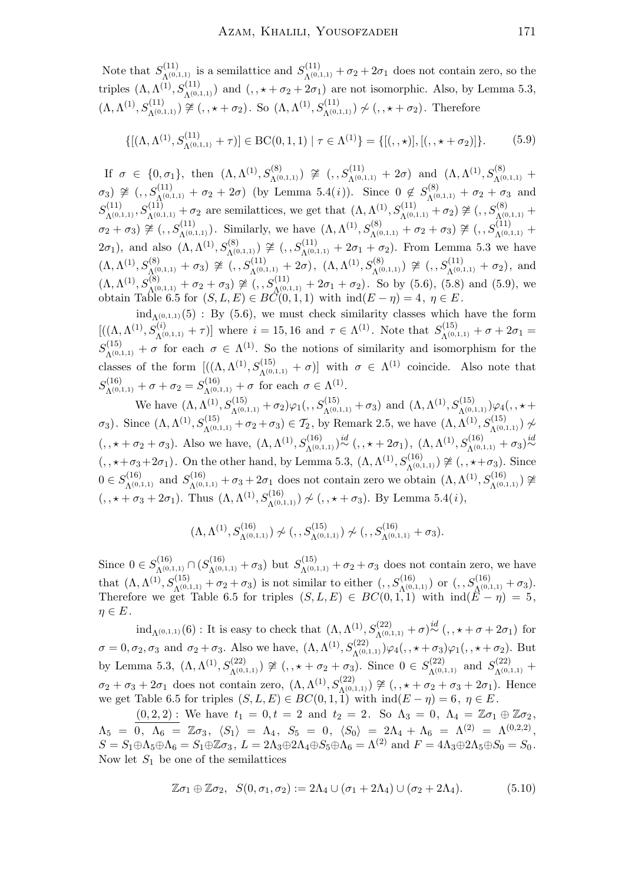Note that $S^{(11)}_{\Lambda^{(0,1,1)}}$ is a semilattice and $S^{(11)}_{\Lambda^{(0,1,1)}}+\sigma_2+2\sigma_1$ does not contain zero, so the triples $(\Lambda,\Lambda^{(1)},S^{(11)}_{\Lambda^{(0,1,1)}})$ and $(,,\star+\sigma_2+2\sigma_1)$ are not isomorphic. Also, by Lemma 5.3, $(\Lambda,\Lambda^{(1)},S^{(11)}_{\Lambda^{(0,1,1)}})\not\cong(,,\star+\sigma_2)$. So $(\Lambda,\Lambda^{(1)},S^{(11)}_{\Lambda^{(0,1,1)}})\not\sim(,,\star+\sigma_2)$. Therefore

$$\{[(\Lambda,\Lambda^{(1)},S^{(11)}_{\Lambda^{(0,1,1)}}+\tau)]\in \mathrm{BC}(0,1,1)\mid \tau\in\Lambda^{(1)}\}=\{[(,,\star)],[(,,\star+\sigma_2)]\}. \tag{5.9}$$

If $\sigma\in\{0,\sigma_1\}$, then $(\Lambda,\Lambda^{(1)},S^{(8)}_{\Lambda^{(0,1,1)}})\not\cong(,,S^{(11)}_{\Lambda^{(0,1,1)}}+2\sigma)$ and $(\Lambda,\Lambda^{(1)},S^{(8)}_{\Lambda^{(0,1,1)}}+\sigma_3)\not\cong(,,S^{(11)}_{\Lambda^{(0,1,1)}}+\sigma_2+2\sigma)$ (by Lemma 5.4($i$)). Since $0\notin S^{(8)}_{\Lambda^{(0,1,1)}}+\sigma_2+\sigma_3$ and $S^{(11)}_{\Lambda^{(0,1,1)}},S^{(11)}_{\Lambda^{(0,1,1)}}+\sigma_2$ are semilattices, we get that $(\Lambda,\Lambda^{(1)},S^{(11)}_{\Lambda^{(0,1,1)}}+\sigma_2)\not\cong(,,S^{(8)}_{\Lambda^{(0,1,1)}}+\sigma_2+\sigma_3)\not\cong(,,S^{(11)}_{\Lambda^{(0,1,1)}})$. Similarly, we have $(\Lambda,\Lambda^{(1)},S^{(8)}_{\Lambda^{(0,1,1)}}+\sigma_2+\sigma_3)\not\cong(,,S^{(11)}_{\Lambda^{(0,1,1)}}+2\sigma_1)$, and also $(\Lambda,\Lambda^{(1)},S^{(8)}_{\Lambda^{(0,1,1)}})\not\cong(,,S^{(11)}_{\Lambda^{(0,1,1)}}+2\sigma_1+\sigma_2)$. From Lemma 5.3 we have $(\Lambda,\Lambda^{(1)},S^{(8)}_{\Lambda^{(0,1,1)}}+\sigma_3)\not\cong(,,S^{(11)}_{\Lambda^{(0,1,1)}}+2\sigma)$, $(\Lambda,\Lambda^{(1)},S^{(8)}_{\Lambda^{(0,1,1)}})\not\cong(,,S^{(11)}_{\Lambda^{(0,1,1)}}+\sigma_2)$, and $(\Lambda,\Lambda^{(1)},S^{(8)}_{\Lambda^{(0,1,1)}}+\sigma_2+\sigma_3)\not\cong(,,S^{(11)}_{\Lambda^{(0,1,1)}}+2\sigma_1+\sigma_2)$. So by (5.6), (5.8) and (5.9), we obtain Table 6.5 for $(S,L,E)\in BC(0,1,1)$ with $\mathrm{ind}(E-\eta)=4$, $\eta\in E$.

$\mathrm{ind}_{\Lambda^{(0,1,1)}}(5)$ : By (5.6), we must check similarity classes which have the form $[((\Lambda,\Lambda^{(1)},S^{(i)}_{\Lambda^{(0,1,1)}}+\tau)]$ where $i=15,16$ and $\tau\in\Lambda^{(1)}$. Note that $S^{(15)}_{\Lambda^{(0,1,1)}}+\sigma+2\sigma_1=S^{(15)}_{\Lambda^{(0,1,1)}}+\sigma$ for each $\sigma\in\Lambda^{(1)}$. So the notions of similarity and isomorphism for the classes of the form $[((\Lambda,\Lambda^{(1)},S^{(15)}_{\Lambda^{(0,1,1)}}+\sigma)]$ with $\sigma\in\Lambda^{(1)}$ coincide. Also note that $S^{(16)}_{\Lambda^{(0,1,1)}}+\sigma+\sigma_2=S^{(16)}_{\Lambda^{(0,1,1)}}+\sigma$ for each $\sigma\in\Lambda^{(1)}$.

We have $(\Lambda,\Lambda^{(1)},S^{(15)}_{\Lambda^{(0,1,1)}}+\sigma_2)\varphi_1(,,S^{(15)}_{\Lambda^{(0,1,1)}}+\sigma_3)$ and $(\Lambda,\Lambda^{(1)},S^{(15)}_{\Lambda^{(0,1,1)}})\varphi_4(,,\star+\sigma_3)$. Since $(\Lambda,\Lambda^{(1)},S^{(15)}_{\Lambda^{(0,1,1)}}+\sigma_2+\sigma_3)\in\mathcal{T}_2$, by Remark 2.5, we have $(\Lambda,\Lambda^{(1)},S^{(15)}_{\Lambda^{(0,1,1)}})\not\sim(,,\star+\sigma_2+\sigma_3)$. Also we have, $(\Lambda,\Lambda^{(1)},S^{(16)}_{\Lambda^{(0,1,1)}})\overset{id}{\sim}(,,\star+2\sigma_1)$, $(\Lambda,\Lambda^{(1)},S^{(16)}_{\Lambda^{(0,1,1)}}+\sigma_3)\overset{id}{\sim}(,,\star+\sigma_3+2\sigma_1)$. On the other hand, by Lemma 5.3, $(\Lambda,\Lambda^{(1)},S^{(16)}_{\Lambda^{(0,1,1)}})\not\cong(,,\star+\sigma_3)$. Since $0\in S^{(16)}_{\Lambda^{(0,1,1)}}$ and $S^{(16)}_{\Lambda^{(0,1,1)}}+\sigma_3+2\sigma_1$ does not contain zero we obtain $(\Lambda,\Lambda^{(1)},S^{(16)}_{\Lambda^{(0,1,1)}})\not\cong(,,\star+\sigma_3+2\sigma_1)$. Thus $(\Lambda,\Lambda^{(1)},S^{(16)}_{\Lambda^{(0,1,1)}})\not\sim(,,\star+\sigma_3)$. By Lemma 5.4($i$),

$$(\Lambda,\Lambda^{(1)},S^{(16)}_{\Lambda^{(0,1,1)}})\not\sim(,,S^{(15)}_{\Lambda^{(0,1,1)}})\not\sim(,,S^{(16)}_{\Lambda^{(0,1,1)}}+\sigma_3).$$

Since $0\in S^{(16)}_{\Lambda^{(0,1,1)}}\cap(S^{(16)}_{\Lambda^{(0,1,1)}}+\sigma_3)$ but $S^{(15)}_{\Lambda^{(0,1,1)}}+\sigma_2+\sigma_3$ does not contain zero, we have that $(\Lambda,\Lambda^{(1)},S^{(15)}_{\Lambda^{(0,1,1)}}+\sigma_2+\sigma_3)$ is not similar to either $(,,S^{(16)}_{\Lambda^{(0,1,1)}})$ or $(,,S^{(16)}_{\Lambda^{(0,1,1)}}+\sigma_3)$. Therefore we get Table 6.5 for triples $(S,L,E)\in BC(0,1,1)$ with $\mathrm{ind}(E-\eta)=5$, $\eta\in E$.

$\mathrm{ind}_{\Lambda^{(0,1,1)}}(6)$ : It is easy to check that $(\Lambda,\Lambda^{(1)},S^{(22)}_{\Lambda^{(0,1,1)}}+\sigma)\overset{id}{\sim}(,,\star+\sigma+2\sigma_1)$ for $\sigma=0,\sigma_2,\sigma_3$ and $\sigma_2+\sigma_3$. Also we have, $(\Lambda,\Lambda^{(1)},S^{(22)}_{\Lambda^{(0,1,1)}})\varphi_4(,,\star+\sigma_3)\varphi_1(,,\star+\sigma_2)$. But by Lemma 5.3, $(\Lambda,\Lambda^{(1)},S^{(22)}_{\Lambda^{(0,1,1)}})\not\cong(,,\star+\sigma_2+\sigma_3)$. Since $0\in S^{(22)}_{\Lambda^{(0,1,1)}}$ and $S^{(22)}_{\Lambda^{(0,1,1)}}+\sigma_2+\sigma_3+2\sigma_1$ does not contain zero, $(\Lambda,\Lambda^{(1)},S^{(22)}_{\Lambda^{(0,1,1)}})\not\cong(,,\star+\sigma_2+\sigma_3+2\sigma_1)$. Hence we get Table 6.5 for triples $(S,L,E)\in BC(0,1,1)$ with $\mathrm{ind}(E-\eta)=6$, $\eta\in E$.

$\underline{(0,2,2):}$ We have $t_1=0,t=2$ and $t_2=2$. So $\Lambda_3=0$, $\Lambda_4=\mathbb{Z}\sigma_1\oplus\mathbb{Z}\sigma_2$, $\Lambda_5=0$, $\Lambda_6=\mathbb{Z}\sigma_3$, $\langle S_1\rangle=\Lambda_4$, $S_5=0$, $\langle S_0\rangle=2\Lambda_4+\Lambda_6=\Lambda^{(2)}=\Lambda^{(0,2,2)}$, $S=S_1\oplus\Lambda_5\oplus\Lambda_6=S_1\oplus\mathbb{Z}\sigma_3$, $L=2\Lambda_3\oplus2\Lambda_4\oplus S_5\oplus\Lambda_6=\Lambda^{(2)}$ and $F=4\Lambda_3\oplus2\Lambda_5\oplus S_0=S_0$. Now let $S_1$ be one of the semilattices

$$\mathbb{Z}\sigma_1\oplus\mathbb{Z}\sigma_2,\ \ S(0,\sigma_1,\sigma_2):=2\Lambda_4\cup(\sigma_1+2\Lambda_4)\cup(\sigma_2+2\Lambda_4). \tag{5.10}$$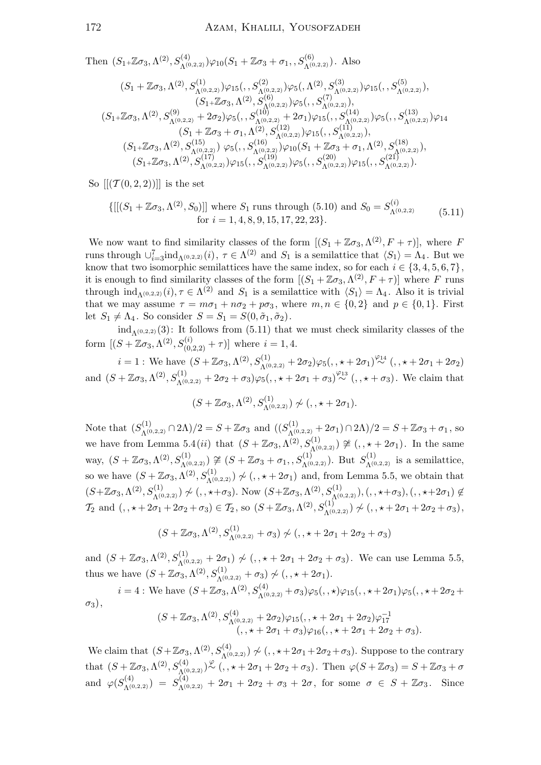Then $(S_1{+}\mathbb{Z}\sigma_3, \Lambda^{(2)}, S^{(4)}_{\Lambda^{(0,2,2)}})\varphi_{10}(S_1 + \mathbb{Z}\sigma_3 + \sigma_1, , S^{(6)}_{\Lambda^{(0,2,2)}})$. Also

$$
\begin{gathered}
(S_1 + \mathbb{Z}\sigma_3, \Lambda^{(2)}, S^{(1)}_{\Lambda^{(0,2,2)}})\varphi_{15}(, , S^{(2)}_{\Lambda^{(0,2,2)}})\varphi_5(, \Lambda^{(2)}, S^{(3)}_{\Lambda^{(0,2,2)}})\varphi_{15}(, , S^{(5)}_{\Lambda^{(0,2,2)}}),\\
(S_1{+}\mathbb{Z}\sigma_3, \Lambda^{(2)}, S^{(6)}_{\Lambda^{(0,2,2)}})\varphi_5(, , S^{(7)}_{\Lambda^{(0,2,2)}}),\\
(S_1{+}\mathbb{Z}\sigma_3, \Lambda^{(2)}, S^{(9)}_{\Lambda^{(0,2,2)}} + 2\sigma_2)\varphi_5(, , S^{(10)}_{\Lambda^{(0,2,2)}} + 2\sigma_1)\varphi_{15}(, , S^{(14)}_{\Lambda^{(0,2,2)}})\varphi_5(, , S^{(13)}_{\Lambda^{(0,2,2)}})\varphi_{14}\\
(S_1 + \mathbb{Z}\sigma_3 + \sigma_1, \Lambda^{(2)}, S^{(12)}_{\Lambda^{(0,2,2)}})\varphi_{15}(, , S^{(11)}_{\Lambda^{(0,2,2)}}),\\
(S_1{+}\mathbb{Z}\sigma_3, \Lambda^{(2)}, S^{(15)}_{\Lambda^{(0,2,2)}})\ \varphi_5(, , S^{(16)}_{\Lambda^{(0,2,2)}})\varphi_{10}(S_1 + \mathbb{Z}\sigma_3 + \sigma_1, \Lambda^{(2)}, S^{(18)}_{\Lambda^{(0,2,2)}}),\\
(S_1{+}\mathbb{Z}\sigma_3, \Lambda^{(2)}, S^{(17)}_{\Lambda^{(0,2,2)}})\varphi_{15}(, , S^{(19)}_{\Lambda^{(0,2,2)}})\varphi_5(, , S^{(20)}_{\Lambda^{(0,2,2)}})\varphi_{15}(, , S^{(21)}_{\Lambda^{(0,2,2)}}).
\end{gathered}
$$

So $[[(\mathcal{T}(0,2,2))]]$ is the set

$$
\begin{gathered}
\{[[(S_1 + \mathbb{Z}\sigma_3, \Lambda^{(2)}, S_0)]] \text{ where } S_1 \text{ runs through (5.10) and } S_0 = S^{(i)}_{\Lambda^{(0,2,2)}}\\
\text{for } i = 1, 4, 8, 9, 15, 17, 22, 23\}.
\end{gathered}
\tag{5.11}
$$

We now want to find similarity classes of the form $[(S_1 + \mathbb{Z}\sigma_3, \Lambda^{(2)}, F + \tau)]$, where $F$ runs through $\cup_{i=3}^{7}\mathrm{ind}_{\Lambda^{(0,2,2)}}(i)$, $\tau \in \Lambda^{(2)}$ and $S_1$ is a semilattice that $\langle S_1 \rangle = \Lambda_4$. But we know that two isomorphic semilattices have the same index, so for each $i \in \{3,4,5,6,7\}$, it is enough to find similarity classes of the form $[(S_1 + \mathbb{Z}\sigma_3, \Lambda^{(2)}, F + \tau)]$ where $F$ runs through $\mathrm{ind}_{\Lambda^{(0,2,2)}}(i), \tau \in \Lambda^{(2)}$ and $S_1$ is a semilattice with $\langle S_1 \rangle = \Lambda_4$. Also it is trivial that we may assume $\tau = m\sigma_1 + n\sigma_2 + p\sigma_3$, where $m, n \in \{0, 2\}$ and $p \in \{0, 1\}$. First let $S_1 \neq \Lambda_4$. So consider $S = S_1 = S(0, \tilde{\sigma}_1, \tilde{\sigma}_2)$.

$\mathrm{ind}_{\Lambda^{(0,2,2)}}(3)$: It follows from (5.11) that we must check similarity classes of the form $[(S + \mathbb{Z}\sigma_3, \Lambda^{(2)}, S^{(i)}_{(0,2,2)} + \tau)]$ where $i = 1, 4$.

$i = 1$ : We have $(S + \mathbb{Z}\sigma_3, \Lambda^{(2)}, S^{(1)}_{\Lambda^{(0,2,2)}} + 2\sigma_2)\varphi_5(, , \star + 2\sigma_1) \overset{\varphi_{14}}{\sim} (, , \star + 2\sigma_1 + 2\sigma_2)$ and $(S + \mathbb{Z}\sigma_3, \Lambda^{(2)}, S^{(1)}_{\Lambda^{(0,2,2)}} + 2\sigma_2 + \sigma_3)\varphi_5(, , \star + 2\sigma_1 + \sigma_3) \overset{\varphi_{13}}{\sim} (, , \star + \sigma_3)$. We claim that

$$(S + \mathbb{Z}\sigma_3, \Lambda^{(2)}, S^{(1)}_{\Lambda^{(0,2,2)}}) \not\sim (, , \star + 2\sigma_1).$$

Note that $(S^{(1)}_{\Lambda^{(0,2,2)}} \cap 2\Lambda)/2 = S + \mathbb{Z}\sigma_3$ and $((S^{(1)}_{\Lambda^{(0,2,2)}} + 2\sigma_1) \cap 2\Lambda)/2 = S + \mathbb{Z}\sigma_3 + \sigma_1$, so we have from Lemma 5.4$(ii)$ that $(S + \mathbb{Z}\sigma_3, \Lambda^{(2)}, S^{(1)}_{\Lambda^{(0,2,2)}}) \not\cong (, , \star + 2\sigma_1)$. In the same way, $(S + \mathbb{Z}\sigma_3, \Lambda^{(2)}, S^{(1)}_{\Lambda^{(0,2,2)}}) \not\cong (S + \mathbb{Z}\sigma_3 + \sigma_1, , S^{(1)}_{\Lambda^{(0,2,2)}})$. But $S^{(1)}_{\Lambda^{(0,2,2)}}$ is a semilattice, so we have $(S + \mathbb{Z}\sigma_3, \Lambda^{(2)}, S^{(1)}_{\Lambda^{(0,2,2)}}) \not\sim (, , \star + 2\sigma_1)$ and, from Lemma 5.5, we obtain that $(S{+}\mathbb{Z}\sigma_3, \Lambda^{(2)}, S^{(1)}_{\Lambda^{(0,2,2)}}) \not\sim (, , \star{+}\sigma_3)$. Now $(S{+}\mathbb{Z}\sigma_3, \Lambda^{(2)}, S^{(1)}_{\Lambda^{(0,2,2)}}), (, , \star{+}\sigma_3), (, , \star{+}2\sigma_1) \notin \mathcal{T}_2$ and $(, , \star + 2\sigma_1 + 2\sigma_2 + \sigma_3) \in \mathcal{T}_2$, so $(S + \mathbb{Z}\sigma_3, \Lambda^{(2)}, S^{(1)}_{\Lambda^{(0,2,2)}}) \not\sim (, , \star + 2\sigma_1 + 2\sigma_2 + \sigma_3)$,

$$(S + \mathbb{Z}\sigma_3, \Lambda^{(2)}, S^{(1)}_{\Lambda^{(0,2,2)}} + \sigma_3) \not\sim (, , \star + 2\sigma_1 + 2\sigma_2 + \sigma_3)$$

and $(S + \mathbb{Z}\sigma_3, \Lambda^{(2)}, S^{(1)}_{\Lambda^{(0,2,2)}} + 2\sigma_1) \not\sim (, , \star + 2\sigma_1 + 2\sigma_2 + \sigma_3)$. We can use Lemma 5.5, thus we have $(S + \mathbb{Z}\sigma_3, \Lambda^{(2)}, S^{(1)}_{\Lambda^{(0,2,2)}} + \sigma_3) \not\sim (, , \star + 2\sigma_1)$.

$i = 4$ : We have $(S{+}\mathbb{Z}\sigma_3, \Lambda^{(2)}, S^{(4)}_{\Lambda^{(0,2,2)}} + \sigma_3)\varphi_5(, , \star)\varphi_{15}(, , \star{+}2\sigma_1)\varphi_5(, , \star{+}2\sigma_2 + \sigma_3)$,

$$
\begin{gathered}
(S + \mathbb{Z}\sigma_3, \Lambda^{(2)}, S^{(4)}_{\Lambda^{(0,2,2)}} + 2\sigma_2)\varphi_{15}(, , \star + 2\sigma_1 + 2\sigma_2)\varphi_{17}^{-1}\\
(, , \star + 2\sigma_1 + \sigma_3)\varphi_{16}(, , \star + 2\sigma_1 + 2\sigma_2 + \sigma_3).
\end{gathered}
$$

We claim that $(S{+}\mathbb{Z}\sigma_3, \Lambda^{(2)}, S^{(4)}_{\Lambda^{(0,2,2)}}) \not\sim (, , \star{+}2\sigma_1{+}2\sigma_2{+}\sigma_3)$. Suppose to the contrary that $(S + \mathbb{Z}\sigma_3, \Lambda^{(2)}, S^{(4)}_{\Lambda^{(0,2,2)}}) \overset{\varphi}{\sim} (, , \star + 2\sigma_1 + 2\sigma_2 + \sigma_3)$. Then $\varphi(S + \mathbb{Z}\sigma_3) = S + \mathbb{Z}\sigma_3 + \sigma$ and $\varphi(S^{(4)}_{\Lambda^{(0,2,2)}}) = S^{(4)}_{\Lambda^{(0,2,2)}} + 2\sigma_1 + 2\sigma_2 + \sigma_3 + 2\sigma$, for some $\sigma \in S + \mathbb{Z}\sigma_3$. Since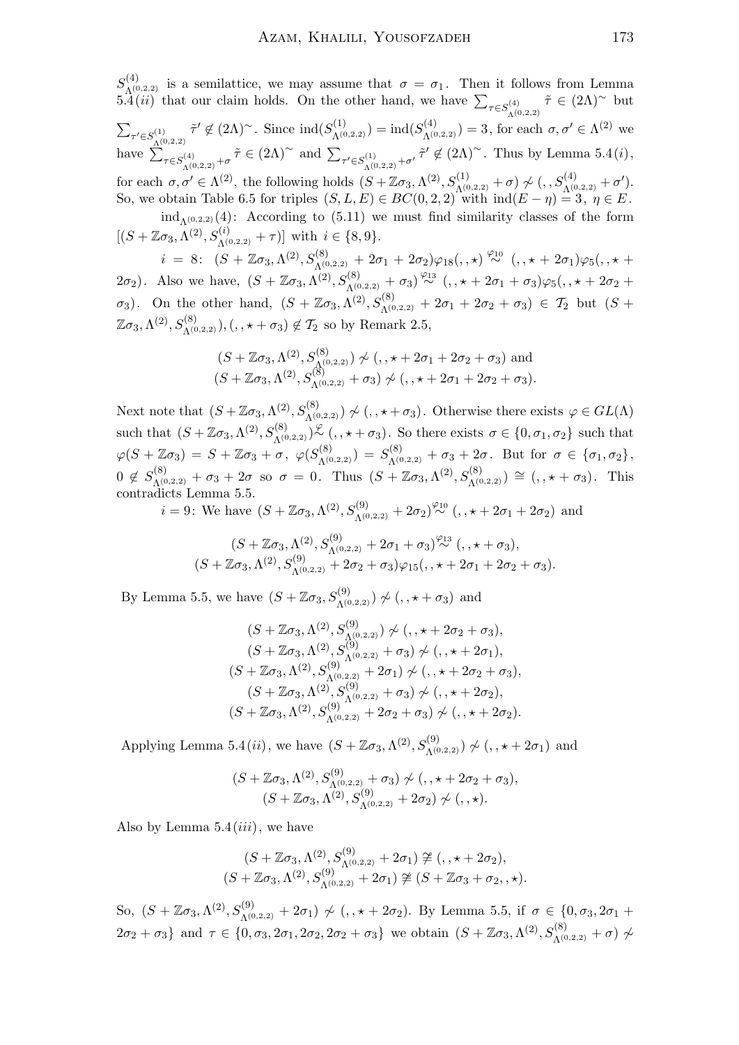$S^{(4)}_{\Lambda^{(0,2,2)}}$ is a semilattice, we may assume that $\sigma = \sigma_1$. Then it follows from Lemma 5.4$(ii)$ that our claim holds. On the other hand, we have $\sum_{\tau\in S^{(4)}_{\Lambda^{(0,2,2)}}} \tilde\tau \in (2\Lambda)^\sim$ but $\sum_{\tau'\in S^{(1)}_{\Lambda^{(0,2,2)}}} \tilde\tau' \notin (2\Lambda)^\sim$. Since $\mathrm{ind}(S^{(1)}_{\Lambda^{(0,2,2)}}) = \mathrm{ind}(S^{(4)}_{\Lambda^{(0,2,2)}}) = 3$, for each $\sigma, \sigma' \in \Lambda^{(2)}$ we have $\sum_{\tau\in S^{(4)}_{\Lambda^{(0,2,2)}}+\sigma} \tilde\tau \in (2\Lambda)^\sim$ and $\sum_{\tau'\in S^{(1)}_{\Lambda^{(0,2,2)}}+\sigma'} \tilde\tau' \notin (2\Lambda)^\sim$. Thus by Lemma 5.4$(i)$, for each $\sigma, \sigma' \in \Lambda^{(2)}$, the following holds $(S + \mathbb{Z}\sigma_3, \Lambda^{(2)}, S^{(1)}_{\Lambda^{(0,2,2)}} + \sigma) \not\sim (, , S^{(4)}_{\Lambda^{(0,2,2)}} + \sigma')$. So, we obtain Table 6.5 for triples $(S, L, E) \in BC(0, 2, 2)$ with $\mathrm{ind}(E - \eta) = 3$, $\eta \in E$.

$\mathrm{ind}_{\Lambda^{(0,2,2)}}(4)$: According to (5.11) we must find similarity classes of the form $[(S + \mathbb{Z}\sigma_3, \Lambda^{(2)}, S^{(i)}_{\Lambda^{(0,2,2)}} + \tau)]$ with $i \in \{8, 9\}$.

$i = 8$: $(S + \mathbb{Z}\sigma_3, \Lambda^{(2)}, S^{(8)}_{\Lambda^{(0,2,2)}} + 2\sigma_1 + 2\sigma_2)\varphi_{18}(, , \star) \overset{\varphi_{10}}{\sim} (, , \star + 2\sigma_1)\varphi_5(, , \star + 2\sigma_2)$. Also we have, $(S + \mathbb{Z}\sigma_3, \Lambda^{(2)}, S^{(8)}_{\Lambda^{(0,2,2)}} + \sigma_3) \overset{\varphi_{13}}{\sim} (, , \star + 2\sigma_1 + \sigma_3)\varphi_5(, , \star + 2\sigma_2 + \sigma_3)$. On the other hand, $(S + \mathbb{Z}\sigma_3, \Lambda^{(2)}, S^{(8)}_{\Lambda^{(0,2,2)}} + 2\sigma_1 + 2\sigma_2 + \sigma_3) \in \mathcal{T}_2$ but $(S + \mathbb{Z}\sigma_3, \Lambda^{(2)}, S^{(8)}_{\Lambda^{(0,2,2)}}), (, , \star + \sigma_3) \notin \mathcal{T}_2$ so by Remark 2.5,

$$(S + \mathbb{Z}\sigma_3, \Lambda^{(2)}, S^{(8)}_{\Lambda^{(0,2,2)}}) \not\sim (, , \star + 2\sigma_1 + 2\sigma_2 + \sigma_3) \text{ and}$$
$$(S + \mathbb{Z}\sigma_3, \Lambda^{(2)}, S^{(8)}_{\Lambda^{(0,2,2)}} + \sigma_3) \not\sim (, , \star + 2\sigma_1 + 2\sigma_2 + \sigma_3).$$

Next note that $(S + \mathbb{Z}\sigma_3, \Lambda^{(2)}, S^{(8)}_{\Lambda^{(0,2,2)}}) \not\sim (, , \star + \sigma_3)$. Otherwise there exists $\varphi \in GL(\Lambda)$ such that $(S + \mathbb{Z}\sigma_3, \Lambda^{(2)}, S^{(8)}_{\Lambda^{(0,2,2)}}) \overset{\varphi}{\sim} (, , \star + \sigma_3)$. So there exists $\sigma \in \{0, \sigma_1, \sigma_2\}$ such that $\varphi(S + \mathbb{Z}\sigma_3) = S + \mathbb{Z}\sigma_3 + \sigma$, $\varphi(S^{(8)}_{\Lambda^{(0,2,2)}}) = S^{(8)}_{\Lambda^{(0,2,2)}} + \sigma_3 + 2\sigma$. But for $\sigma \in \{\sigma_1, \sigma_2\}$, $0 \notin S^{(8)}_{\Lambda^{(0,2,2)}} + \sigma_3 + 2\sigma$ so $\sigma = 0$. Thus $(S + \mathbb{Z}\sigma_3, \Lambda^{(2)}, S^{(8)}_{\Lambda^{(0,2,2)}}) \cong (, , \star + \sigma_3)$. This contradicts Lemma 5.5.

$i = 9$: We have $(S + \mathbb{Z}\sigma_3, \Lambda^{(2)}, S^{(9)}_{\Lambda^{(0,2,2)}} + 2\sigma_2) \overset{\varphi_{10}}{\sim} (, , \star + 2\sigma_1 + 2\sigma_2)$ and

$$(S + \mathbb{Z}\sigma_3, \Lambda^{(2)}, S^{(9)}_{\Lambda^{(0,2,2)}} + 2\sigma_1 + \sigma_3) \overset{\varphi_{13}}{\sim} (, , \star + \sigma_3),$$
$$(S + \mathbb{Z}\sigma_3, \Lambda^{(2)}, S^{(9)}_{\Lambda^{(0,2,2)}} + 2\sigma_2 + \sigma_3)\varphi_{15}(, , \star + 2\sigma_1 + 2\sigma_2 + \sigma_3).$$

By Lemma 5.5, we have $(S + \mathbb{Z}\sigma_3, S^{(9)}_{\Lambda^{(0,2,2)}}) \not\sim (, , \star + \sigma_3)$ and

$$(S + \mathbb{Z}\sigma_3, \Lambda^{(2)}, S^{(9)}_{\Lambda^{(0,2,2)}}) \not\sim (, , \star + 2\sigma_2 + \sigma_3),$$
$$(S + \mathbb{Z}\sigma_3, \Lambda^{(2)}, S^{(9)}_{\Lambda^{(0,2,2)}} + \sigma_3) \not\sim (, , \star + 2\sigma_1),$$
$$(S + \mathbb{Z}\sigma_3, \Lambda^{(2)}, S^{(9)}_{\Lambda^{(0,2,2)}} + 2\sigma_1) \not\sim (, , \star + 2\sigma_2 + \sigma_3),$$
$$(S + \mathbb{Z}\sigma_3, \Lambda^{(2)}, S^{(9)}_{\Lambda^{(0,2,2)}} + \sigma_3) \not\sim (, , \star + 2\sigma_2),$$
$$(S + \mathbb{Z}\sigma_3, \Lambda^{(2)}, S^{(9)}_{\Lambda^{(0,2,2)}} + 2\sigma_2 + \sigma_3) \not\sim (, , \star + 2\sigma_2).$$

Applying Lemma 5.4$(ii)$, we have $(S + \mathbb{Z}\sigma_3, \Lambda^{(2)}, S^{(9)}_{\Lambda^{(0,2,2)}}) \not\sim (, , \star + 2\sigma_1)$ and

$$(S + \mathbb{Z}\sigma_3, \Lambda^{(2)}, S^{(9)}_{\Lambda^{(0,2,2)}} + \sigma_3) \not\sim (, , \star + 2\sigma_2 + \sigma_3),$$
$$(S + \mathbb{Z}\sigma_3, \Lambda^{(2)}, S^{(9)}_{\Lambda^{(0,2,2)}} + 2\sigma_2) \not\sim (, , \star).$$

Also by Lemma 5.4$(iii)$, we have

$$(S + \mathbb{Z}\sigma_3, \Lambda^{(2)}, S^{(9)}_{\Lambda^{(0,2,2)}} + 2\sigma_1) \ncong (, , \star + 2\sigma_2),$$
$$(S + \mathbb{Z}\sigma_3, \Lambda^{(2)}, S^{(9)}_{\Lambda^{(0,2,2)}} + 2\sigma_1) \ncong (S + \mathbb{Z}\sigma_3 + \sigma_2, , \star).$$

So, $(S + \mathbb{Z}\sigma_3, \Lambda^{(2)}, S^{(9)}_{\Lambda^{(0,2,2)}} + 2\sigma_1) \not\sim (, , \star + 2\sigma_2)$. By Lemma 5.5, if $\sigma \in \{0, \sigma_3, 2\sigma_1 + 2\sigma_2 + \sigma_3\}$ and $\tau \in \{0, \sigma_3, 2\sigma_1, 2\sigma_2, 2\sigma_2 + \sigma_3\}$ we obtain $(S + \mathbb{Z}\sigma_3, \Lambda^{(2)}, S^{(8)}_{\Lambda^{(0,2,2)}} + \sigma) \not\sim$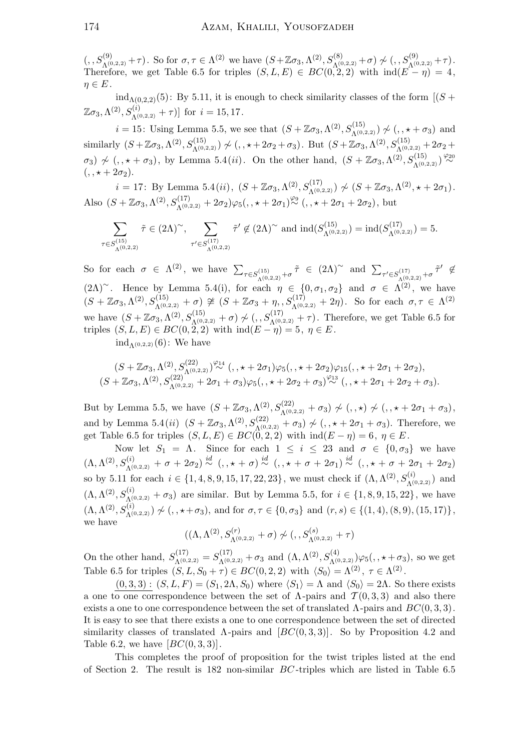$(,, S^{(9)}_{\Lambda^{(0,2,2)}} + \tau)$. So for $\sigma, \tau \in \Lambda^{(2)}$ we have $(S + \mathbb{Z}\sigma_3, \Lambda^{(2)}, S^{(8)}_{\Lambda^{(0,2,2)}} + \sigma) \not\sim (,, S^{(9)}_{\Lambda^{(0,2,2)}} + \tau)$. Therefore, we get Table 6.5 for triples $(S, L, E) \in BC(0, 2, 2)$ with $\text{ind}(E - \eta) = 4$, $\eta \in E$.

$\text{ind}_{\Lambda(0,2,2)}(5)$: By 5.11, it is enough to check similarity classes of the form $[(S + \mathbb{Z}\sigma_3, \Lambda^{(2)}, S^{(i)}_{\Lambda^{(0,2,2)}} + \tau)]$ for $i = 15, 17$.

$i = 15$: Using Lemma 5.5, we see that $(S + \mathbb{Z}\sigma_3, \Lambda^{(2)}, S^{(15)}_{\Lambda^{(0,2,2)}}) \not\sim (,, \star + \sigma_3)$ and similarly $(S + \mathbb{Z}\sigma_3, \Lambda^{(2)}, S^{(15)}_{\Lambda^{(0,2,2)}}) \not\sim (,, \star + 2\sigma_2 + \sigma_3)$. But $(S + \mathbb{Z}\sigma_3, \Lambda^{(2)}, S^{(15)}_{\Lambda^{(0,2,2)}} + 2\sigma_2 + \sigma_3) \not\sim (,, \star + \sigma_3)$, by Lemma 5.4$(ii)$. On the other hand, $(S + \mathbb{Z}\sigma_3, \Lambda^{(2)}, S^{(15)}_{\Lambda^{(0,2,2)}}) \overset{\varphi_{20}}{\sim} (,, \star + 2\sigma_2)$.

$i = 17$: By Lemma 5.4$(ii)$, $(S + \mathbb{Z}\sigma_3, \Lambda^{(2)}, S^{(17)}_{\Lambda^{(0,2,2)}}) \not\sim (S + \mathbb{Z}\sigma_3, \Lambda^{(2)}, \star + 2\sigma_1)$. Also $(S + \mathbb{Z}\sigma_3, \Lambda^{(2)}, S^{(17)}_{\Lambda^{(0,2,2)}} + 2\sigma_2)\varphi_5(,, \star + 2\sigma_1) \overset{\varphi_9}{\sim} (,, \star + 2\sigma_1 + 2\sigma_2)$, but

$$\sum_{\tau \in S^{(15)}_{\Lambda^{(0,2,2)}}} \tilde{\tau} \in (2\Lambda)^{\sim}, \quad \sum_{\tau' \in S^{(17)}_{\Lambda^{(0,2,2)}}} \tilde{\tau}' \notin (2\Lambda)^{\sim} \text{ and } \text{ind}(S^{(15)}_{\Lambda^{(0,2,2)}}) = \text{ind}(S^{(17)}_{\Lambda^{(0,2,2)}}) = 5.$$

So for each $\sigma \in \Lambda^{(2)}$, we have $\sum_{\tau \in S^{(15)}_{\Lambda^{(0,2,2)}} + \sigma} \tilde{\tau} \in (2\Lambda)^{\sim}$ and $\sum_{\tau' \in S^{(17)}_{\Lambda^{(0,2,2)}} + \sigma} \tilde{\tau}' \notin (2\Lambda)^{\sim}$. Hence by Lemma 5.4(i), for each $\eta \in \{0, \sigma_1, \sigma_2\}$ and $\sigma \in \Lambda^{(2)}$, we have $(S + \mathbb{Z}\sigma_3, \Lambda^{(2)}, S^{(15)}_{\Lambda^{(0,2,2)}} + \sigma) \not\cong (S + \mathbb{Z}\sigma_3 + \eta, , S^{(17)}_{\Lambda^{(0,2,2)}} + 2\eta)$. So for each $\sigma, \tau \in \Lambda^{(2)}$ we have $(S + \mathbb{Z}\sigma_3, \Lambda^{(2)}, S^{(15)}_{\Lambda^{(0,2,2)}} + \sigma) \not\sim (,, S^{(17)}_{\Lambda^{(0,2,2)}} + \tau)$. Therefore, we get Table 6.5 for triples $(S, L, E) \in BC(0, 2, 2)$ with $\text{ind}(E - \eta) = 5$, $\eta \in E$.

$\text{ind}_{\Lambda^{(0,2,2)}}(6)$: We have

$$(S + \mathbb{Z}\sigma_3, \Lambda^{(2)}, S^{(22)}_{\Lambda^{(0,2,2)}}) \overset{\varphi_{14}}{\sim} (,, \star + 2\sigma_1)\varphi_5(,, \star + 2\sigma_2)\varphi_{15}(,, \star + 2\sigma_1 + 2\sigma_2),$$
$$(S + \mathbb{Z}\sigma_3, \Lambda^{(2)}, S^{(22)}_{\Lambda^{(0,2,2)}} + 2\sigma_1 + \sigma_3)\varphi_5(,, \star + 2\sigma_2 + \sigma_3) \overset{\varphi_{13}}{\sim} (,, \star + 2\sigma_1 + 2\sigma_2 + \sigma_3).$$

But by Lemma 5.5, we have $(S + \mathbb{Z}\sigma_3, \Lambda^{(2)}, S^{(22)}_{\Lambda^{(0,2,2)}} + \sigma_3) \not\sim (,, \star) \not\sim (,, \star + 2\sigma_1 + \sigma_3)$, and by Lemma 5.4$(ii)$ $(S + \mathbb{Z}\sigma_3, \Lambda^{(2)}, S^{(22)}_{\Lambda^{(0,2,2)}} + \sigma_3) \not\sim (,, \star + 2\sigma_1 + \sigma_3)$. Therefore, we get Table 6.5 for triples $(S, L, E) \in BC(0, 2, 2)$ with $\text{ind}(E - \eta) = 6$, $\eta \in E$.

Now let $S_1 = \Lambda$. Since for each $1 \le i \le 23$ and $\sigma \in \{0, \sigma_3\}$ we have $(\Lambda, \Lambda^{(2)}, S^{(i)}_{\Lambda^{(0,2,2)}} + \sigma + 2\sigma_2) \overset{id}{\sim} (,, \star + \sigma) \overset{id}{\sim} (,, \star + \sigma + 2\sigma_1) \overset{id}{\sim} (,, \star + \sigma + 2\sigma_1 + 2\sigma_2)$ so by 5.11 for each $i \in \{1, 4, 8, 9, 15, 17, 22, 23\}$, we must check if $(\Lambda, \Lambda^{(2)}, S^{(i)}_{\Lambda^{(0,2,2)}})$ and $(\Lambda, \Lambda^{(2)}, S^{(i)}_{\Lambda^{(0,2,2)}} + \sigma_3)$ are similar. But by Lemma 5.5, for $i \in \{1, 8, 9, 15, 22\}$, we have $(\Lambda, \Lambda^{(2)}, S^{(i)}_{\Lambda^{(0,2,2)}}) \not\sim (,, \star + \sigma_3)$, and for $\sigma, \tau \in \{0, \sigma_3\}$ and $(r, s) \in \{(1, 4), (8, 9), (15, 17)\}$, we have

$$((\Lambda, \Lambda^{(2)}, S^{(r)}_{\Lambda^{(0,2,2)}} + \sigma) \not\sim (,, S^{(s)}_{\Lambda^{(0,2,2)}} + \tau)$$

On the other hand, $S^{(17)}_{\Lambda^{(0,2,2)}} = S^{(17)}_{\Lambda^{(0,2,2)}} + \sigma_3$ and $(\Lambda, \Lambda^{(2)}, S^{(4)}_{\Lambda^{(0,2,2)}})\varphi_5(,, \star + \sigma_3)$, so we get Table 6.5 for triples $(S, L, S_0 + \tau) \in BC(0, 2, 2)$ with $\langle S_0 \rangle = \Lambda^{(2)}$, $\tau \in \Lambda^{(2)}$.

$\underline{(0, 3, 3):}$ $(S, L, F) = (S_1, 2\Lambda, S_0)$ where $\langle S_1 \rangle = \Lambda$ and $\langle S_0 \rangle = 2\Lambda$. So there exists a one to one correspondence between the set of $\Lambda$-pairs and $\mathcal{T}(0, 3, 3)$ and also there exists a one to one correspondence between the set of translated $\Lambda$-pairs and $BC(0, 3, 3)$. It is easy to see that there exists a one to one correspondence between the set of directed similarity classes of translated $\Lambda$-pairs and $[BC(0, 3, 3)]$. So by Proposition 4.2 and Table 6.2, we have $[BC(0, 3, 3)]$.

This completes the proof of proposition for the twist triples listed at the end of Section 2. The result is 182 non-similar $BC$-triples which are listed in Table 6.5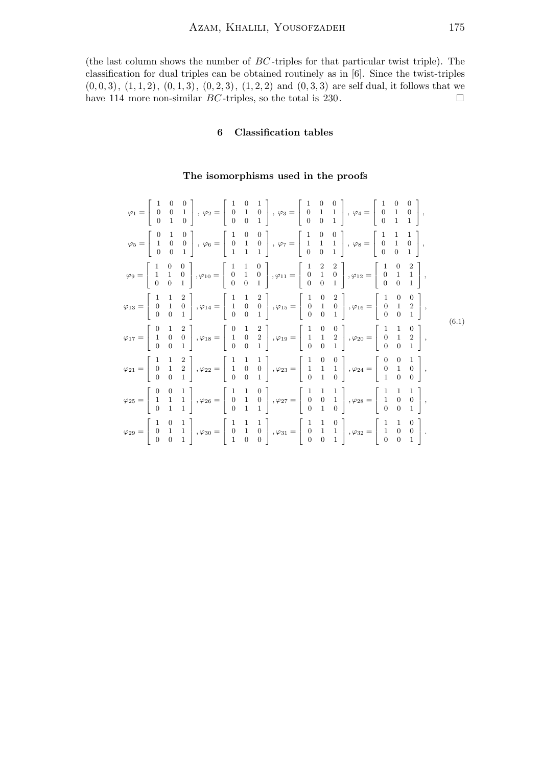(the last column shows the number of $BC$-triples for that particular twist triple). The classification for dual triples can be obtained routinely as in [6]. Since the twist-triples $(0,0,3)$, $(1,1,2)$, $(0,1,3)$, $(0,2,3)$, $(1,2,2)$ and $(0,3,3)$ are self dual, it follows that we have 114 more non-similar $BC$-triples, so the total is 230. $\square$

## 6 Classification tables

### The isomorphisms used in the proofs

$$
\begin{gathered}
\varphi_1 = \begin{bmatrix} 1 & 0 & 0 \\ 0 & 0 & 1 \\ 0 & 1 & 0 \end{bmatrix},\ \varphi_2 = \begin{bmatrix} 1 & 0 & 1 \\ 0 & 1 & 0 \\ 0 & 0 & 1 \end{bmatrix},\ \varphi_3 = \begin{bmatrix} 1 & 0 & 0 \\ 0 & 1 & 1 \\ 0 & 0 & 1 \end{bmatrix},\ \varphi_4 = \begin{bmatrix} 1 & 0 & 0 \\ 0 & 1 & 0 \\ 0 & 1 & 1 \end{bmatrix}, \\
\varphi_5 = \begin{bmatrix} 0 & 1 & 0 \\ 1 & 0 & 0 \\ 0 & 0 & 1 \end{bmatrix},\ \varphi_6 = \begin{bmatrix} 1 & 0 & 0 \\ 0 & 1 & 0 \\ 1 & 1 & 1 \end{bmatrix},\ \varphi_7 = \begin{bmatrix} 1 & 0 & 0 \\ 1 & 1 & 1 \\ 0 & 0 & 1 \end{bmatrix},\ \varphi_8 = \begin{bmatrix} 1 & 1 & 1 \\ 0 & 1 & 0 \\ 0 & 0 & 1 \end{bmatrix}, \\
\varphi_9 = \begin{bmatrix} 1 & 0 & 0 \\ 1 & 1 & 0 \\ 0 & 0 & 1 \end{bmatrix}, \varphi_{10} = \begin{bmatrix} 1 & 1 & 0 \\ 0 & 1 & 0 \\ 0 & 0 & 1 \end{bmatrix}, \varphi_{11} = \begin{bmatrix} 1 & 2 & 2 \\ 0 & 1 & 0 \\ 0 & 0 & 1 \end{bmatrix}, \varphi_{12} = \begin{bmatrix} 1 & 0 & 2 \\ 0 & 1 & 1 \\ 0 & 0 & 1 \end{bmatrix}, \\
\varphi_{13} = \begin{bmatrix} 1 & 1 & 2 \\ 0 & 1 & 0 \\ 0 & 0 & 1 \end{bmatrix}, \varphi_{14} = \begin{bmatrix} 1 & 1 & 2 \\ 1 & 0 & 0 \\ 0 & 0 & 1 \end{bmatrix}, \varphi_{15} = \begin{bmatrix} 1 & 0 & 2 \\ 0 & 1 & 0 \\ 0 & 0 & 1 \end{bmatrix}, \varphi_{16} = \begin{bmatrix} 1 & 0 & 0 \\ 0 & 1 & 2 \\ 0 & 0 & 1 \end{bmatrix}, \\
\varphi_{17} = \begin{bmatrix} 0 & 1 & 2 \\ 1 & 0 & 0 \\ 0 & 0 & 1 \end{bmatrix}, \varphi_{18} = \begin{bmatrix} 0 & 1 & 2 \\ 1 & 0 & 2 \\ 0 & 0 & 1 \end{bmatrix}, \varphi_{19} = \begin{bmatrix} 1 & 0 & 0 \\ 1 & 1 & 2 \\ 0 & 0 & 1 \end{bmatrix}, \varphi_{20} = \begin{bmatrix} 1 & 1 & 0 \\ 0 & 1 & 2 \\ 0 & 0 & 1 \end{bmatrix}, \\
\varphi_{21} = \begin{bmatrix} 1 & 1 & 2 \\ 0 & 1 & 2 \\ 0 & 0 & 1 \end{bmatrix}, \varphi_{22} = \begin{bmatrix} 1 & 1 & 1 \\ 1 & 0 & 0 \\ 0 & 0 & 1 \end{bmatrix}, \varphi_{23} = \begin{bmatrix} 1 & 0 & 0 \\ 1 & 1 & 1 \\ 0 & 1 & 0 \end{bmatrix}, \varphi_{24} = \begin{bmatrix} 0 & 0 & 1 \\ 0 & 1 & 0 \\ 1 & 0 & 0 \end{bmatrix}, \\
\varphi_{25} = \begin{bmatrix} 0 & 0 & 1 \\ 1 & 1 & 1 \\ 0 & 1 & 1 \end{bmatrix}, \varphi_{26} = \begin{bmatrix} 1 & 1 & 0 \\ 0 & 1 & 0 \\ 0 & 1 & 1 \end{bmatrix}, \varphi_{27} = \begin{bmatrix} 1 & 1 & 1 \\ 0 & 0 & 1 \\ 0 & 1 & 0 \end{bmatrix}, \varphi_{28} = \begin{bmatrix} 1 & 1 & 1 \\ 1 & 0 & 0 \\ 0 & 0 & 1 \end{bmatrix}, \\
\varphi_{29} = \begin{bmatrix} 1 & 0 & 1 \\ 0 & 1 & 1 \\ 0 & 0 & 1 \end{bmatrix}, \varphi_{30} = \begin{bmatrix} 1 & 1 & 1 \\ 0 & 1 & 0 \\ 1 & 0 & 0 \end{bmatrix}, \varphi_{31} = \begin{bmatrix} 1 & 1 & 0 \\ 0 & 1 & 1 \\ 0 & 0 & 1 \end{bmatrix}, \varphi_{32} = \begin{bmatrix} 1 & 1 & 0 \\ 1 & 0 & 0 \\ 0 & 0 & 1 \end{bmatrix}.
\end{gathered}
\tag{6.1}
$$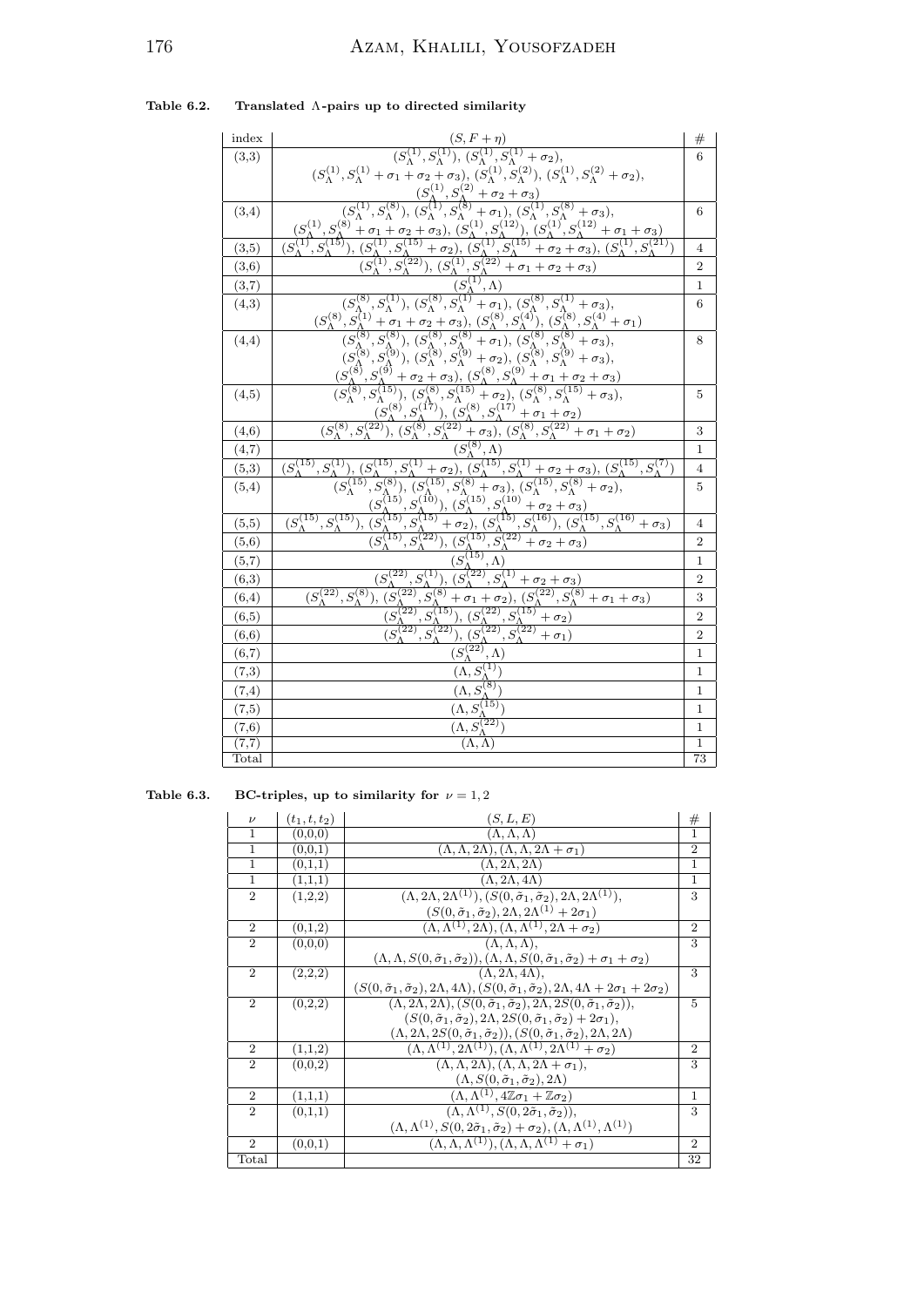**Table 6.2. Translated Λ-pairs up to directed similarity**

| index | $(S, F+\eta)$ | # |
|---|---|---|
| (3,3) | $(S_\Lambda^{(1)}, S_\Lambda^{(1)})$, $(S_\Lambda^{(1)}, S_\Lambda^{(1)} + \sigma_2)$, $(S_\Lambda^{(1)}, S_\Lambda^{(1)} + \sigma_1 + \sigma_2 + \sigma_3)$, $(S_\Lambda^{(1)}, S_\Lambda^{(2)})$, $(S_\Lambda^{(1)}, S_\Lambda^{(2)} + \sigma_2)$, $(S_\Lambda^{(1)}, S_\Lambda^{(2)} + \sigma_2 + \sigma_3)$ | 6 |
| (3,4) | $(S_\Lambda^{(1)}, S_\Lambda^{(8)})$, $(S_\Lambda^{(1)}, S_\Lambda^{(8)} + \sigma_1)$, $(S_\Lambda^{(1)}, S_\Lambda^{(8)} + \sigma_3)$, $(S_\Lambda^{(1)}, S_\Lambda^{(8)} + \sigma_1 + \sigma_2 + \sigma_3)$, $(S_\Lambda^{(1)}, S_\Lambda^{(12)})$, $(S_\Lambda^{(1)}, S_\Lambda^{(12)} + \sigma_1 + \sigma_3)$ | 6 |
| (3,5) | $(S_\Lambda^{(1)}, S_\Lambda^{(15)})$, $(S_\Lambda^{(1)}, S_\Lambda^{(15)} + \sigma_2)$, $(S_\Lambda^{(1)}, S_\Lambda^{(15)} + \sigma_2 + \sigma_3)$, $(S_\Lambda^{(1)}, S_\Lambda^{(21)})$ | 4 |
| (3,6) | $(S_\Lambda^{(1)}, S_\Lambda^{(22)})$, $(S_\Lambda^{(1)}, S_\Lambda^{(22)} + \sigma_1 + \sigma_2 + \sigma_3)$ | 2 |
| (3,7) | $(S_\Lambda^{(1)}, \Lambda)$ | 1 |
| (4,3) | $(S_\Lambda^{(8)}, S_\Lambda^{(1)})$, $(S_\Lambda^{(8)}, S_\Lambda^{(1)} + \sigma_1)$, $(S_\Lambda^{(8)}, S_\Lambda^{(1)} + \sigma_3)$, $(S_\Lambda^{(8)}, S_\Lambda^{(1)} + \sigma_1 + \sigma_2 + \sigma_3)$, $(S_\Lambda^{(8)}, S_\Lambda^{(4)})$, $(S_\Lambda^{(8)}, S_\Lambda^{(4)} + \sigma_1)$ | 6 |
| (4,4) | $(S_\Lambda^{(8)}, S_\Lambda^{(8)})$, $(S_\Lambda^{(8)}, S_\Lambda^{(8)} + \sigma_1)$, $(S_\Lambda^{(8)}, S_\Lambda^{(8)} + \sigma_3)$, $(S_\Lambda^{(8)}, S_\Lambda^{(9)})$, $(S_\Lambda^{(8)}, S_\Lambda^{(9)} + \sigma_2)$, $(S_\Lambda^{(8)}, S_\Lambda^{(9)} + \sigma_3)$, $(S_\Lambda^{(8)}, S_\Lambda^{(9)} + \sigma_2 + \sigma_3)$, $(S_\Lambda^{(8)}, S_\Lambda^{(9)} + \sigma_1 + \sigma_2 + \sigma_3)$ | 8 |
| (4,5) | $(S_\Lambda^{(8)}, S_\Lambda^{(15)})$, $(S_\Lambda^{(8)}, S_\Lambda^{(15)} + \sigma_2)$, $(S_\Lambda^{(8)}, S_\Lambda^{(15)} + \sigma_3)$, $(S_\Lambda^{(8)}, S_\Lambda^{(17)})$, $(S_\Lambda^{(8)}, S_\Lambda^{(17)} + \sigma_1 + \sigma_2)$ | 5 |
| (4,6) | $(S_\Lambda^{(8)}, S_\Lambda^{(22)})$, $(S_\Lambda^{(8)}, S_\Lambda^{(22)} + \sigma_3)$, $(S_\Lambda^{(8)}, S_\Lambda^{(22)} + \sigma_1 + \sigma_2)$ | 3 |
| (4,7) | $(S_\Lambda^{(8)}, \Lambda)$ | 1 |
| (5,3) | $(S_\Lambda^{(15)}, S_\Lambda^{(1)})$, $(S_\Lambda^{(15)}, S_\Lambda^{(1)} + \sigma_2)$, $(S_\Lambda^{(15)}, S_\Lambda^{(1)} + \sigma_2 + \sigma_3)$, $(S_\Lambda^{(15)}, S_\Lambda^{(7)})$ | 4 |
| (5,4) | $(S_\Lambda^{(15)}, S_\Lambda^{(8)})$, $(S_\Lambda^{(15)}, S_\Lambda^{(8)} + \sigma_3)$, $(S_\Lambda^{(15)}, S_\Lambda^{(8)} + \sigma_2)$, $(S_\Lambda^{(15)}, S_\Lambda^{(10)})$, $(S_\Lambda^{(15)}, S_\Lambda^{(10)} + \sigma_2 + \sigma_3)$ | 5 |
| (5,5) | $(S_\Lambda^{(15)}, S_\Lambda^{(15)})$, $(S_\Lambda^{(15)}, S_\Lambda^{(15)} + \sigma_2)$, $(S_\Lambda^{(15)}, S_\Lambda^{(16)})$, $(S_\Lambda^{(15)}, S_\Lambda^{(16)} + \sigma_3)$ | 4 |
| (5,6) | $(S_\Lambda^{(15)}, S_\Lambda^{(22)})$, $(S_\Lambda^{(15)}, S_\Lambda^{(22)} + \sigma_2 + \sigma_3)$ | 2 |
| (5,7) | $(S_\Lambda^{(15)}, \Lambda)$ | 1 |
| (6,3) | $(S_\Lambda^{(22)}, S_\Lambda^{(1)})$, $(S_\Lambda^{(22)}, S_\Lambda^{(1)} + \sigma_2 + \sigma_3)$ | 2 |
| (6,4) | $(S_\Lambda^{(22)}, S_\Lambda^{(8)})$, $(S_\Lambda^{(22)}, S_\Lambda^{(8)} + \sigma_1 + \sigma_2)$, $(S_\Lambda^{(22)}, S_\Lambda^{(8)} + \sigma_1 + \sigma_3)$ | 3 |
| (6,5) | $(S_\Lambda^{(22)}, S_\Lambda^{(15)})$, $(S_\Lambda^{(22)}, S_\Lambda^{(15)} + \sigma_2)$ | 2 |
| (6,6) | $(S_\Lambda^{(22)}, S_\Lambda^{(22)})$, $(S_\Lambda^{(22)}, S_\Lambda^{(22)} + \sigma_1)$ | 2 |
| (6,7) | $(S_\Lambda^{(22)}, \Lambda)$ | 1 |
| (7,3) | $(\Lambda, S_\Lambda^{(1)})$ | 1 |
| (7,4) | $(\Lambda, S_\Lambda^{(8)})$ | 1 |
| (7,5) | $(\Lambda, S_\Lambda^{(15)})$ | 1 |
| (7,6) | $(\Lambda, S_\Lambda^{(22)})$ | 1 |
| (7,7) | $(\Lambda, \Lambda)$ | 1 |
| Total | | 73 |

**Table 6.3. BC-triples, up to similarity for $\nu = 1, 2$**

| $\nu$ | $(t_1, t, t_2)$ | $(S, L, E)$ | # |
|---|---|---|---|
| 1 | (0,0,0) | $(\Lambda, \Lambda, \Lambda)$ | 1 |
| 1 | (0,0,1) | $(\Lambda, \Lambda, 2\Lambda)$, $(\Lambda, \Lambda, 2\Lambda + \sigma_1)$ | 2 |
| 1 | (0,1,1) | $(\Lambda, 2\Lambda, 2\Lambda)$ | 1 |
| 1 | (1,1,1) | $(\Lambda, 2\Lambda, 4\Lambda)$ | 1 |
| 2 | (1,2,2) | $(\Lambda, 2\Lambda, 2\Lambda^{(1)})$, $(S(0,\tilde\sigma_1,\tilde\sigma_2), 2\Lambda, 2\Lambda^{(1)})$, $(S(0,\tilde\sigma_1,\tilde\sigma_2), 2\Lambda, 2\Lambda^{(1)} + 2\sigma_1)$ | 3 |
| 2 | (0,1,2) | $(\Lambda, \Lambda^{(1)}, 2\Lambda)$, $(\Lambda, \Lambda^{(1)}, 2\Lambda + \sigma_2)$ | 2 |
| 2 | (0,0,0) | $(\Lambda, \Lambda, \Lambda)$, $(\Lambda, \Lambda, S(0,\tilde\sigma_1,\tilde\sigma_2))$, $(\Lambda, \Lambda, S(0,\tilde\sigma_1,\tilde\sigma_2) + \sigma_1 + \sigma_2)$ | 3 |
| 2 | (2,2,2) | $(\Lambda, 2\Lambda, 4\Lambda)$, $(S(0,\tilde\sigma_1,\tilde\sigma_2), 2\Lambda, 4\Lambda)$, $(S(0,\tilde\sigma_1,\tilde\sigma_2), 2\Lambda, 4\Lambda + 2\sigma_1 + 2\sigma_2)$ | 3 |
| 2 | (0,2,2) | $(\Lambda, 2\Lambda, 2\Lambda)$, $(S(0,\tilde\sigma_1,\tilde\sigma_2), 2\Lambda, 2S(0,\tilde\sigma_1,\tilde\sigma_2))$, $(S(0,\tilde\sigma_1,\tilde\sigma_2), 2\Lambda, 2S(0,\tilde\sigma_1,\tilde\sigma_2) + 2\sigma_1)$, $(\Lambda, 2\Lambda, 2S(0,\tilde\sigma_1,\tilde\sigma_2))$, $(S(0,\tilde\sigma_1,\tilde\sigma_2), 2\Lambda, 2\Lambda)$ | 5 |
| 2 | (1,1,2) | $(\Lambda, \Lambda^{(1)}, 2\Lambda^{(1)})$, $(\Lambda, \Lambda^{(1)}, 2\Lambda^{(1)} + \sigma_2)$ | 2 |
| 2 | (0,0,2) | $(\Lambda, \Lambda, 2\Lambda)$, $(\Lambda, \Lambda, 2\Lambda + \sigma_1)$, $(\Lambda, S(0,\tilde\sigma_1,\tilde\sigma_2), 2\Lambda)$ | 3 |
| 2 | (1,1,1) | $(\Lambda, \Lambda^{(1)}, 4\mathbb{Z}\sigma_1 + \mathbb{Z}\sigma_2)$ | 1 |
| 2 | (0,1,1) | $(\Lambda, \Lambda^{(1)}, S(0,2\tilde\sigma_1,\tilde\sigma_2))$, $(\Lambda, \Lambda^{(1)}, S(0,2\tilde\sigma_1,\tilde\sigma_2) + \sigma_2)$, $(\Lambda, \Lambda^{(1)}, \Lambda^{(1)})$ | 3 |
| 2 | (0,0,1) | $(\Lambda, \Lambda, \Lambda^{(1)})$, $(\Lambda, \Lambda, \Lambda^{(1)} + \sigma_1)$ | 2 |
| Total | | | 32 |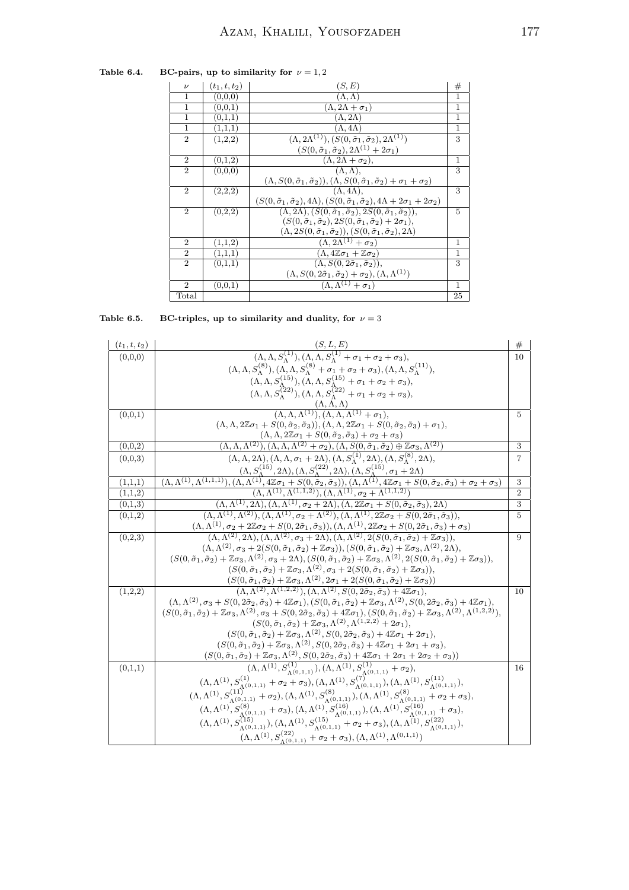**Table 6.4. BC-pairs, up to similarity for $\nu = 1, 2$**

| $\nu$ | $(t_1, t, t_2)$ | $(S, E)$ | # |
|---|---|---|---|
| 1 | (0,0,0) | $(\Lambda, \Lambda)$ | 1 |
| 1 | (0,0,1) | $(\Lambda, 2\Lambda + \sigma_1)$ | 1 |
| 1 | (0,1,1) | $(\Lambda, 2\Lambda)$ | 1 |
| 1 | (1,1,1) | $(\Lambda, 4\Lambda)$ | 1 |
| 2 | (1,2,2) | $(\Lambda, 2\Lambda^{(1)}), (S(0, \tilde{\sigma}_1, \tilde{\sigma}_2), 2\Lambda^{(1)})$ $(S(0, \tilde{\sigma}_1, \tilde{\sigma}_2), 2\Lambda^{(1)} + 2\sigma_1)$ | 3 |
| 2 | (0,1,2) | $(\Lambda, 2\Lambda + \sigma_2)$, | 1 |
| 2 | (0,0,0) | $(\Lambda, \Lambda)$, $(\Lambda, S(0, \tilde{\sigma}_1, \tilde{\sigma}_2)), (\Lambda, S(0, \tilde{\sigma}_1, \tilde{\sigma}_2) + \sigma_1 + \sigma_2)$ | 3 |
| 2 | (2,2,2) | $(\Lambda, 4\Lambda)$, $(S(0, \tilde{\sigma}_1, \tilde{\sigma}_2), 4\Lambda), (S(0, \tilde{\sigma}_1, \tilde{\sigma}_2), 4\Lambda + 2\sigma_1 + 2\sigma_2)$ | 3 |
| 2 | (0,2,2) | $(\Lambda, 2\Lambda), (S(0, \tilde{\sigma}_1, \tilde{\sigma}_2), 2S(0, \tilde{\sigma}_1, \tilde{\sigma}_2))$, $(S(0, \tilde{\sigma}_1, \tilde{\sigma}_2), 2S(0, \tilde{\sigma}_1, \tilde{\sigma}_2) + 2\sigma_1)$, $(\Lambda, 2S(0, \tilde{\sigma}_1, \tilde{\sigma}_2)), (S(0, \tilde{\sigma}_1, \tilde{\sigma}_2), 2\Lambda)$ | 5 |
| 2 | (1,1,2) | $(\Lambda, 2\Lambda^{(1)} + \sigma_2)$ | 1 |
| 2 | (1,1,1) | $(\Lambda, 4\mathbb{Z}\sigma_1 + \mathbb{Z}\sigma_2)$ | 1 |
| 2 | (0,1,1) | $(\Lambda, S(0, 2\tilde{\sigma}_1, \tilde{\sigma}_2))$, $(\Lambda, S(0, 2\tilde{\sigma}_1, \tilde{\sigma}_2) + \sigma_2), (\Lambda, \Lambda^{(1)})$ | 3 |
| 2 | (0,0,1) | $(\Lambda, \Lambda^{(1)} + \sigma_1)$ | 1 |
| Total | | | 25 |

**Table 6.5. BC-triples, up to similarity and duality, for $\nu = 3$**

| $(t_1, t, t_2)$ | $(S, L, E)$ | # |
|---|---|---|
| (0,0,0) | $(\Lambda, \Lambda, S_\Lambda^{(1)}), (\Lambda, \Lambda, S_\Lambda^{(1)} + \sigma_1 + \sigma_2 + \sigma_3)$, $(\Lambda, \Lambda, S_\Lambda^{(8)}), (\Lambda, \Lambda, S_\Lambda^{(8)} + \sigma_1 + \sigma_2 + \sigma_3), (\Lambda, \Lambda, S_\Lambda^{(11)})$, $(\Lambda, \Lambda, S_\Lambda^{(15)}), (\Lambda, \Lambda, S_\Lambda^{(15)} + \sigma_1 + \sigma_2 + \sigma_3)$, $(\Lambda, \Lambda, S_\Lambda^{(22)}), (\Lambda, \Lambda, S_\Lambda^{(22)} + \sigma_1 + \sigma_2 + \sigma_3)$, $(\Lambda, \Lambda, \Lambda)$ | 10 |
| (0,0,1) | $(\Lambda, \Lambda, \Lambda^{(1)}), (\Lambda, \Lambda, \Lambda^{(1)} + \sigma_1)$, $(\Lambda, \Lambda, 2\mathbb{Z}\sigma_1 + S(0, \tilde{\sigma}_2, \tilde{\sigma}_3)), (\Lambda, \Lambda, 2\mathbb{Z}\sigma_1 + S(0, \tilde{\sigma}_2, \tilde{\sigma}_3) + \sigma_1)$, $(\Lambda, \Lambda, 2\mathbb{Z}\sigma_1 + S(0, \tilde{\sigma}_2, \tilde{\sigma}_3) + \sigma_2 + \sigma_3)$ | 5 |
| (0,0,2) | $(\Lambda, \Lambda, \Lambda^{(2)}), (\Lambda, \Lambda, \Lambda^{(2)} + \sigma_2), (\Lambda, S(0, \tilde{\sigma}_1, \tilde{\sigma}_2) \oplus \mathbb{Z}\sigma_3, \Lambda^{(2)})$ | 3 |
| (0,0,3) | $(\Lambda, \Lambda, 2\Lambda), (\Lambda, \Lambda, \sigma_1 + 2\Lambda), (\Lambda, S_\Lambda^{(1)}, 2\Lambda), (\Lambda, S_\Lambda^{(8)}, 2\Lambda)$, $(\Lambda, S_\Lambda^{(15)}, 2\Lambda), (\Lambda, S_\Lambda^{(22)}, 2\Lambda), (\Lambda, S_\Lambda^{(15)}, \sigma_1 + 2\Lambda)$ | 7 |
| (1,1,1) | $(\Lambda, \Lambda^{(1)}, \Lambda^{(1,1,1)}), (\Lambda, \Lambda^{(1)}, 4\mathbb{Z}\sigma_1 + S(0, \tilde{\sigma}_2, \tilde{\sigma}_3)), (\Lambda, \Lambda^{(1)}, 4\mathbb{Z}\sigma_1 + S(0, \tilde{\sigma}_2, \tilde{\sigma}_3) + \sigma_2 + \sigma_3)$ | 3 |
| (1,1,2) | $(\Lambda, \Lambda^{(1)}, \Lambda^{(1,1,2)}), (\Lambda, \Lambda^{(1)}, \sigma_2 + \Lambda^{(1,1,2)})$ | 2 |
| (0,1,3) | $(\Lambda, \Lambda^{(1)}, 2\Lambda), (\Lambda, \Lambda^{(1)}, \sigma_2 + 2\Lambda), (\Lambda, 2\mathbb{Z}\sigma_1 + S(0, \tilde{\sigma}_2, \tilde{\sigma}_3), 2\Lambda)$ | 3 |
| (0,1,2) | $(\Lambda, \Lambda^{(1)}, \Lambda^{(2)}), (\Lambda, \Lambda^{(1)}, \sigma_2 + \Lambda^{(2)}), (\Lambda, \Lambda^{(1)}, 2\mathbb{Z}\sigma_2 + S(0, 2\tilde{\sigma}_1, \tilde{\sigma}_3))$, $(\Lambda, \Lambda^{(1)}, \sigma_2 + 2\mathbb{Z}\sigma_2 + S(0, 2\tilde{\sigma}_1, \tilde{\sigma}_3)), (\Lambda, \Lambda^{(1)}, 2\mathbb{Z}\sigma_2 + S(0, 2\tilde{\sigma}_1, \tilde{\sigma}_3) + \sigma_3)$ | 5 |
| (0,2,3) | $(\Lambda, \Lambda^{(2)}, 2\Lambda), (\Lambda, \Lambda^{(2)}, \sigma_3 + 2\Lambda), (\Lambda, \Lambda^{(2)}, 2(S(0, \tilde{\sigma}_1, \tilde{\sigma}_2) + \mathbb{Z}\sigma_3))$, $(\Lambda, \Lambda^{(2)}, \sigma_3 + 2(S(0, \tilde{\sigma}_1, \tilde{\sigma}_2) + \mathbb{Z}\sigma_3)), (S(0, \tilde{\sigma}_1, \tilde{\sigma}_2) + \mathbb{Z}\sigma_3, \Lambda^{(2)}, 2\Lambda)$, $(S(0, \tilde{\sigma}_1, \tilde{\sigma}_2) + \mathbb{Z}\sigma_3, \Lambda^{(2)}, \sigma_3 + 2\Lambda), (S(0, \tilde{\sigma}_1, \tilde{\sigma}_2) + \mathbb{Z}\sigma_3, \Lambda^{(2)}, 2(S(0, \tilde{\sigma}_1, \tilde{\sigma}_2) + \mathbb{Z}\sigma_3))$, $(S(0, \tilde{\sigma}_1, \tilde{\sigma}_2) + \mathbb{Z}\sigma_3, \Lambda^{(2)}, \sigma_3 + 2(S(0, \tilde{\sigma}_1, \tilde{\sigma}_2) + \mathbb{Z}\sigma_3))$, $(S(0, \tilde{\sigma}_1, \tilde{\sigma}_2) + \mathbb{Z}\sigma_3, \Lambda^{(2)}, 2\sigma_1 + 2(S(0, \tilde{\sigma}_1, \tilde{\sigma}_2) + \mathbb{Z}\sigma_3))$ | 9 |
| (1,2,2) | $(\Lambda, \Lambda^{(2)}, \Lambda^{(1,2,2)}), (\Lambda, \Lambda^{(2)}, S(0, 2\tilde{\sigma}_2, \tilde{\sigma}_3) + 4\mathbb{Z}\sigma_1)$, $(\Lambda, \Lambda^{(2)}, \sigma_3 + S(0, 2\tilde{\sigma}_2, \tilde{\sigma}_3) + 4\mathbb{Z}\sigma_1), (S(0, \tilde{\sigma}_1, \tilde{\sigma}_2) + \mathbb{Z}\sigma_3, \Lambda^{(2)}, S(0, 2\tilde{\sigma}_2, \tilde{\sigma}_3) + 4\mathbb{Z}\sigma_1)$, $(S(0, \tilde{\sigma}_1, \tilde{\sigma}_2) + \mathbb{Z}\sigma_3, \Lambda^{(2)}, \sigma_3 + S(0, 2\tilde{\sigma}_2, \tilde{\sigma}_3) + 4\mathbb{Z}\sigma_1), (S(0, \tilde{\sigma}_1, \tilde{\sigma}_2) + \mathbb{Z}\sigma_3, \Lambda^{(2)}, \Lambda^{(1,2,2)})$, $(S(0, \tilde{\sigma}_1, \tilde{\sigma}_2) + \mathbb{Z}\sigma_3, \Lambda^{(2)}, \Lambda^{(1,2,2)} + 2\sigma_1)$, $(S(0, \tilde{\sigma}_1, \tilde{\sigma}_2) + \mathbb{Z}\sigma_3, \Lambda^{(2)}, S(0, 2\tilde{\sigma}_2, \tilde{\sigma}_3) + 4\mathbb{Z}\sigma_1 + 2\sigma_1)$, $(S(0, \tilde{\sigma}_1, \tilde{\sigma}_2) + \mathbb{Z}\sigma_3, \Lambda^{(2)}, S(0, 2\tilde{\sigma}_2, \tilde{\sigma}_3) + 4\mathbb{Z}\sigma_1 + 2\sigma_1 + \sigma_3)$, $(S(0, \tilde{\sigma}_1, \tilde{\sigma}_2) + \mathbb{Z}\sigma_3, \Lambda^{(2)}, S(0, 2\tilde{\sigma}_2, \tilde{\sigma}_3) + 4\mathbb{Z}\sigma_1 + 2\sigma_1 + 2\sigma_2 + \sigma_3))$ | 10 |
| (0,1,1) | $(\Lambda, \Lambda^{(1)}, S^{(1)}_{\Lambda^{(0,1,1)}}), (\Lambda, \Lambda^{(1)}, S^{(1)}_{\Lambda^{(0,1,1)}} + \sigma_2)$, $(\Lambda, \Lambda^{(1)}, S^{(1)}_{\Lambda^{(0,1,1)}} + \sigma_2 + \sigma_3), (\Lambda, \Lambda^{(1)}, S^{(7)}_{\Lambda^{(0,1,1)}}), (\Lambda, \Lambda^{(1)}, S^{(11)}_{\Lambda^{(0,1,1)}})$, $(\Lambda, \Lambda^{(1)}, S^{(11)}_{\Lambda^{(0,1,1)}} + \sigma_2), (\Lambda, \Lambda^{(1)}, S^{(8)}_{\Lambda^{(0,1,1)}}), (\Lambda, \Lambda^{(1)}, S^{(8)}_{\Lambda^{(0,1,1)}} + \sigma_2 + \sigma_3)$, $(\Lambda, \Lambda^{(1)}, S^{(8)}_{\Lambda^{(0,1,1)}} + \sigma_3), (\Lambda, \Lambda^{(1)}, S^{(16)}_{\Lambda^{(0,1,1)}}), (\Lambda, \Lambda^{(1)}, S^{(16)}_{\Lambda^{(0,1,1)}} + \sigma_3)$, $(\Lambda, \Lambda^{(1)}, S^{(15)}_{\Lambda^{(0,1,1)}}), (\Lambda, \Lambda^{(1)}, S^{(15)}_{\Lambda^{(0,1,1)}} + \sigma_2 + \sigma_3), (\Lambda, \Lambda^{(1)}, S^{(22)}_{\Lambda^{(0,1,1)}})$, $(\Lambda, \Lambda^{(1)}, S^{(22)}_{\Lambda^{(0,1,1)}} + \sigma_2 + \sigma_3), (\Lambda, \Lambda^{(1)}, \Lambda^{(0,1,1)})$ | 16 |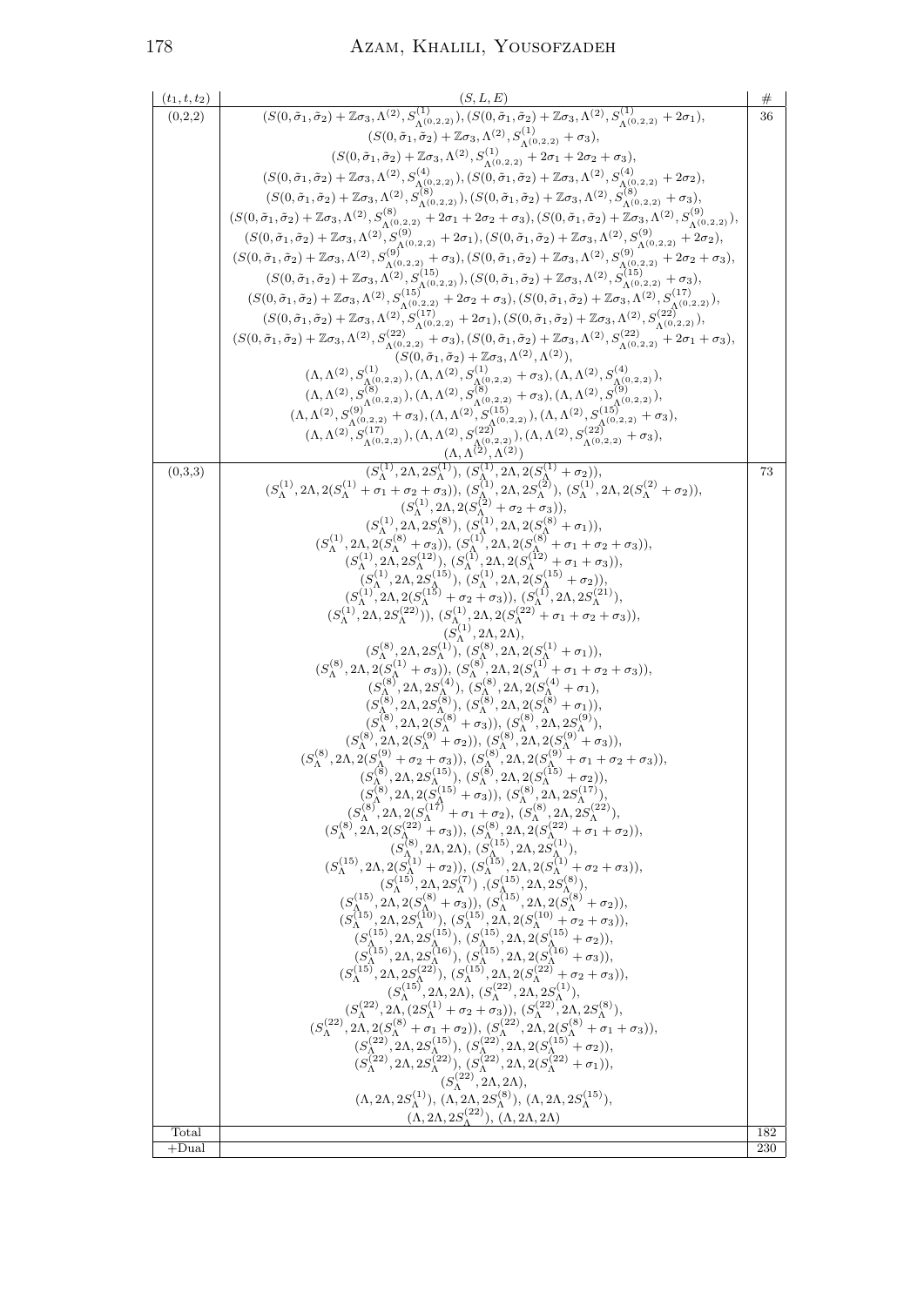| $(t_1,t,t_2)$ | $(S,L,E)$ | # |
| --- | --- | --- |
| (0,2,2) | $(S(0,\tilde\sigma_1,\tilde\sigma_2)+\mathbb{Z}\sigma_3,\Lambda^{(2)},S^{(1)}_{\Lambda^{(0,2,2)}}),(S(0,\tilde\sigma_1,\tilde\sigma_2)+\mathbb{Z}\sigma_3,\Lambda^{(2)},S^{(1)}_{\Lambda^{(0,2,2)}}+2\sigma_1),$ $(S(0,\tilde\sigma_1,\tilde\sigma_2)+\mathbb{Z}\sigma_3,\Lambda^{(2)},S^{(1)}_{\Lambda^{(0,2,2)}}+\sigma_3),$ $(S(0,\tilde\sigma_1,\tilde\sigma_2)+\mathbb{Z}\sigma_3,\Lambda^{(2)},S^{(1)}_{\Lambda^{(0,2,2)}}+2\sigma_1+2\sigma_2+\sigma_3),$ $(S(0,\tilde\sigma_1,\tilde\sigma_2)+\mathbb{Z}\sigma_3,\Lambda^{(2)},S^{(4)}_{\Lambda^{(0,2,2)}}),(S(0,\tilde\sigma_1,\tilde\sigma_2)+\mathbb{Z}\sigma_3,\Lambda^{(2)},S^{(4)}_{\Lambda^{(0,2,2)}}+2\sigma_2),$ $(S(0,\tilde\sigma_1,\tilde\sigma_2)+\mathbb{Z}\sigma_3,\Lambda^{(2)},S^{(8)}_{\Lambda^{(0,2,2)}}),(S(0,\tilde\sigma_1,\tilde\sigma_2)+\mathbb{Z}\sigma_3,\Lambda^{(2)},S^{(8)}_{\Lambda^{(0,2,2)}}+\sigma_3),$ $(S(0,\tilde\sigma_1,\tilde\sigma_2)+\mathbb{Z}\sigma_3,\Lambda^{(2)},S^{(8)}_{\Lambda^{(0,2,2)}}+2\sigma_1+2\sigma_2+\sigma_3),(S(0,\tilde\sigma_1,\tilde\sigma_2)+\mathbb{Z}\sigma_3,\Lambda^{(2)},S^{(9)}_{\Lambda^{(0,2,2)}}),$ $(S(0,\tilde\sigma_1,\tilde\sigma_2)+\mathbb{Z}\sigma_3,\Lambda^{(2)},S^{(9)}_{\Lambda^{(0,2,2)}}+2\sigma_1),(S(0,\tilde\sigma_1,\tilde\sigma_2)+\mathbb{Z}\sigma_3,\Lambda^{(2)},S^{(9)}_{\Lambda^{(0,2,2)}}+2\sigma_2),$ $(S(0,\tilde\sigma_1,\tilde\sigma_2)+\mathbb{Z}\sigma_3,\Lambda^{(2)},S^{(9)}_{\Lambda^{(0,2,2)}}+\sigma_3),(S(0,\tilde\sigma_1,\tilde\sigma_2)+\mathbb{Z}\sigma_3,\Lambda^{(2)},S^{(9)}_{\Lambda^{(0,2,2)}}+2\sigma_2+\sigma_3),$ $(S(0,\tilde\sigma_1,\tilde\sigma_2)+\mathbb{Z}\sigma_3,\Lambda^{(2)},S^{(15)}_{\Lambda^{(0,2,2)}}),(S(0,\tilde\sigma_1,\tilde\sigma_2)+\mathbb{Z}\sigma_3,\Lambda^{(2)},S^{(15)}_{\Lambda^{(0,2,2)}}+\sigma_3),$ $(S(0,\tilde\sigma_1,\tilde\sigma_2)+\mathbb{Z}\sigma_3,\Lambda^{(2)},S^{(15)}_{\Lambda^{(0,2,2)}}+2\sigma_2+\sigma_3),(S(0,\tilde\sigma_1,\tilde\sigma_2)+\mathbb{Z}\sigma_3,\Lambda^{(2)},S^{(17)}_{\Lambda^{(0,2,2)}}),$ $(S(0,\tilde\sigma_1,\tilde\sigma_2)+\mathbb{Z}\sigma_3,\Lambda^{(2)},S^{(17)}_{\Lambda^{(0,2,2)}}+2\sigma_1),(S(0,\tilde\sigma_1,\tilde\sigma_2)+\mathbb{Z}\sigma_3,\Lambda^{(2)},S^{(22)}_{\Lambda^{(0,2,2)}}),$ $(S(0,\tilde\sigma_1,\tilde\sigma_2)+\mathbb{Z}\sigma_3,\Lambda^{(2)},S^{(22)}_{\Lambda^{(0,2,2)}}+\sigma_3),(S(0,\tilde\sigma_1,\tilde\sigma_2)+\mathbb{Z}\sigma_3,\Lambda^{(2)},S^{(22)}_{\Lambda^{(0,2,2)}}+2\sigma_1+\sigma_3),$ $(S(0,\tilde\sigma_1,\tilde\sigma_2)+\mathbb{Z}\sigma_3,\Lambda^{(2)},\Lambda^{(2)}),$ $(\Lambda,\Lambda^{(2)},S^{(1)}_{\Lambda^{(0,2,2)}}),(\Lambda,\Lambda^{(2)},S^{(1)}_{\Lambda^{(0,2,2)}}+\sigma_3),(\Lambda,\Lambda^{(2)},S^{(4)}_{\Lambda^{(0,2,2)}}),$ $(\Lambda,\Lambda^{(2)},S^{(8)}_{\Lambda^{(0,2,2)}}),(\Lambda,\Lambda^{(2)},S^{(8)}_{\Lambda^{(0,2,2)}}+\sigma_3),(\Lambda,\Lambda^{(2)},S^{(9)}_{\Lambda^{(0,2,2)}}),$ $(\Lambda,\Lambda^{(2)},S^{(9)}_{\Lambda^{(0,2,2)}}+\sigma_3),(\Lambda,\Lambda^{(2)},S^{(15)}_{\Lambda^{(0,2,2)}}),(\Lambda,\Lambda^{(2)},S^{(15)}_{\Lambda^{(0,2,2)}}+\sigma_3),$ $(\Lambda,\Lambda^{(2)},S^{(17)}_{\Lambda^{(0,2,2)}}),(\Lambda,\Lambda^{(2)},S^{(22)}_{\Lambda^{(0,2,2)}}),(\Lambda,\Lambda^{(2)},S^{(22)}_{\Lambda^{(0,2,2)}}+\sigma_3),$ $(\Lambda,\Lambda^{(2)},\Lambda^{(2)})$ | 36 |
| (0,3,3) | $(S^{(1)}_\Lambda,2\Lambda,2S^{(1)}_\Lambda),\ (S^{(1)}_\Lambda,2\Lambda,2(S^{(1)}_\Lambda+\sigma_2)),$ $(S^{(1)}_\Lambda,2\Lambda,2(S^{(1)}_\Lambda+\sigma_1+\sigma_2+\sigma_3)),\ (S^{(1)}_\Lambda,2\Lambda,2S^{(2)}_\Lambda),\ (S^{(1)}_\Lambda,2\Lambda,2(S^{(2)}_\Lambda+\sigma_2)),$ $(S^{(1)}_\Lambda,2\Lambda,2(S^{(2)}_\Lambda+\sigma_2+\sigma_3)),$ $(S^{(1)}_\Lambda,2\Lambda,2S^{(8)}_\Lambda),\ (S^{(1)}_\Lambda,2\Lambda,2(S^{(8)}_\Lambda+\sigma_1)),$ $(S^{(1)}_\Lambda,2\Lambda,2(S^{(8)}_\Lambda+\sigma_3)),\ (S^{(1)}_\Lambda,2\Lambda,2(S^{(8)}_\Lambda+\sigma_1+\sigma_2+\sigma_3)),$ $(S^{(1)}_\Lambda,2\Lambda,2S^{(12)}_\Lambda),\ (S^{(1)}_\Lambda,2\Lambda,2(S^{(12)}_\Lambda+\sigma_1+\sigma_3)),$ $(S^{(1)}_\Lambda,2\Lambda,2S^{(15)}_\Lambda),\ (S^{(1)}_\Lambda,2\Lambda,2(S^{(15)}_\Lambda+\sigma_2)),$ $(S^{(1)}_\Lambda,2\Lambda,2(S^{(15)}_\Lambda+\sigma_2+\sigma_3)),\ (S^{(1)}_\Lambda,2\Lambda,2S^{(21)}_\Lambda),$ $(S^{(1)}_\Lambda,2\Lambda,2S^{(22)}_\Lambda)),\ (S^{(1)}_\Lambda,2\Lambda,2(S^{(22)}_\Lambda+\sigma_1+\sigma_2+\sigma_3)),$ $(S^{(1)}_\Lambda,2\Lambda,2\Lambda),$ $(S^{(8)}_\Lambda,2\Lambda,2S^{(1)}_\Lambda),\ (S^{(8)}_\Lambda,2\Lambda,2(S^{(1)}_\Lambda+\sigma_1)),$ $(S^{(8)}_\Lambda,2\Lambda,2(S^{(1)}_\Lambda+\sigma_3)),\ (S^{(8)}_\Lambda,2\Lambda,2(S^{(1)}_\Lambda+\sigma_1+\sigma_2+\sigma_3)),$ $(S^{(8)}_\Lambda,2\Lambda,2S^{(4)}_\Lambda),\ (S^{(8)}_\Lambda,2\Lambda,2(S^{(4)}_\Lambda+\sigma_1),$ $(S^{(8)}_\Lambda,2\Lambda,2S^{(8)}_\Lambda),\ (S^{(8)}_\Lambda,2\Lambda,2(S^{(8)}_\Lambda+\sigma_1)),$ $(S^{(8)}_\Lambda,2\Lambda,2(S^{(8)}_\Lambda+\sigma_3)),\ (S^{(8)}_\Lambda,2\Lambda,2S^{(9)}_\Lambda),$ $(S^{(8)}_\Lambda,2\Lambda,2(S^{(9)}_\Lambda+\sigma_2)),\ (S^{(8)}_\Lambda,2\Lambda,2(S^{(9)}_\Lambda+\sigma_3)),$ $(S^{(8)}_\Lambda,2\Lambda,2(S^{(9)}_\Lambda+\sigma_2+\sigma_3)),\ (S^{(8)}_\Lambda,2\Lambda,2(S^{(9)}_\Lambda+\sigma_1+\sigma_2+\sigma_3)),$ $(S^{(8)}_\Lambda,2\Lambda,2S^{(15)}_\Lambda),\ (S^{(8)}_\Lambda,2\Lambda,2(S^{(15)}_\Lambda+\sigma_2)),$ $(S^{(8)}_\Lambda,2\Lambda,2(S^{(15)}_\Lambda+\sigma_3)),\ (S^{(8)}_\Lambda,2\Lambda,2S^{(17)}_\Lambda),$ $(S^{(8)}_\Lambda,2\Lambda,2(S^{(17)}_\Lambda+\sigma_1+\sigma_2),\ (S^{(8)}_\Lambda,2\Lambda,2S^{(22)}_\Lambda),$ $(S^{(8)}_\Lambda,2\Lambda,2(S^{(22)}_\Lambda+\sigma_3)),\ (S^{(8)}_\Lambda,2\Lambda,2(S^{(22)}_\Lambda+\sigma_1+\sigma_2)),$ $(S^{(8)}_\Lambda,2\Lambda,2\Lambda),\ (S^{(15)}_\Lambda,2\Lambda,2S^{(1)}_\Lambda),$ $(S^{(15)}_\Lambda,2\Lambda,2(S^{(1)}_\Lambda+\sigma_2)),\ (S^{(15)}_\Lambda,2\Lambda,2(S^{(1)}_\Lambda+\sigma_2+\sigma_3)),$ $(S^{(15)}_\Lambda,2\Lambda,2S^{(7)}_\Lambda)\ ,(S^{(15)}_\Lambda,2\Lambda,2S^{(8)}_\Lambda),$ $(S^{(15)}_\Lambda,2\Lambda,2(S^{(8)}_\Lambda+\sigma_3)),\ (S^{(15)}_\Lambda,2\Lambda,2(S^{(8)}_\Lambda+\sigma_2)),$ $(S^{(15)}_\Lambda,2\Lambda,2S^{(10)}_\Lambda),\ (S^{(15)}_\Lambda,2\Lambda,2(S^{(10)}_\Lambda+\sigma_2+\sigma_3)),$ $(S^{(15)}_\Lambda,2\Lambda,2S^{(15)}_\Lambda),\ (S^{(15)}_\Lambda,2\Lambda,2(S^{(15)}_\Lambda+\sigma_2)),$ $(S^{(15)}_\Lambda,2\Lambda,2S^{(16)}_\Lambda),\ (S^{(15)}_\Lambda,2\Lambda,2(S^{(16)}_\Lambda+\sigma_3)),$ $(S^{(15)}_\Lambda,2\Lambda,2S^{(22)}_\Lambda),\ (S^{(15)}_\Lambda,2\Lambda,2(S^{(22)}_\Lambda+\sigma_2+\sigma_3)),$ $(S^{(15)}_\Lambda,2\Lambda,2\Lambda),\ (S^{(22)}_\Lambda,2\Lambda,2S^{(1)}_\Lambda),$ $(S^{(22)}_\Lambda,2\Lambda,(2S^{(1)}_\Lambda+\sigma_2+\sigma_3)),\ (S^{(22)}_\Lambda,2\Lambda,2S^{(8)}_\Lambda),$ $(S^{(22)}_\Lambda,2\Lambda,2(S^{(8)}_\Lambda+\sigma_1+\sigma_2)),\ (S^{(22)}_\Lambda,2\Lambda,2(S^{(8)}_\Lambda+\sigma_1+\sigma_3)),$ $(S^{(22)}_\Lambda,2\Lambda,2S^{(15)}_\Lambda),\ (S^{(22)}_\Lambda,2\Lambda,2(S^{(15)}_\Lambda+\sigma_2)),$ $(S^{(22)}_\Lambda,2\Lambda,2S^{(22)}_\Lambda),\ (S^{(22)}_\Lambda,2\Lambda,2(S^{(22)}_\Lambda+\sigma_1)),$ $(S^{(22)}_\Lambda,2\Lambda,2\Lambda),$ $(\Lambda,2\Lambda,2S^{(1)}_\Lambda),\ (\Lambda,2\Lambda,2S^{(8)}_\Lambda),\ (\Lambda,2\Lambda,2S^{(15)}_\Lambda),$ $(\Lambda,2\Lambda,2S^{(22)}_\Lambda),\ (\Lambda,2\Lambda,2\Lambda)$ | 73 |
| Total | | 182 |
| +Dual | | 230 |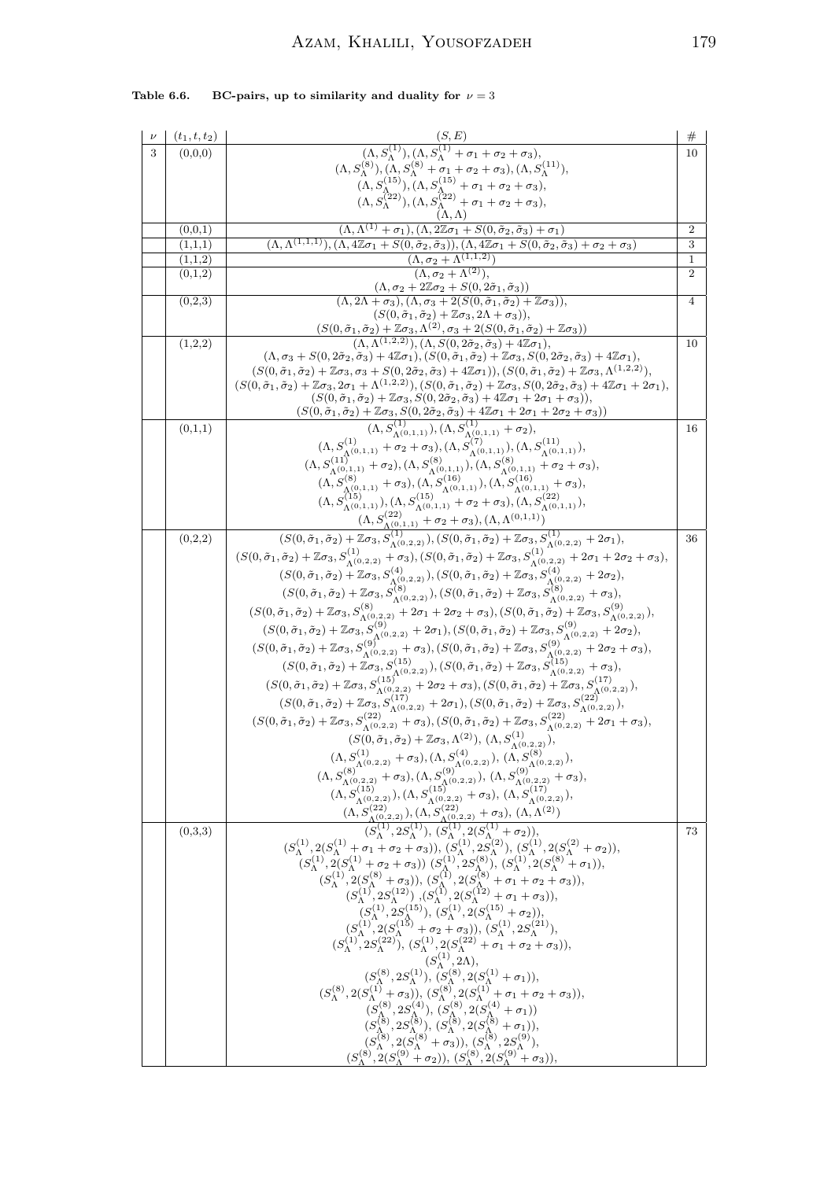**Table 6.6. BC-pairs, up to similarity and duality for $\nu = 3$**

| $\nu$ | $(t_1,t,t_2)$ | $(S,E)$ | # |
|---|---|---|---|
| 3 | (0,0,0) | $(\Lambda, S^{(1)}_\Lambda), (\Lambda, S^{(1)}_\Lambda + \sigma_1+\sigma_2+\sigma_3)$, $(\Lambda, S^{(8)}_\Lambda), (\Lambda, S^{(8)}_\Lambda + \sigma_1+\sigma_2+\sigma_3), (\Lambda, S^{(11)}_\Lambda)$, $(\Lambda, S^{(15)}_\Lambda), (\Lambda, S^{(15)}_\Lambda + \sigma_1+\sigma_2+\sigma_3)$, $(\Lambda, S^{(22)}_\Lambda), (\Lambda, S^{(22)}_\Lambda + \sigma_1+\sigma_2+\sigma_3)$, $(\Lambda,\Lambda)$ | 10 |
| | (0,0,1) | $(\Lambda, \Lambda^{(1)}+\sigma_1), (\Lambda, 2\mathbb{Z}\sigma_1 + S(0,\tilde\sigma_2,\tilde\sigma_3)+\sigma_1)$ | 2 |
| | (1,1,1) | $(\Lambda, \Lambda^{(1,1,1)}), (\Lambda, 4\mathbb{Z}\sigma_1 + S(0,\tilde\sigma_2,\tilde\sigma_3)), (\Lambda, 4\mathbb{Z}\sigma_1 + S(0,\tilde\sigma_2,\tilde\sigma_3)+\sigma_2+\sigma_3)$ | 3 |
| | (1,1,2) | $(\Lambda, \sigma_2 + \Lambda^{(1,1,2)})$ | 1 |
| | (0,1,2) | $(\Lambda, \sigma_2+\Lambda^{(2)})$, $(\Lambda, \sigma_2 + 2\mathbb{Z}\sigma_2 + S(0,2\tilde\sigma_1,\tilde\sigma_3))$ | 2 |
| | (0,2,3) | $(\Lambda, 2\Lambda+\sigma_3), (\Lambda, \sigma_3 + 2(S(0,\tilde\sigma_1,\tilde\sigma_2)+\mathbb{Z}\sigma_3))$, $(S(0,\tilde\sigma_1,\tilde\sigma_2)+\mathbb{Z}\sigma_3, 2\Lambda+\sigma_3))$, $(S(0,\tilde\sigma_1,\tilde\sigma_2)+\mathbb{Z}\sigma_3, \Lambda^{(2)}, \sigma_3 + 2(S(0,\tilde\sigma_1,\tilde\sigma_2)+\mathbb{Z}\sigma_3))$ | 4 |
| | (1,2,2) | $(\Lambda, \Lambda^{(1,2,2)}), (\Lambda, S(0,2\tilde\sigma_2,\tilde\sigma_3)+4\mathbb{Z}\sigma_1)$, $(\Lambda, \sigma_3 + S(0,2\tilde\sigma_2,\tilde\sigma_3)+4\mathbb{Z}\sigma_1), (S(0,\tilde\sigma_1,\tilde\sigma_2)+\mathbb{Z}\sigma_3, S(0,2\tilde\sigma_2,\tilde\sigma_3)+4\mathbb{Z}\sigma_1)$, $(S(0,\tilde\sigma_1,\tilde\sigma_2)+\mathbb{Z}\sigma_3, \sigma_3 + S(0,2\tilde\sigma_2,\tilde\sigma_3)+4\mathbb{Z}\sigma_1)), (S(0,\tilde\sigma_1,\tilde\sigma_2)+\mathbb{Z}\sigma_3, \Lambda^{(1,2,2)})$, $(S(0,\tilde\sigma_1,\tilde\sigma_2)+\mathbb{Z}\sigma_3, 2\sigma_1+\Lambda^{(1,2,2)}), (S(0,\tilde\sigma_1,\tilde\sigma_2)+\mathbb{Z}\sigma_3, S(0,2\tilde\sigma_2,\tilde\sigma_3)+4\mathbb{Z}\sigma_1+2\sigma_1)$, $(S(0,\tilde\sigma_1,\tilde\sigma_2)+\mathbb{Z}\sigma_3, S(0,2\tilde\sigma_2,\tilde\sigma_3)+4\mathbb{Z}\sigma_1+2\sigma_1+\sigma_3))$, $(S(0,\tilde\sigma_1,\tilde\sigma_2)+\mathbb{Z}\sigma_3, S(0,2\tilde\sigma_2,\tilde\sigma_3)+4\mathbb{Z}\sigma_1+2\sigma_1+2\sigma_2+\sigma_3))$ | 10 |
| | (0,1,1) | $(\Lambda, S^{(1)}_{\Lambda^{(0,1,1)}}), (\Lambda, S^{(1)}_{\Lambda^{(0,1,1)}}+\sigma_2)$, $(\Lambda, S^{(1)}_{\Lambda^{(0,1,1)}}+\sigma_2+\sigma_3), (\Lambda, S^{(7)}_{\Lambda^{(0,1,1)}}), (\Lambda, S^{(11)}_{\Lambda^{(0,1,1)}})$, $(\Lambda, S^{(11)}_{\Lambda^{(0,1,1)}}+\sigma_2), (\Lambda, S^{(8)}_{\Lambda^{(0,1,1)}}), (\Lambda, S^{(8)}_{\Lambda^{(0,1,1)}}+\sigma_2+\sigma_3)$, $(\Lambda, S^{(8)}_{\Lambda^{(0,1,1)}}+\sigma_3), (\Lambda, S^{(16)}_{\Lambda^{(0,1,1)}}), (\Lambda, S^{(16)}_{\Lambda^{(0,1,1)}}+\sigma_3)$, $(\Lambda, S^{(15)}_{\Lambda^{(0,1,1)}}), (\Lambda, S^{(15)}_{\Lambda^{(0,1,1)}}+\sigma_2+\sigma_3), (\Lambda, S^{(22)}_{\Lambda^{(0,1,1)}})$, $(\Lambda, S^{(22)}_{\Lambda^{(0,1,1)}}+\sigma_2+\sigma_3), (\Lambda, \Lambda^{(0,1,1)})$ | 16 |
| | (0,2,2) | $(S(0,\tilde\sigma_1,\tilde\sigma_2)+\mathbb{Z}\sigma_3, S^{(1)}_{\Lambda^{(0,2,2)}}), (S(0,\tilde\sigma_1,\tilde\sigma_2)+\mathbb{Z}\sigma_3, S^{(1)}_{\Lambda^{(0,2,2)}}+2\sigma_1)$, $(S(0,\tilde\sigma_1,\tilde\sigma_2)+\mathbb{Z}\sigma_3, S^{(1)}_{\Lambda^{(0,2,2)}}+\sigma_3), (S(0,\tilde\sigma_1,\tilde\sigma_2)+\mathbb{Z}\sigma_3, S^{(1)}_{\Lambda^{(0,2,2)}}+2\sigma_1+2\sigma_2+\sigma_3)$, $(S(0,\tilde\sigma_1,\tilde\sigma_2)+\mathbb{Z}\sigma_3, S^{(4)}_{\Lambda^{(0,2,2)}}), (S(0,\tilde\sigma_1,\tilde\sigma_2)+\mathbb{Z}\sigma_3, S^{(4)}_{\Lambda^{(0,2,2)}}+2\sigma_2)$, $(S(0,\tilde\sigma_1,\tilde\sigma_2)+\mathbb{Z}\sigma_3, S^{(8)}_{\Lambda^{(0,2,2)}}), (S(0,\tilde\sigma_1,\tilde\sigma_2)+\mathbb{Z}\sigma_3, S^{(8)}_{\Lambda^{(0,2,2)}}+\sigma_3)$, $(S(0,\tilde\sigma_1,\tilde\sigma_2)+\mathbb{Z}\sigma_3, S^{(8)}_{\Lambda^{(0,2,2)}}+2\sigma_1+2\sigma_2+\sigma_3), (S(0,\tilde\sigma_1,\tilde\sigma_2)+\mathbb{Z}\sigma_3, S^{(9)}_{\Lambda^{(0,2,2)}})$, $(S(0,\tilde\sigma_1,\tilde\sigma_2)+\mathbb{Z}\sigma_3, S^{(9)}_{\Lambda^{(0,2,2)}}+2\sigma_1), (S(0,\tilde\sigma_1,\tilde\sigma_2)+\mathbb{Z}\sigma_3, S^{(9)}_{\Lambda^{(0,2,2)}}+2\sigma_2)$, $(S(0,\tilde\sigma_1,\tilde\sigma_2)+\mathbb{Z}\sigma_3, S^{(9)}_{\Lambda^{(0,2,2)}}+\sigma_3), (S(0,\tilde\sigma_1,\tilde\sigma_2)+\mathbb{Z}\sigma_3, S^{(9)}_{\Lambda^{(0,2,2)}}+2\sigma_2+\sigma_3)$, $(S(0,\tilde\sigma_1,\tilde\sigma_2)+\mathbb{Z}\sigma_3, S^{(15)}_{\Lambda^{(0,2,2)}}), (S(0,\tilde\sigma_1,\tilde\sigma_2)+\mathbb{Z}\sigma_3, S^{(15)}_{\Lambda^{(0,2,2)}}+\sigma_3)$, $(S(0,\tilde\sigma_1,\tilde\sigma_2)+\mathbb{Z}\sigma_3, S^{(15)}_{\Lambda^{(0,2,2)}}+2\sigma_2+\sigma_3), (S(0,\tilde\sigma_1,\tilde\sigma_2)+\mathbb{Z}\sigma_3, S^{(17)}_{\Lambda^{(0,2,2)}})$, $(S(0,\tilde\sigma_1,\tilde\sigma_2)+\mathbb{Z}\sigma_3, S^{(17)}_{\Lambda^{(0,2,2)}}+2\sigma_1), (S(0,\tilde\sigma_1,\tilde\sigma_2)+\mathbb{Z}\sigma_3, S^{(22)}_{\Lambda^{(0,2,2)}})$, $(S(0,\tilde\sigma_1,\tilde\sigma_2)+\mathbb{Z}\sigma_3, S^{(22)}_{\Lambda^{(0,2,2)}}+\sigma_3), (S(0,\tilde\sigma_1,\tilde\sigma_2)+\mathbb{Z}\sigma_3, S^{(22)}_{\Lambda^{(0,2,2)}}+2\sigma_1+\sigma_3)$, $(S(0,\tilde\sigma_1,\tilde\sigma_2)+\mathbb{Z}\sigma_3, \Lambda^{(2)}), (\Lambda, S^{(1)}_{\Lambda^{(0,2,2)}})$, $(\Lambda, S^{(1)}_{\Lambda^{(0,2,2)}}+\sigma_3), (\Lambda, S^{(4)}_{\Lambda^{(0,2,2)}}), (\Lambda, S^{(8)}_{\Lambda^{(0,2,2)}})$, $(\Lambda, S^{(8)}_{\Lambda^{(0,2,2)}}+\sigma_3), (\Lambda, S^{(9)}_{\Lambda^{(0,2,2)}}), (\Lambda, S^{(9)}_{\Lambda^{(0,2,2)}}+\sigma_3)$, $(\Lambda, S^{(15)}_{\Lambda^{(0,2,2)}}), (\Lambda, S^{(15)}_{\Lambda^{(0,2,2)}}+\sigma_3), (\Lambda, S^{(17)}_{\Lambda^{(0,2,2)}})$, $(\Lambda, S^{(22)}_{\Lambda^{(0,2,2)}}), (\Lambda, S^{(22)}_{\Lambda^{(0,2,2)}}+\sigma_3), (\Lambda, \Lambda^{(2)})$ | 36 |
| | (0,3,3) | $(S^{(1)}_\Lambda, 2S^{(1)}_\Lambda), (S^{(1)}_\Lambda, 2(S^{(1)}_\Lambda+\sigma_2))$, $(S^{(1)}_\Lambda, 2(S^{(1)}_\Lambda+\sigma_1+\sigma_2+\sigma_3)), (S^{(1)}_\Lambda, 2S^{(2)}_\Lambda), (S^{(1)}_\Lambda, 2(S^{(2)}_\Lambda+\sigma_2))$, $(S^{(1)}_\Lambda, 2(S^{(1)}_\Lambda+\sigma_2+\sigma_3))$ $(S^{(1)}_\Lambda, 2S^{(8)}_\Lambda), (S^{(1)}_\Lambda, 2(S^{(8)}_\Lambda+\sigma_1))$, $(S^{(1)}_\Lambda, 2(S^{(8)}_\Lambda+\sigma_3)), (S^{(1)}_\Lambda, 2(S^{(8)}_\Lambda+\sigma_1+\sigma_2+\sigma_3))$, $(S^{(1)}_\Lambda, 2S^{(12)}_\Lambda)$ ,$(S^{(1)}_\Lambda, 2(S^{(12)}_\Lambda+\sigma_1+\sigma_3))$, $(S^{(1)}_\Lambda, 2S^{(15)}_\Lambda), (S^{(1)}_\Lambda, 2(S^{(15)}_\Lambda+\sigma_2))$, $(S^{(1)}_\Lambda, 2(S^{(15)}_\Lambda+\sigma_2+\sigma_3)), (S^{(1)}_\Lambda, 2S^{(21)}_\Lambda)$, $(S^{(1)}_\Lambda, 2S^{(22)}_\Lambda), (S^{(1)}_\Lambda, 2(S^{(22)}_\Lambda+\sigma_1+\sigma_2+\sigma_3))$, $(S^{(1)}_\Lambda, 2\Lambda)$, $(S^{(8)}_\Lambda, 2S^{(1)}_\Lambda), (S^{(8)}_\Lambda, 2(S^{(1)}_\Lambda+\sigma_1))$, $(S^{(8)}_\Lambda, 2(S^{(1)}_\Lambda+\sigma_3)), (S^{(8)}_\Lambda, 2(S^{(1)}_\Lambda+\sigma_1+\sigma_2+\sigma_3))$, $(S^{(8)}_\Lambda, 2S^{(4)}_\Lambda), (S^{(8)}_\Lambda, 2(S^{(4)}_\Lambda+\sigma_1))$ $(S^{(8)}_\Lambda, 2S^{(8)}_\Lambda), (S^{(8)}_\Lambda, 2(S^{(8)}_\Lambda+\sigma_1))$, $(S^{(8)}_\Lambda, 2(S^{(8)}_\Lambda+\sigma_3)), (S^{(8)}_\Lambda, 2S^{(9)}_\Lambda)$, $(S^{(8)}_\Lambda, 2(S^{(9)}_\Lambda+\sigma_2)), (S^{(8)}_\Lambda, 2(S^{(9)}_\Lambda+\sigma_3))$, | 73 |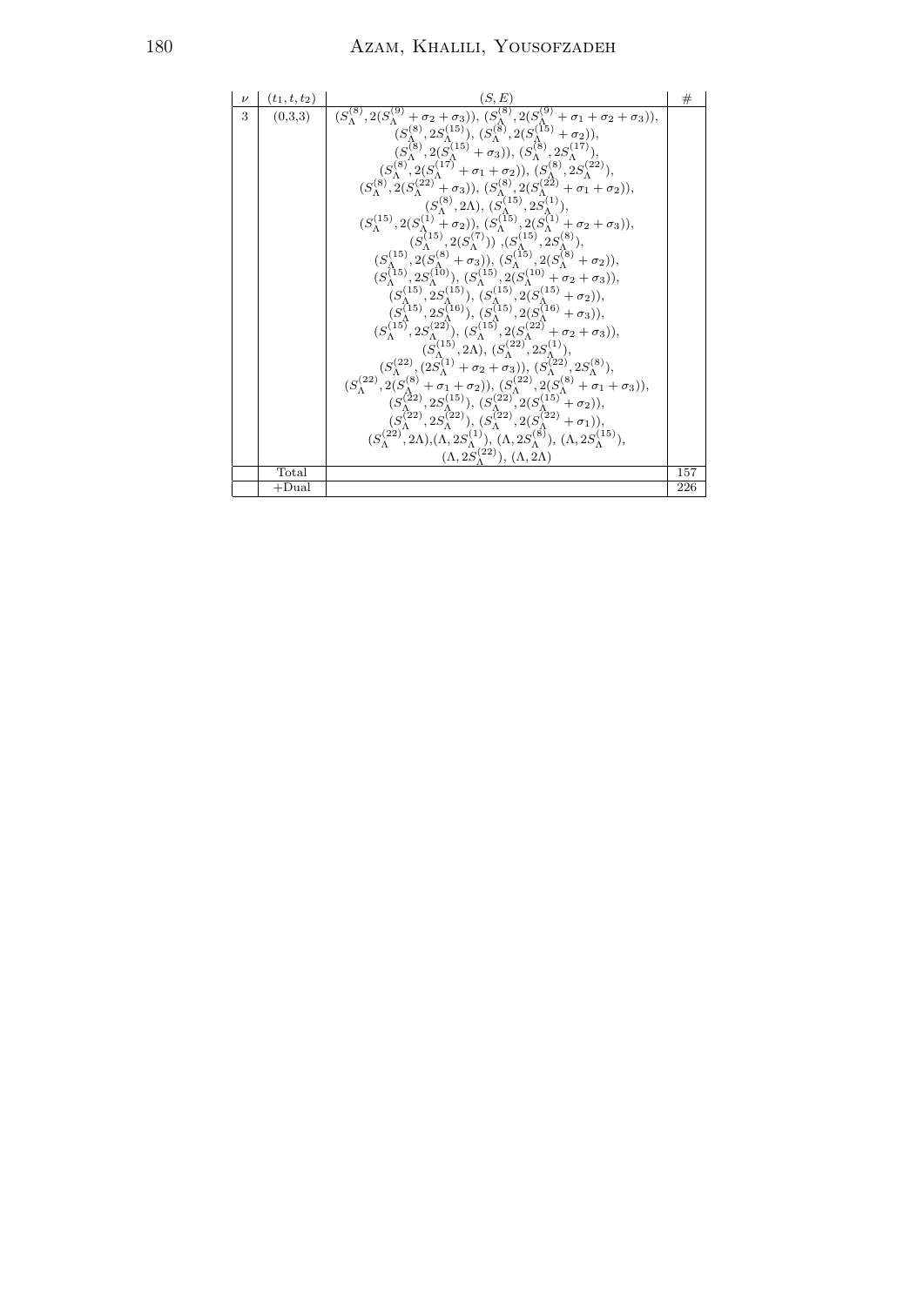| $\nu$ | $(t_1,t,t_2)$ | $(S,E)$ | # |
|---|---|---|---|
| 3 | (0,3,3) | $(S_\Lambda^{(8)}, 2(S_\Lambda^{(9)}+\sigma_2+\sigma_3))$, $(S_\Lambda^{(8)}, 2(S_\Lambda^{(9)}+\sigma_1+\sigma_2+\sigma_3))$, $(S_\Lambda^{(8)}, 2S_\Lambda^{(15)})$, $(S_\Lambda^{(8)}, 2(S_\Lambda^{(15)}+\sigma_2))$, $(S_\Lambda^{(8)}, 2(S_\Lambda^{(15)}+\sigma_3))$, $(S_\Lambda^{(8)}, 2S_\Lambda^{(17)})$, $(S_\Lambda^{(8)}, 2(S_\Lambda^{(17)}+\sigma_1+\sigma_2))$, $(S_\Lambda^{(8)}, 2S_\Lambda^{(22)})$, $(S_\Lambda^{(8)}, 2(S_\Lambda^{(22)}+\sigma_3))$, $(S_\Lambda^{(8)}, 2(S_\Lambda^{(22)}+\sigma_1+\sigma_2))$, $(S_\Lambda^{(8)}, 2\Lambda)$, $(S_\Lambda^{(15)}, 2S_\Lambda^{(1)})$, $(S_\Lambda^{(15)}, 2(S_\Lambda^{(1)}+\sigma_2))$, $(S_\Lambda^{(15)}, 2(S_\Lambda^{(1)}+\sigma_2+\sigma_3))$, $(S_\Lambda^{(15)}, 2(S_\Lambda^{(7)}))$ ,$(S_\Lambda^{(15)}, 2S_\Lambda^{(8)})$, $(S_\Lambda^{(15)}, 2(S_\Lambda^{(8)}+\sigma_3))$, $(S_\Lambda^{(15)}, 2(S_\Lambda^{(8)}+\sigma_2))$, $(S_\Lambda^{(15)}, 2S_\Lambda^{(10)})$, $(S_\Lambda^{(15)}, 2(S_\Lambda^{(10)}+\sigma_2+\sigma_3))$, $(S_\Lambda^{(15)}, 2S_\Lambda^{(15)})$, $(S_\Lambda^{(15)}, 2(S_\Lambda^{(15)}+\sigma_2))$, $(S_\Lambda^{(15)}, 2S_\Lambda^{(16)})$, $(S_\Lambda^{(15)}, 2(S_\Lambda^{(16)}+\sigma_3))$, $(S_\Lambda^{(15)}, 2S_\Lambda^{(22)})$, $(S_\Lambda^{(15)}, 2(S_\Lambda^{(22)}+\sigma_2+\sigma_3))$, $(S_\Lambda^{(15)}, 2\Lambda)$, $(S_\Lambda^{(22)}, 2S_\Lambda^{(1)})$, $(S_\Lambda^{(22)}, (2S_\Lambda^{(1)}+\sigma_2+\sigma_3))$, $(S_\Lambda^{(22)}, 2S_\Lambda^{(8)})$, $(S_\Lambda^{(22)}, 2(S_\Lambda^{(8)}+\sigma_1+\sigma_2))$, $(S_\Lambda^{(22)}, 2(S_\Lambda^{(8)}+\sigma_1+\sigma_3))$, $(S_\Lambda^{(22)}, 2S_\Lambda^{(15)})$, $(S_\Lambda^{(22)}, 2(S_\Lambda^{(15)}+\sigma_2))$, $(S_\Lambda^{(22)}, 2S_\Lambda^{(22)})$, $(S_\Lambda^{(22)}, 2(S_\Lambda^{(22)}+\sigma_1))$, $(S_\Lambda^{(22)}, 2\Lambda)$,$(\Lambda, 2S_\Lambda^{(1)})$, $(\Lambda, 2S_\Lambda^{(8)})$, $(\Lambda, 2S_\Lambda^{(15)})$, $(\Lambda, 2S_\Lambda^{(22)})$, $(\Lambda, 2\Lambda)$ | |
| | Total | | 157 |
| | +Dual | | 226 |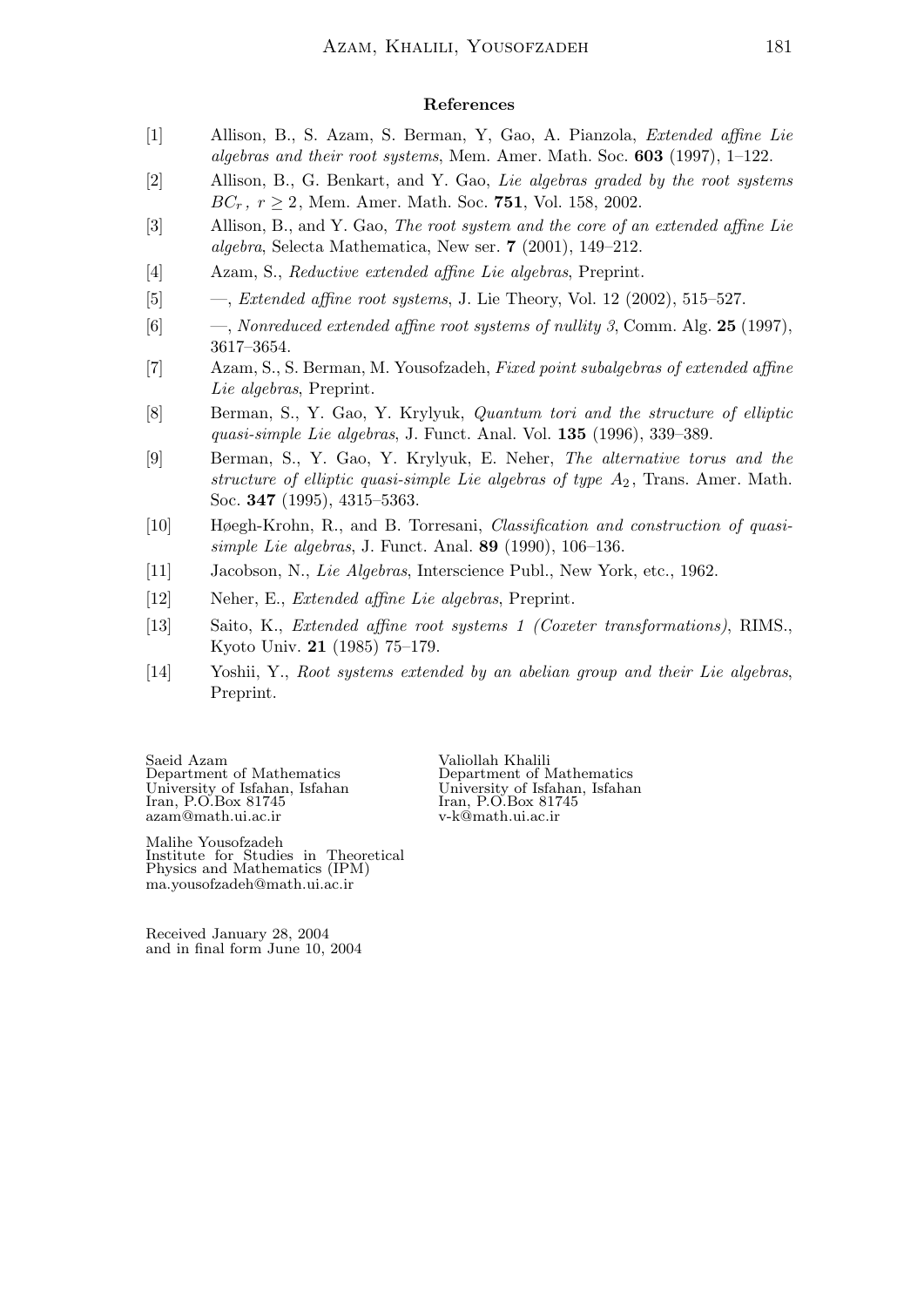## References

[1] Allison, B., S. Azam, S. Berman, Y, Gao, A. Pianzola, *Extended affine Lie algebras and their root systems*, Mem. Amer. Math. Soc. **603** (1997), 1–122.

[2] Allison, B., G. Benkart, and Y. Gao, *Lie algebras graded by the root systems $BC_r$, $r \geq 2$*, Mem. Amer. Math. Soc. **751**, Vol. 158, 2002.

[3] Allison, B., and Y. Gao, *The root system and the core of an extended affine Lie algebra*, Selecta Mathematica, New ser. **7** (2001), 149–212.

[4] Azam, S., *Reductive extended affine Lie algebras*, Preprint.

[5] —, *Extended affine root systems*, J. Lie Theory, Vol. 12 (2002), 515–527.

[6] —, *Nonreduced extended affine root systems of nullity 3*, Comm. Alg. **25** (1997), 3617–3654.

[7] Azam, S., S. Berman, M. Yousofzadeh, *Fixed point subalgebras of extended affine Lie algebras*, Preprint.

[8] Berman, S., Y. Gao, Y. Krylyuk, *Quantum tori and the structure of elliptic quasi-simple Lie algebras*, J. Funct. Anal. Vol. **135** (1996), 339–389.

[9] Berman, S., Y. Gao, Y. Krylyuk, E. Neher, *The alternative torus and the structure of elliptic quasi-simple Lie algebras of type $A_2$*, Trans. Amer. Math. Soc. **347** (1995), 4315–5363.

[10] Høegh-Krohn, R., and B. Torresani, *Classification and construction of quasi-simple Lie algebras*, J. Funct. Anal. **89** (1990), 106–136.

[11] Jacobson, N., *Lie Algebras*, Interscience Publ., New York, etc., 1962.

[12] Neher, E., *Extended affine Lie algebras*, Preprint.

[13] Saito, K., *Extended affine root systems 1 (Coxeter transformations)*, RIMS., Kyoto Univ. **21** (1985) 75–179.

[14] Yoshii, Y., *Root systems extended by an abelian group and their Lie algebras*, Preprint.

Saeid Azam
Department of Mathematics
University of Isfahan, Isfahan
Iran, P.O.Box 81745
azam@math.ui.ac.ir

Valiollah Khalili
Department of Mathematics
University of Isfahan, Isfahan
Iran, P.O.Box 81745
v-k@math.ui.ac.ir

Malihe Yousofzadeh
Institute for Studies in Theoretical Physics and Mathematics (IPM)
ma.yousofzadeh@math.ui.ac.ir

Received January 28, 2004
and in final form June 10, 2004